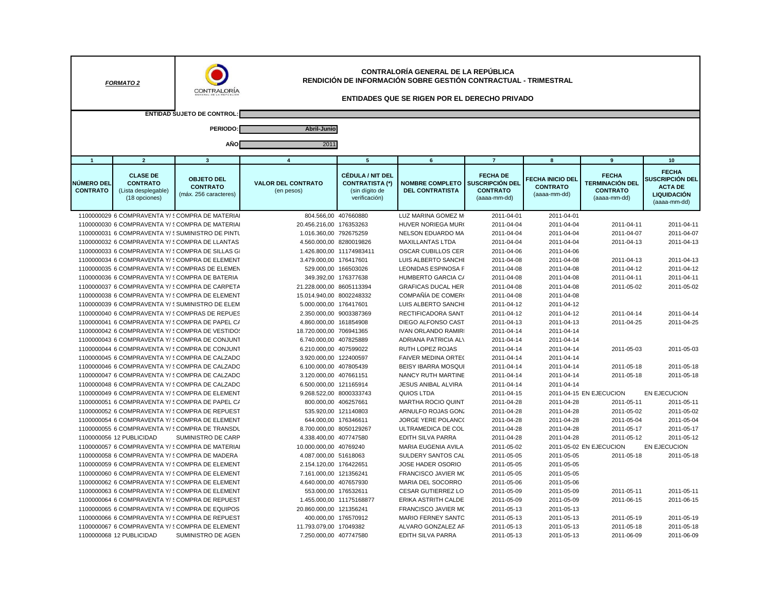*FORMATO 2*

CONTRALORÍA GENERAL DE LA REPÚBLICA

# CONTRALORÍA GENERAL DE LA REPÚBLICA
## RENDICIÓN DE INFORMACIÓN SOBRE GESTIÓN CONTRACTUAL - TRIMESTRAL

### ENTIDADES QUE SE RIGEN POR EL DERECHO PRIVADO

**ENTIDAD SUJETO DE CONTROL:**

**PERIODO:** Abril-Junio

**AÑO** 2011

| 1 | 2 | 3 | 4 | 5 | 6 | 7 | 8 | 9 | 10 |
|---|---|---|---|---|---|---|---|---|---|
| **NÚMERO DEL CONTRATO** | **CLASE DE CONTRATO** (Lista desplegable) (18 opciones) | **OBJETO DEL CONTRATO** (máx. 256 caracteres) | **VALOR DEL CONTRATO** (en pesos) | **CÉDULA / NIT DEL CONTRATISTA (*)** (sin dígito de verificación) | **NOMBRE COMPLETO DEL CONTRATISTA** | **FECHA DE SUSCRIPCIÓN DEL CONTRATO** (aaaa-mm-dd) | **FECHA INICIO DEL CONTRATO** (aaaa-mm-dd) | **FECHA TERMINACIÓN DEL CONTRATO** (aaaa-mm-dd) | **FECHA SUSCRIPCIÓN DEL ACTA DE LIQUIDACIÓN** (aaaa-mm-dd) |
| 1100000029 | 6 COMPRAVENTA Y/ S | COMPRA DE MATERIAL | 804.566,00 | 407660880 | LUZ MARINA GOMEZ M | 2011-04-01 | 2011-04-01 | | |
| 1100000030 | 6 COMPRAVENTA Y/ S | COMPRA DE MATERIAL | 20.456.216,00 | 176353263 | HUVER NORIEGA MUR | 2011-04-04 | 2011-04-04 | 2011-04-11 | 2011-04-11 |
| 1100000031 | 6 COMPRAVENTA Y/ S | SUMINISTRO DE PINTU | 1.016.360,00 | 792675259 | NELSON EDUARDO MA | 2011-04-04 | 2011-04-04 | 2011-04-07 | 2011-04-07 |
| 1100000032 | 6 COMPRAVENTA Y/ S | COMPRA DE LLANTAS | 4.560.000,00 | 8280019826 | MAXILLANTAS LTDA | 2011-04-04 | 2011-04-04 | 2011-04-13 | 2011-04-13 |
| 1100000033 | 6 COMPRAVENTA Y/ S | COMPRA DE SILLAS GI | 1.426.800,00 | 11174983411 | OSCAR CUBILLOS CER | 2011-04-06 | 2011-04-06 | | |
| 1100000034 | 6 COMPRAVENTA Y/ S | COMPRA DE ELEMENT | 3.479.000,00 | 176417601 | LUIS ALBERTO SANCHI | 2011-04-08 | 2011-04-08 | 2011-04-13 | 2011-04-13 |
| 1100000035 | 6 COMPRAVENTA Y/ S | COMPRAS DE ELEMEN | 529.000,00 | 166503026 | LEONIDAS ESPINOSA F | 2011-04-08 | 2011-04-08 | 2011-04-12 | 2011-04-12 |
| 1100000036 | 6 COMPRAVENTA Y/ S | COMPRA DE BATERIA | 349.392,00 | 176377638 | HUMBERTO GARCIA C/ | 2011-04-08 | 2011-04-08 | 2011-04-11 | 2011-04-11 |
| 1100000037 | 6 COMPRAVENTA Y/ S | COMPRA DE CARPETA | 21.228.000,00 | 8605113394 | GRAFICAS DUCAL HER | 2011-04-08 | 2011-04-08 | 2011-05-02 | 2011-05-02 |
| 1100000038 | 6 COMPRAVENTA Y/ S | COMPRA DE ELEMENT | 15.014.940,00 | 8002248332 | COMPAÑÍA DE COMER | 2011-04-08 | 2011-04-08 | | |
| 1100000039 | 6 COMPRAVENTA Y/ S | SUMINISTRO DE ELEM | 5.000.000,00 | 176417601 | LUIS ALBERTO SANCHI | 2011-04-12 | 2011-04-12 | | |
| 1100000040 | 6 COMPRAVENTA Y/ S | COMPRAS DE REPUES | 2.350.000,00 | 9003387369 | RECTIFICADORA SANT | 2011-04-12 | 2011-04-12 | 2011-04-14 | 2011-04-14 |
| 1100000041 | 6 COMPRAVENTA Y/ S | COMPRA DE PAPEL C/ | 4.860.000,00 | 161854908 | DIEGO ALFONSO CAST | 2011-04-13 | 2011-04-13 | 2011-04-25 | 2011-04-25 |
| 1100000042 | 6 COMPRAVENTA Y/ S | COMPRA DE VESTIDOS | 18.720.000,00 | 706941365 | IVAN ORLANDO RAMIR | 2011-04-14 | 2011-04-14 | | |
| 1100000043 | 6 COMPRAVENTA Y/ S | COMPRA DE CONJUNT | 6.740.000,00 | 407825889 | ADRIANA PATRICIA AL\ | 2011-04-14 | 2011-04-14 | | |
| 1100000044 | 6 COMPRAVENTA Y/ S | COMPRA DE CONJUNT | 6.210.000,00 | 407599022 | RUTH LOPEZ ROJAS | 2011-04-14 | 2011-04-14 | 2011-05-03 | 2011-05-03 |
| 1100000045 | 6 COMPRAVENTA Y/ S | COMPRA DE CALZADO | 3.920.000,00 | 122400597 | FAIVER MEDINA ORTE( | 2011-04-14 | 2011-04-14 | | |
| 1100000046 | 6 COMPRAVENTA Y/ S | COMPRA DE CALZADO | 6.100.000,00 | 407805439 | BEISY IBARRA MOSQUI | 2011-04-14 | 2011-04-14 | 2011-05-18 | 2011-05-18 |
| 1100000047 | 6 COMPRAVENTA Y/ S | COMPRA DE CALZADO | 3.120.000,00 | 407661151 | NANCY RUTH MARTINE | 2011-04-14 | 2011-04-14 | 2011-05-18 | 2011-05-18 |
| 1100000048 | 6 COMPRAVENTA Y/ S | COMPRA DE CALZADO | 6.500.000,00 | 121165914 | JESUS ANIBAL ALVIRA | 2011-04-14 | 2011-04-14 | | |
| 1100000049 | 6 COMPRAVENTA Y/ S | COMPRA DE ELEMENT | 9.268.522,00 | 8000333743 | QUIOS LTDA | 2011-04-15 | 2011-04-15 | EN EJECUCION | EN EJECUCION |
| 1100000051 | 6 COMPRAVENTA Y/ S | COMPRA DE PAPEL C/ | 800.000,00 | 406257661 | MARTHA ROCIO QUINT | 2011-04-28 | 2011-04-28 | 2011-05-11 | 2011-05-11 |
| 1100000052 | 6 COMPRAVENTA Y/ S | COMPRA DE REPUEST | 535.920,00 | 121140803 | ARNULFO ROJAS GON. | 2011-04-28 | 2011-04-28 | 2011-05-02 | 2011-05-02 |
| 1100000054 | 6 COMPRAVENTA Y/ S | COMPRA DE ELEMENT | 644.000,00 | 176346611 | JORGE YERE POLANC( | 2011-04-28 | 2011-04-28 | 2011-05-04 | 2011-05-04 |
| 1100000055 | 6 COMPRAVENTA Y/ S | COMPRA DE TRANSDU | 8.700.000,00 | 8050129267 | ULTRAMEDICA DE COL | 2011-04-28 | 2011-04-28 | 2011-05-17 | 2011-05-17 |
| 1100000056 | 12 PUBLICIDAD | SUMINISTRO DE CARP | 4.338.400,00 | 407747580 | EDITH SILVA PARRA | 2011-04-28 | 2011-04-28 | 2011-05-12 | 2011-05-12 |
| 1100000057 | 6 COMPRAVENTA Y/ S | COMPRA DE MATERIAL | 10.000.000,00 | 40769240 | MARIA EUGENIA AVILA | 2011-05-02 | 2011-05-02 | EN EJECUCION | EN EJECUCION |
| 1100000058 | 6 COMPRAVENTA Y/ S | COMPRA DE MADERA | 4.087.000,00 | 51618063 | SULDERY SANTOS CAL | 2011-05-05 | 2011-05-05 | 2011-05-18 | 2011-05-18 |
| 1100000059 | 6 COMPRAVENTA Y/ S | COMPRA DE ELEMENT | 2.154.120,00 | 176422651 | JOSE HADER OSORIO | 2011-05-05 | 2011-05-05 | | |
| 1100000060 | 6 COMPRAVENTA Y/ S | COMPRA DE ELEMENT | 7.161.000,00 | 121356241 | FRANCISCO JAVIER MC | 2011-05-05 | 2011-05-05 | | |
| 1100000062 | 6 COMPRAVENTA Y/ S | COMPRA DE ELEMENT | 4.640.000,00 | 407657930 | MARIA DEL SOCORRO | 2011-05-06 | 2011-05-06 | | |
| 1100000063 | 6 COMPRAVENTA Y/ S | COMPRA DE ELEMENT | 553.000,00 | 176532611 | CESAR GUTIERREZ LO | 2011-05-09 | 2011-05-09 | 2011-05-11 | 2011-05-11 |
| 1100000064 | 6 COMPRAVENTA Y/ S | COMPRA DE REPUEST | 1.455.000,00 | 11175168877 | ERIKA ASTRITH CALDE | 2011-05-09 | 2011-05-09 | 2011-06-15 | 2011-06-15 |
| 1100000065 | 6 COMPRAVENTA Y/ S | COMPRA DE EQUIPOS | 20.860.000,00 | 121356241 | FRANCISCO JAVIER MC | 2011-05-13 | 2011-05-13 | | |
| 1100000066 | 6 COMPRAVENTA Y/ S | COMPRA DE REPUEST | 400.000,00 | 176570912 | MARIO FERNEY SANTC | 2011-05-13 | 2011-05-13 | 2011-05-19 | 2011-05-19 |
| 1100000067 | 6 COMPRAVENTA Y/ S | COMPRA DE ELEMENT | 11.793.079,00 | 17049382 | ALVARO GONZALEZ AF | 2011-05-13 | 2011-05-13 | 2011-05-18 | 2011-05-18 |
| 1100000068 | 12 PUBLICIDAD | SUMINISTRO DE AGEN | 7.250.000,00 | 407747580 | EDITH SILVA PARRA | 2011-05-13 | 2011-05-13 | 2011-06-09 | 2011-06-09 |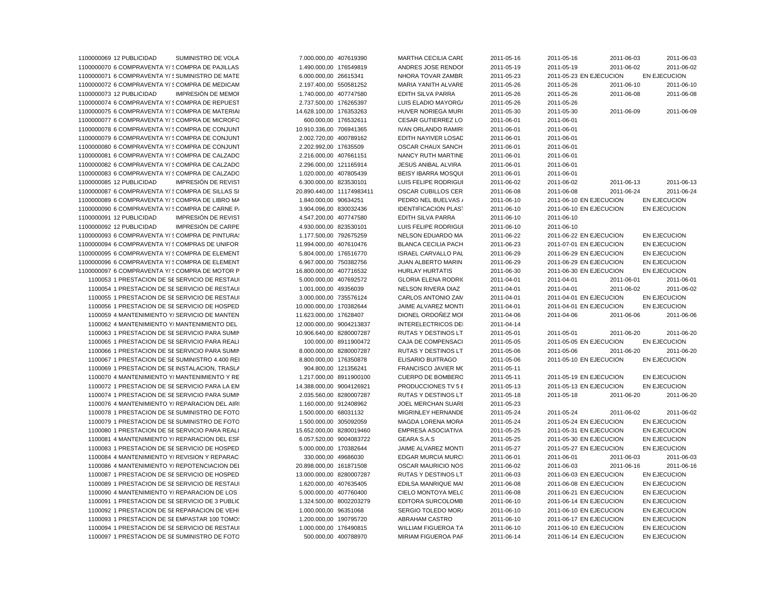| | | | | | | | | | | |
|---|---|---|---|---|---|---|---|---|---|---|
| 1100000069 | 12 PUBLICIDAD | SUMINISTRO DE VOLA | 7.000.000,00 | 407619390 | MARTHA CECILIA CARD | 2011-05-16 | 2011-05-16 | 2011-06-03 | 2011-06-03 |
| 1100000070 | 6 COMPRAVENTA Y/ S | COMPRA DE PAJILLAS | 1.490.000,00 | 176549819 | ANDRES JOSE RENDON | 2011-05-19 | 2011-05-19 | 2011-06-02 | 2011-06-02 |
| 1100000071 | 6 COMPRAVENTA Y/ S | SUMINISTRO DE MATE | 6.000.000,00 | 26615341 | NHORA TOVAR ZAMBR | 2011-05-23 | 2011-05-23 | EN EJECUCION | EN EJECUCION |
| 1100000072 | 6 COMPRAVENTA Y/ S | COMPRA DE MEDICAM | 2.197.400,00 | 550581252 | MARIA YANITH ALVARE | 2011-05-26 | 2011-05-26 | 2011-06-10 | 2011-06-10 |
| 1100000073 | 12 PUBLICIDAD | IMPRESIÓN DE MEMOF | 1.740.000,00 | 407747580 | EDITH SILVA PARRA | 2011-05-26 | 2011-05-26 | 2011-06-08 | 2011-06-08 |
| 1100000074 | 6 COMPRAVENTA Y/ S | COMPRA DE REPUEST | 2.737.500,00 | 176265397 | LUIS ELADIO MAYORGA | 2011-05-26 | 2011-05-26 | | |
| 1100000075 | 6 COMPRAVENTA Y/ S | COMPRA DE MATERIAL | 14.628.100,00 | 176353263 | HUVER NORIEGA MUR | 2011-05-30 | 2011-05-30 | 2011-06-09 | 2011-06-09 |
| 1100000077 | 6 COMPRAVENTA Y/ S | COMPRA DE MICROFO | 600.000,00 | 176532611 | CESAR GUTIERREZ LO | 2011-06-01 | 2011-06-01 | | |
| 1100000078 | 6 COMPRAVENTA Y/ S | COMPRA DE CONJUNT | 10.910.336,00 | 706941365 | IVAN ORLANDO RAMIR | 2011-06-01 | 2011-06-01 | | |
| 1100000079 | 6 COMPRAVENTA Y/ S | COMPRA DE CONJUNT | 2.002.720,00 | 400789162 | EDITH NAYIVER LOSAD | 2011-06-01 | 2011-06-01 | | |
| 1100000080 | 6 COMPRAVENTA Y/ S | COMPRA DE CONJUNT | 2.202.992,00 | 17635509 | OSCAR CHAUX SANCH | 2011-06-01 | 2011-06-01 | | |
| 1100000081 | 6 COMPRAVENTA Y/ S | COMPRA DE CALZADO | 2.216.000,00 | 407661151 | NANCY RUTH MARTINE | 2011-06-01 | 2011-06-01 | | |
| 1100000082 | 6 COMPRAVENTA Y/ S | COMPRA DE CALZADO | 2.296.000,00 | 121165914 | JESUS ANIBAL ALVIRA | 2011-06-01 | 2011-06-01 | | |
| 1100000083 | 6 COMPRAVENTA Y/ S | COMPRA DE CALZADO | 1.020.000,00 | 407805439 | BEISY IBARRA MOSQUI | 2011-06-01 | 2011-06-01 | | |
| 1100000085 | 12 PUBLICIDAD | IMPRESIÓN DE REVIST | 6.300.000,00 | 823530101 | LUIS FELIPE RODRIGUI | 2011-06-02 | 2011-06-02 | 2011-06-13 | 2011-06-13 |
| 1100000087 | 6 COMPRAVENTA Y/ S | COMPRA DE SILLAS SI | 20.890.440,00 | 11174983411 | OSCAR CUBILLOS CER | 2011-06-08 | 2011-06-08 | 2011-06-24 | 2011-06-24 |
| 1100000089 | 6 COMPRAVENTA Y/ S | COMPRA DE LIBRO MA | 1.840.000,00 | 90634251 | PEDRO NEL BUELVAS / | 2011-06-10 | 2011-06-10 | EN EJECUCION | EN EJECUCION |
| 1100000090 | 6 COMPRAVENTA Y/ S | COMPRA DE CARNE P/ | 3.904.096,00 | 830032436 | IDENTIFICACION PLAST | 2011-06-10 | 2011-06-10 | EN EJECUCION | EN EJECUCION |
| 1100000091 | 12 PUBLICIDAD | IMPRESIÓN DE REVIST | 4.547.200,00 | 407747580 | EDITH SILVA PARRA | 2011-06-10 | 2011-06-10 | | |
| 1100000092 | 12 PUBLICIDAD | IMPRESIÓN DE CARPE | 4.930.000,00 | 823530101 | LUIS FELIPE RODRIGUI | 2011-06-10 | 2011-06-10 | | |
| 1100000093 | 6 COMPRAVENTA Y/ S | COMPRA DE PINTURAS | 1.177.500,00 | 792675259 | NELSON EDUARDO MA | 2011-06-22 | 2011-06-22 | EN EJECUCION | EN EJECUCION |
| 1100000094 | 6 COMPRAVENTA Y/ S | COMPRAS DE UNIFOR | 11.994.000,00 | 407610476 | BLANCA CECILIA PACH | 2011-06-23 | 2011-07-01 | EN EJECUCION | EN EJECUCION |
| 1100000095 | 6 COMPRAVENTA Y/ S | COMPRA DE ELEMENT | 5.804.000,00 | 176516770 | ISRAEL CARVALLO PAL | 2011-06-29 | 2011-06-29 | EN EJECUCION | EN EJECUCION |
| 1100000096 | 6 COMPRAVENTA Y/ S | COMPRA DE ELEMENT | 6.967.000,00 | 750382756 | JUAN ALBERTO MARIN | 2011-06-29 | 2011-06-29 | EN EJECUCION | EN EJECUCION |
| 1100000097 | 6 COMPRAVENTA Y/ S | COMPRA DE MOTOR P | 16.800.000,00 | 407716532 | HURLAY HURTATIS | 2011-06-30 | 2011-06-30 | EN EJECUCION | EN EJECUCION |
| 1100053 | 1 PRESTACION DE SE | SERVICIO DE RESTAUI | 5.000.000,00 | 407692572 | GLORIA ELENA RODRI | 2011-04-01 | 2011-04-01 | 2011-06-01 | 2011-06-01 |
| 1100054 | 1 PRESTACION DE SE | SERVICIO DE RESTAUI | 1.001.000,00 | 49356039 | NELSON RIVERA DIAZ | 2011-04-01 | 2011-04-01 | 2011-06-02 | 2011-06-02 |
| 1100055 | 1 PRESTACION DE SE | SERVICIO DE RESTAUI | 3.000.000,00 | 735576124 | CARLOS ANTONIO ZAM | 2011-04-01 | 2011-04-01 | EN EJECUCION | EN EJECUCION |
| 1100056 | 1 PRESTACION DE SE | SERVICIO DE HOSPED | 10.000.000,00 | 170382644 | JAIME ALVAREZ MONTI | 2011-04-01 | 2011-04-01 | EN EJECUCION | EN EJECUCION |
| 1100059 | 4 MANTENIMIENTO Y/ | SERVICIO DE MANTEN | 11.623.000,00 | 17628407 | DIONEL ORDOÑEZ MOF | 2011-04-06 | 2011-04-06 | 2011-06-06 | 2011-06-06 |
| 1100062 | 4 MANTENIMIENTO Y/ | MANTENIMIENTO DEL | 12.000.000,00 | 9004213837 | INTERELECTRICOS DE | 2011-04-14 | | | |
| 1100063 | 1 PRESTACION DE SE | SERVICIO PARA SUMIN | 10.906.640,00 | 8280007287 | RUTAS Y DESTINOS LT | 2011-05-01 | 2011-05-01 | 2011-06-20 | 2011-06-20 |
| 1100065 | 1 PRESTACION DE SE | SERVICIO PARA REALI | 100.000,00 | 8911900472 | CAJA DE COMPENSACI | 2011-05-05 | 2011-05-05 | EN EJECUCION | EN EJECUCION |
| 1100066 | 1 PRESTACION DE SE | SERVICIO PARA SUMIN | 8.000.000,00 | 8280007287 | RUTAS Y DESTINOS LT | 2011-05-06 | 2011-05-06 | 2011-06-20 | 2011-06-20 |
| 1100067 | 1 PRESTACION DE SE | SUMINISTRO 4.400 RE | 8.800.000,00 | 176350878 | ELISARIO BUITRAGO | 2011-05-06 | 2011-05-10 | EN EJECUCION | EN EJECUCION |
| 1100069 | 1 PRESTACION DE SE | INSTALACION, TRASLA | 904.800,00 | 121356241 | FRANCISCO JAVIER MC | 2011-05-11 | | | |
| 1100070 | 4 MANTENIMIENTO Y/ | MANTENIMIENTO Y RE | 1.217.000,00 | 8911900100 | CUERPO DE BOMBERO | 2011-05-11 | 2011-05-19 | EN EJECUCION | EN EJECUCION |
| 1100072 | 1 PRESTACION DE SE | SERVICIO PARA LA EM | 14.388.000,00 | 9004126921 | PRODUCCIONES TV 5 E | 2011-05-13 | 2011-05-13 | EN EJECUCION | EN EJECUCION |
| 1100074 | 1 PRESTACION DE SE | SERVICIO PARA SUMIN | 2.035.560,00 | 8280007287 | RUTAS Y DESTINOS LT | 2011-05-18 | 2011-05-18 | 2011-06-20 | 2011-06-20 |
| 1100076 | 4 MANTENIMIENTO Y/ | REPARACION DEL AIRI | 1.160.000,00 | 912408962 | JOEL MERCHAN SUARI | 2011-05-23 | | | |
| 1100078 | 1 PRESTACION DE SE | SUMINISTRO DE FOTO | 1.500.000,00 | 68031132 | MIGRINLEY HERNANDE | 2011-05-24 | 2011-05-24 | 2011-06-02 | 2011-06-02 |
| 1100079 | 1 PRESTACION DE SE | SUMINISTRO DE FOTO | 1.500.000,00 | 305092059 | MAGDA LORENA MORA | 2011-05-24 | 2011-05-24 | EN EJECUCION | EN EJECUCION |
| 1100080 | 1 PRESTACION DE SE | SERVICIO PARA REALI | 15.652.000,00 | 8280019460 | EMPRESA ASOCIATIVA | 2011-05-25 | 2011-05-31 | EN EJECUCION | EN EJECUCION |
| 1100081 | 4 MANTENIMIENTO Y/ | REPARACION DEL ESF | 6.057.520,00 | 9004083722 | GEARA S.A.S | 2011-05-25 | 2011-05-30 | EN EJECUCION | EN EJECUCION |
| 1100083 | 1 PRESTACION DE SE | SERVICIO DE HOSPED | 5.000.000,00 | 170382644 | JAIME ALVAREZ MONTI | 2011-05-27 | 2011-05-27 | EN EJECUCION | EN EJECUCION |
| 1100084 | 4 MANTENIMIENTO Y/ | REVISION Y REPARAC | 330.000,00 | 49686030 | EDGAR MURCIA MURCI | 2011-06-01 | 2011-06-01 | 2011-06-03 | 2011-06-03 |
| 1100086 | 4 MANTENIMIENTO Y/ | REPOTENCIACION DEL | 20.898.000,00 | 161871508 | OSCAR MAURICIO NOS | 2011-06-02 | 2011-06-03 | 2011-06-16 | 2011-06-16 |
| 1100087 | 1 PRESTACION DE SE | SERVICIO DE HOSPED | 13.000.000,00 | 8280007287 | RUTAS Y DESTINOS LT | 2011-06-03 | 2011-06-03 | EN EJECUCION | EN EJECUCION |
| 1100089 | 1 PRESTACION DE SE | SERVICIO DE RESTAUI | 1.620.000,00 | 407635405 | EDILSA MANRIQUE MAI | 2011-06-08 | 2011-06-08 | EN EJECUCION | EN EJECUCION |
| 1100090 | 4 MANTENIMIENTO Y/ | REPARACION DE LOS | 5.000.000,00 | 407760400 | CIELO MONTOYA MELG | 2011-06-08 | 2011-06-21 | EN EJECUCION | EN EJECUCION |
| 1100091 | 1 PRESTACION DE SE | SERVICIO DE 3 PUBLIC | 1.324.500,00 | 8002203279 | EDITORA SURCOLOMB | 2011-06-10 | 2011-06-14 | EN EJECUCION | EN EJECUCION |
| 1100092 | 1 PRESTACION DE SE | REPARACION DE VEHI | 1.000.000,00 | 96351068 | SERGIO TOLEDO MOR/ | 2011-06-10 | 2011-06-10 | EN EJECUCION | EN EJECUCION |
| 1100093 | 1 PRESTACION DE SE | EMPASTAR 100 TOMOS | 1.200.000,00 | 190795720 | ABRAHAM CASTRO | 2011-06-10 | 2011-06-17 | EN EJECUCION | EN EJECUCION |
| 1100094 | 1 PRESTACION DE SE | SERVICIO DE RESTAUI | 1.000.000,00 | 176490815 | WILLIAM FIGUEROA TA | 2011-06-10 | 2011-06-10 | EN EJECUCION | EN EJECUCION |
| 1100097 | 1 PRESTACION DE SE | SUMINISTRO DE FOTO | 500.000,00 | 400788970 | MIRIAM FIGUEROA PAF | 2011-06-14 | 2011-06-14 | EN EJECUCION | EN EJECUCION |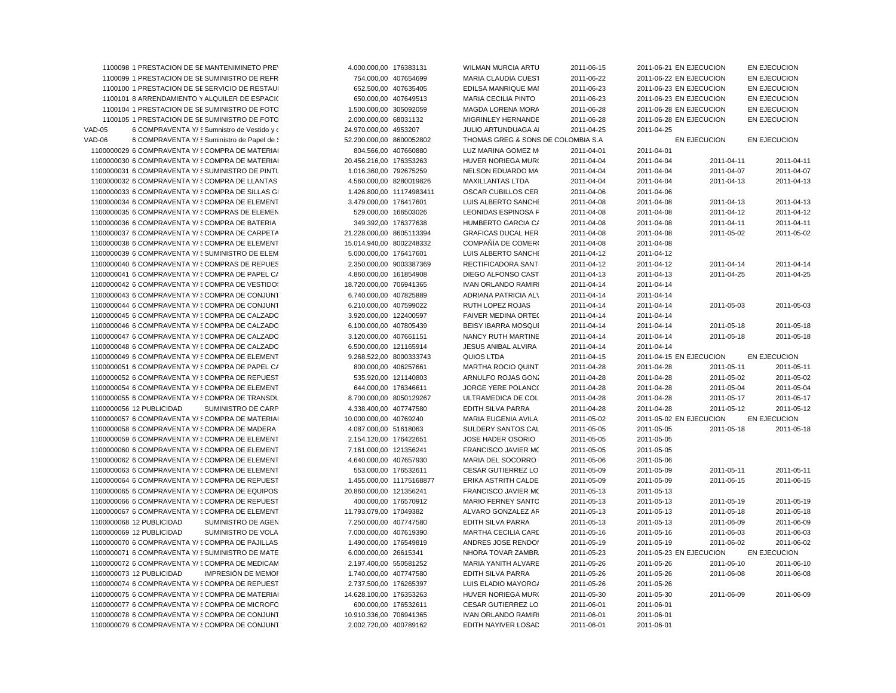| | | | | | | | | | | |
|---|---|---|---|---|---|---|---|---|---|---|
| 1100098 | 1 PRESTACION DE SE | MANTENIMINETO PRE\ | 4.000.000,00 | 176383131 | WILMAN MURCIA ARTU | 2011-06-15 | 2011-06-21 | EN EJECUCION | | EN EJECUCION |
| 1100099 | 1 PRESTACION DE SE | SUMINISTRO DE REFR | 754.000,00 | 407654699 | MARIA CLAUDIA CUEST | 2011-06-22 | 2011-06-22 | EN EJECUCION | | EN EJECUCION |
| 1100100 | 1 PRESTACION DE SE | SERVICIO DE RESTAUI | 652.500,00 | 407635405 | EDILSA MANRIQUE MAI | 2011-06-23 | 2011-06-23 | EN EJECUCION | | EN EJECUCION |
| 1100101 | 8 ARRENDAMIENTO Y | ALQUILER DE ESPACI( | 650.000,00 | 407649513 | MARIA CECILIA PINTO | 2011-06-23 | 2011-06-23 | EN EJECUCION | | EN EJECUCION |
| 1100104 | 1 PRESTACION DE SE | SUMINISTRO DE FOTO | 1.500.000,00 | 305092059 | MAGDA LORENA MORA | 2011-06-28 | 2011-06-28 | EN EJECUCION | | EN EJECUCION |
| 1100105 | 1 PRESTACION DE SE | SUMINISTRO DE FOTO | 2.000.000,00 | 68031132 | MIGRINLEY HERNANDE | 2011-06-28 | 2011-06-28 | EN EJECUCION | | EN EJECUCION |
| VAD-05 | 6 COMPRAVENTA Y/ S | Sumnistro de Vestido y c | 24.970.000,00 | 4953207 | JULIO ARTUNDUAGA A | 2011-04-25 | 2011-04-25 | | | |
| VAD-06 | 6 COMPRAVENTA Y/ S | Suministro de Papel de S | 52.200.000,00 | 8600052802 | THOMAS GREG & SONS DE COLOMBIA S.A | | | EN EJECUCION | | EN EJECUCION |
| 1100000029 | 6 COMPRAVENTA Y/ S | COMPRA DE MATERIAI | 804.566,00 | 407660880 | LUZ MARINA GOMEZ M | 2011-04-01 | 2011-04-01 | | | |
| 1100000030 | 6 COMPRAVENTA Y/ S | COMPRA DE MATERIAI | 20.456.216,00 | 176353263 | HUVER NORIEGA MUR( | 2011-04-04 | 2011-04-04 | | 2011-04-11 | 2011-04-11 |
| 1100000031 | 6 COMPRAVENTA Y/ S | SUMINISTRO DE PINTU | 1.016.360,00 | 792675259 | NELSON EDUARDO MA | 2011-04-04 | 2011-04-04 | | 2011-04-07 | 2011-04-07 |
| 1100000032 | 6 COMPRAVENTA Y/ S | COMPRA DE LLANTAS | 4.560.000,00 | 8280019826 | MAXILLANTAS LTDA | 2011-04-04 | 2011-04-04 | | 2011-04-13 | 2011-04-13 |
| 1100000033 | 6 COMPRAVENTA Y/ S | COMPRA DE SILLAS G | 1.426.800,00 | 11174983411 | OSCAR CUBILLOS CER | 2011-04-06 | 2011-04-06 | | | |
| 1100000034 | 6 COMPRAVENTA Y/ S | COMPRA DE ELEMENT | 3.479.000,00 | 176417601 | LUIS ALBERTO SANCHI | 2011-04-08 | 2011-04-08 | | 2011-04-13 | 2011-04-13 |
| 1100000035 | 6 COMPRAVENTA Y/ S | COMPRAS DE ELEMEN | 529.000,00 | 166503026 | LEONIDAS ESPINOSA F | 2011-04-08 | 2011-04-08 | | 2011-04-12 | 2011-04-12 |
| 1100000036 | 6 COMPRAVENTA Y/ S | COMPRA DE BATERIA | 349.392,00 | 176377638 | HUMBERTO GARCIA C/ | 2011-04-08 | 2011-04-08 | | 2011-04-11 | 2011-04-11 |
| 1100000037 | 6 COMPRAVENTA Y/ S | COMPRA DE CARPETA | 21.228.000,00 | 8605113394 | GRAFICAS DUCAL HER | 2011-04-08 | 2011-04-08 | | 2011-05-02 | 2011-05-02 |
| 1100000038 | 6 COMPRAVENTA Y/ S | COMPRA DE ELEMENT | 15.014.940,00 | 8002248332 | COMPAÑÍA DE COMER( | 2011-04-08 | 2011-04-08 | | | |
| 1100000039 | 6 COMPRAVENTA Y/ S | SUMINISTRO DE ELEM | 5.000.000,00 | 176417601 | LUIS ALBERTO SANCHI | 2011-04-12 | 2011-04-12 | | | |
| 1100000040 | 6 COMPRAVENTA Y/ S | COMPRAS DE REPUES | 2.350.000,00 | 9003387369 | RECTIFICADORA SANT | 2011-04-12 | 2011-04-12 | | 2011-04-14 | 2011-04-14 |
| 1100000041 | 6 COMPRAVENTA Y/ S | COMPRA DE PAPEL C/ | 4.860.000,00 | 161854908 | DIEGO ALFONSO CAST | 2011-04-13 | 2011-04-13 | | 2011-04-25 | 2011-04-25 |
| 1100000042 | 6 COMPRAVENTA Y/ S | COMPRA DE VESTIDO! | 18.720.000,00 | 706941365 | IVAN ORLANDO RAMIRI | 2011-04-14 | 2011-04-14 | | | |
| 1100000043 | 6 COMPRAVENTA Y/ S | COMPRA DE CONJUNT | 6.740.000,00 | 407825889 | ADRIANA PATRICIA AL\ | 2011-04-14 | 2011-04-14 | | | |
| 1100000044 | 6 COMPRAVENTA Y/ S | COMPRA DE CONJUNT | 6.210.000,00 | 407599022 | RUTH LOPEZ ROJAS | 2011-04-14 | 2011-04-14 | | 2011-05-03 | 2011-05-03 |
| 1100000045 | 6 COMPRAVENTA Y/ S | COMPRA DE CALZADO | 3.920.000,00 | 122400597 | FAIVER MEDINA ORTE( | 2011-04-14 | 2011-04-14 | | | |
| 1100000046 | 6 COMPRAVENTA Y/ S | COMPRA DE CALZADO | 6.100.000,00 | 407805439 | BEISY IBARRA MOSQUI | 2011-04-14 | 2011-04-14 | | 2011-05-18 | 2011-05-18 |
| 1100000047 | 6 COMPRAVENTA Y/ S | COMPRA DE CALZADO | 3.120.000,00 | 407661151 | NANCY RUTH MARTINE | 2011-04-14 | 2011-04-14 | | 2011-05-18 | 2011-05-18 |
| 1100000048 | 6 COMPRAVENTA Y/ S | COMPRA DE CALZADO | 6.500.000,00 | 121165914 | JESUS ANIBAL ALVIRA | 2011-04-14 | 2011-04-14 | | | |
| 1100000049 | 6 COMPRAVENTA Y/ S | COMPRA DE ELEMENT | 9.268.522,00 | 8000333743 | QUIOS LTDA | 2011-04-15 | 2011-04-15 | EN EJECUCION | | EN EJECUCION |
| 1100000051 | 6 COMPRAVENTA Y/ S | COMPRA DE PAPEL C/ | 800.000,00 | 406257661 | MARTHA ROCIO QUINT | 2011-04-28 | 2011-04-28 | | 2011-05-11 | 2011-05-11 |
| 1100000052 | 6 COMPRAVENTA Y/ S | COMPRA DE REPUEST | 535.920,00 | 121140803 | ARNULFO ROJAS GON: | 2011-04-28 | 2011-04-28 | | 2011-05-02 | 2011-05-02 |
| 1100000054 | 6 COMPRAVENTA Y/ S | COMPRA DE ELEMENT | 644.000,00 | 176346611 | JORGE YERE POLANC( | 2011-04-28 | 2011-04-28 | | 2011-05-04 | 2011-05-04 |
| 1100000055 | 6 COMPRAVENTA Y/ S | COMPRA DE TRANSDU | 8.700.000,00 | 8050129267 | ULTRAMEDICA DE COL | 2011-04-28 | 2011-04-28 | | 2011-05-17 | 2011-05-17 |
| 1100000056 | 12 PUBLICIDAD | SUMINISTRO DE CARP | 4.338.400,00 | 407747580 | EDITH SILVA PARRA | 2011-04-28 | 2011-04-28 | | 2011-05-12 | 2011-05-12 |
| 1100000057 | 6 COMPRAVENTA Y/ S | COMPRA DE MATERIAI | 10.000.000,00 | 40769240 | MARIA EUGENIA AVILA | 2011-05-02 | 2011-05-02 | EN EJECUCION | | EN EJECUCION |
| 1100000058 | 6 COMPRAVENTA Y/ S | COMPRA DE MADERA | 4.087.000,00 | 51618063 | SULDERY SANTOS CAL | 2011-05-05 | 2011-05-05 | | 2011-05-18 | 2011-05-18 |
| 1100000059 | 6 COMPRAVENTA Y/ S | COMPRA DE ELEMENT | 2.154.120,00 | 176422651 | JOSE HADER OSORIO | 2011-05-05 | 2011-05-05 | | | |
| 1100000060 | 6 COMPRAVENTA Y/ S | COMPRA DE ELEMENT | 7.161.000,00 | 121356241 | FRANCISCO JAVIER M( | 2011-05-05 | 2011-05-05 | | | |
| 1100000062 | 6 COMPRAVENTA Y/ S | COMPRA DE ELEMENT | 4.640.000,00 | 407657930 | MARIA DEL SOCORRO | 2011-05-06 | 2011-05-06 | | | |
| 1100000063 | 6 COMPRAVENTA Y/ S | COMPRA DE ELEMENT | 553.000,00 | 176532611 | CESAR GUTIERREZ LO | 2011-05-09 | 2011-05-09 | | 2011-05-11 | 2011-05-11 |
| 1100000064 | 6 COMPRAVENTA Y/ S | COMPRA DE REPUEST | 1.455.000,00 | 11175168877 | ERIKA ASTRITH CALDE | 2011-05-09 | 2011-05-09 | | 2011-06-15 | 2011-06-15 |
| 1100000065 | 6 COMPRAVENTA Y/ S | COMPRA DE EQUIPOS | 20.860.000,00 | 121356241 | FRANCISCO JAVIER M( | 2011-05-13 | 2011-05-13 | | | |
| 1100000066 | 6 COMPRAVENTA Y/ S | COMPRA DE REPUEST | 400.000,00 | 176570912 | MARIO FERNEY SANTC | 2011-05-13 | 2011-05-13 | | 2011-05-19 | 2011-05-19 |
| 1100000067 | 6 COMPRAVENTA Y/ S | COMPRA DE ELEMENT | 11.793.079,00 | 17049382 | ALVARO GONZALEZ AF | 2011-05-13 | 2011-05-13 | | 2011-05-18 | 2011-05-18 |
| 1100000068 | 12 PUBLICIDAD | SUMINISTRO DE AGEN | 7.250.000,00 | 407747580 | EDITH SILVA PARRA | 2011-05-13 | 2011-05-13 | | 2011-06-09 | 2011-06-09 |
| 1100000069 | 12 PUBLICIDAD | SUMINISTRO DE VOLA | 7.000.000,00 | 407619390 | MARTHA CECILIA CARI | 2011-05-16 | 2011-05-16 | | 2011-06-03 | 2011-06-03 |
| 1100000070 | 6 COMPRAVENTA Y/ S | COMPRA DE PAJILLAS | 1.490.000,00 | 176549819 | ANDRES JOSE RENDOI | 2011-05-19 | 2011-05-19 | | 2011-06-02 | 2011-06-02 |
| 1100000071 | 6 COMPRAVENTA Y/ S | SUMINISTRO DE MATE | 6.000.000,00 | 26615341 | NHORA TOVAR ZAMBR. | 2011-05-23 | 2011-05-23 | EN EJECUCION | | EN EJECUCION |
| 1100000072 | 6 COMPRAVENTA Y/ S | COMPRA DE MEDICAM | 2.197.400,00 | 550581252 | MARIA YANITH ALVARE | 2011-05-26 | 2011-05-26 | | 2011-06-10 | 2011-06-10 |
| 1100000073 | 12 PUBLICIDAD | IMPRESIÓN DE MEMOF | 1.740.000,00 | 407747580 | EDITH SILVA PARRA | 2011-05-26 | 2011-05-26 | | 2011-06-08 | 2011-06-08 |
| 1100000074 | 6 COMPRAVENTA Y/ S | COMPRA DE REPUEST | 2.737.500,00 | 176265397 | LUIS ELADIO MAYORG/ | 2011-05-26 | 2011-05-26 | | | |
| 1100000075 | 6 COMPRAVENTA Y/ S | COMPRA DE MATERIAI | 14.628.100,00 | 176353263 | HUVER NORIEGA MUR( | 2011-05-30 | 2011-05-30 | | 2011-06-09 | 2011-06-09 |
| 1100000077 | 6 COMPRAVENTA Y/ S | COMPRA DE MICROFO | 600.000,00 | 176532611 | CESAR GUTIERREZ LO | 2011-06-01 | 2011-06-01 | | | |
| 1100000078 | 6 COMPRAVENTA Y/ S | COMPRA DE CONJUNT | 10.910.336,00 | 706941365 | IVAN ORLANDO RAMIRI | 2011-06-01 | 2011-06-01 | | | |
| 1100000079 | 6 COMPRAVENTA Y/ S | COMPRA DE CONJUNT | 2.002.720,00 | 400789162 | EDITH NAYIVER LOSAD | 2011-06-01 | 2011-06-01 | | | |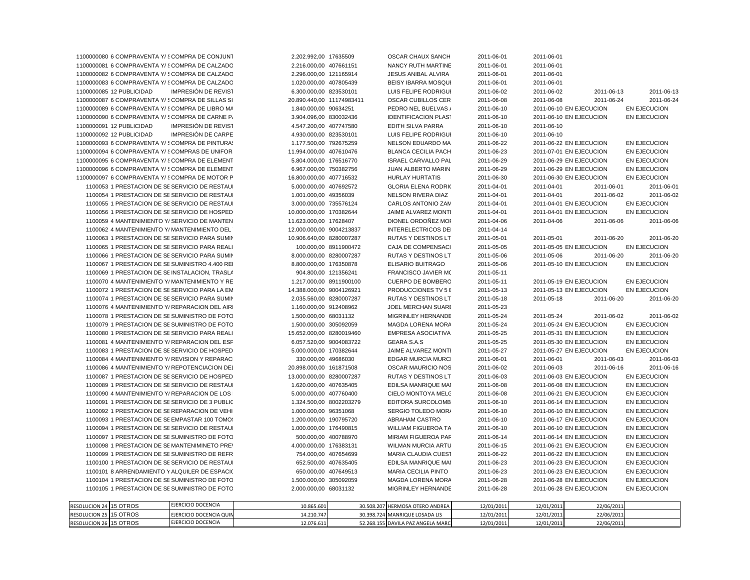| | | | | | | | | | | |
|---|---|---|---|---|---|---|---|---|---|---|
| 1100000080 | 6 COMPRAVENTA Y/ S | COMPRA DE CONJUNT | 2.202.992,00 | 17635509 | OSCAR CHAUX SANCH | 2011-06-01 | 2011-06-01 | | | |
| 1100000081 | 6 COMPRAVENTA Y/ S | COMPRA DE CALZADO | 2.216.000,00 | 407661151 | NANCY RUTH MARTINE | 2011-06-01 | 2011-06-01 | | | |
| 1100000082 | 6 COMPRAVENTA Y/ S | COMPRA DE CALZADO | 2.296.000,00 | 121165914 | JESUS ANIBAL ALVIRA | 2011-06-01 | 2011-06-01 | | | |
| 1100000083 | 6 COMPRAVENTA Y/ S | COMPRA DE CALZADO | 1.020.000,00 | 407805439 | BEISY IBARRA MOSQUI | 2011-06-01 | 2011-06-01 | | | |
| 1100000085 | 12 PUBLICIDAD | IMPRESIÓN DE REVIST | 6.300.000,00 | 823530101 | LUIS FELIPE RODRIGUI | 2011-06-02 | 2011-06-02 | | 2011-06-13 | 2011-06-13 |
| 1100000087 | 6 COMPRAVENTA Y/ S | COMPRA DE SILLAS SI | 20.890.440,00 | 11174983411 | OSCAR CUBILLOS CER | 2011-06-08 | 2011-06-08 | | 2011-06-24 | 2011-06-24 |
| 1100000089 | 6 COMPRAVENTA Y/ S | COMPRA DE LIBRO MA | 1.840.000,00 | 90634251 | PEDRO NEL BUELVAS / | 2011-06-10 | 2011-06-10 | EN EJECUCION | | EN EJECUCION |
| 1100000090 | 6 COMPRAVENTA Y/ S | COMPRA DE CARNE P/ | 3.904.096,00 | 830032436 | IDENTIFICACION PLAST | 2011-06-10 | 2011-06-10 | EN EJECUCION | | EN EJECUCION |
| 1100000091 | 12 PUBLICIDAD | IMPRESIÓN DE REVIST | 4.547.200,00 | 407747580 | EDITH SILVA PARRA | 2011-06-10 | 2011-06-10 | | | |
| 1100000092 | 12 PUBLICIDAD | IMPRESIÓN DE CARPE | 4.930.000,00 | 823530101 | LUIS FELIPE RODRIGUI | 2011-06-10 | 2011-06-10 | | | |
| 1100000093 | 6 COMPRAVENTA Y/ S | COMPRA DE PINTURAS | 1.177.500,00 | 792675259 | NELSON EDUARDO MA | 2011-06-22 | 2011-06-22 | EN EJECUCION | | EN EJECUCION |
| 1100000094 | 6 COMPRAVENTA Y/ S | COMPRAS DE UNIFOR | 11.994.000,00 | 407610476 | BLANCA CECILIA PACH | 2011-06-23 | 2011-07-01 | EN EJECUCION | | EN EJECUCION |
| 1100000095 | 6 COMPRAVENTA Y/ S | COMPRA DE ELEMENT | 5.804.000,00 | 176516770 | ISRAEL CARVALLO PAL | 2011-06-29 | 2011-06-29 | EN EJECUCION | | EN EJECUCION |
| 1100000096 | 6 COMPRAVENTA Y/ S | COMPRA DE ELEMENT | 6.967.000,00 | 750382756 | JUAN ALBERTO MARIN | 2011-06-29 | 2011-06-29 | EN EJECUCION | | EN EJECUCION |
| 1100000097 | 6 COMPRAVENTA Y/ S | COMPRA DE MOTOR P | 16.800.000,00 | 407716532 | HURLAY HURTATIS | 2011-06-30 | 2011-06-30 | EN EJECUCION | | EN EJECUCION |
| 1100053 | 1 PRESTACION DE SE | SERVICIO DE RESTAUI | 5.000.000,00 | 407692572 | GLORIA ELENA RODRI( | 2011-04-01 | 2011-04-01 | | 2011-06-01 | 2011-06-01 |
| 1100054 | 1 PRESTACION DE SE | SERVICIO DE RESTAUI | 1.001.000,00 | 49356039 | NELSON RIVERA DIAZ | 2011-04-01 | 2011-04-01 | | 2011-06-02 | 2011-06-02 |
| 1100055 | 1 PRESTACION DE SE | SERVICIO DE RESTAUI | 3.000.000,00 | 735576124 | CARLOS ANTONIO ZAM | 2011-04-01 | 2011-04-01 | EN EJECUCION | | EN EJECUCION |
| 1100056 | 1 PRESTACION DE SE | SERVICIO DE HOSPED | 10.000.000,00 | 170382644 | JAIME ALVAREZ MONTI | 2011-04-01 | 2011-04-01 | EN EJECUCION | | EN EJECUCION |
| 1100059 | 4 MANTENIMIENTO Y/ | SERVICIO DE MANTEN | 11.623.000,00 | 17628407 | DIONEL ORDOÑEZ MOI | 2011-04-06 | 2011-04-06 | | 2011-06-06 | 2011-06-06 |
| 1100062 | 4 MANTENIMIENTO Y/ | MANTENIMIENTO DEL | 12.000.000,00 | 9004213837 | INTERELECTRICOS DE | 2011-04-14 | | | | |
| 1100063 | 1 PRESTACION DE SE | SERVICIO PARA SUMIN | 10.906.640,00 | 8280007287 | RUTAS Y DESTINOS LT | 2011-05-01 | 2011-05-01 | | 2011-06-20 | 2011-06-20 |
| 1100065 | 1 PRESTACION DE SE | SERVICIO PARA REALI | 100.000,00 | 8911900472 | CAJA DE COMPENSACI | 2011-05-05 | 2011-05-05 | EN EJECUCION | | EN EJECUCION |
| 1100066 | 1 PRESTACION DE SE | SERVICIO PARA SUMIN | 8.000.000,00 | 8280007287 | RUTAS Y DESTINOS LT | 2011-05-06 | 2011-05-06 | | 2011-06-20 | 2011-06-20 |
| 1100067 | 1 PRESTACION DE SE | SUMINISTRO 4.400 REI | 8.800.000,00 | 176350878 | ELISARIO BUITRAGO | 2011-05-06 | 2011-05-10 | EN EJECUCION | | EN EJECUCION |
| 1100069 | 1 PRESTACION DE SE | INSTALACION, TRASLA | 904.800,00 | 121356241 | FRANCISCO JAVIER MC | 2011-05-11 | | | | |
| 1100070 | 4 MANTENIMIENTO Y/ | MANTENIMIENTO Y RE | 1.217.000,00 | 8911900100 | CUERPO DE BOMBERO | 2011-05-11 | 2011-05-19 | EN EJECUCION | | EN EJECUCION |
| 1100072 | 1 PRESTACION DE SE | SERVICIO PARA LA EM | 14.388.000,00 | 9004126921 | PRODUCCIONES TV 5 E | 2011-05-13 | 2011-05-13 | EN EJECUCION | | EN EJECUCION |
| 1100074 | 1 PRESTACION DE SE | SERVICIO PARA SUMIN | 2.035.560,00 | 8280007287 | RUTAS Y DESTINOS LT | 2011-05-18 | 2011-05-18 | | 2011-06-20 | 2011-06-20 |
| 1100076 | 4 MANTENIMIENTO Y/ | REPARACION DEL AIRI | 1.160.000,00 | 912408962 | JOEL MERCHAN SUARI | 2011-05-23 | | | | |
| 1100078 | 1 PRESTACION DE SE | SUMINISTRO DE FOTO | 1.500.000,00 | 68031132 | MIGRINLEY HERNANDE | 2011-05-24 | 2011-05-24 | | 2011-06-02 | 2011-06-02 |
| 1100079 | 1 PRESTACION DE SE | SUMINISTRO DE FOTO | 1.500.000,00 | 305092059 | MAGDA LORENA MORA | 2011-05-24 | 2011-05-24 | EN EJECUCION | | EN EJECUCION |
| 1100080 | 1 PRESTACION DE SE | SERVICIO PARA REALI | 15.652.000,00 | 8280019460 | EMPRESA ASOCIATIVA | 2011-05-25 | 2011-05-31 | EN EJECUCION | | EN EJECUCION |
| 1100081 | 4 MANTENIMIENTO Y/ | REPARACION DEL ESF | 6.057.520,00 | 9004083722 | GEARA S.A.S | 2011-05-25 | 2011-05-30 | EN EJECUCION | | EN EJECUCION |
| 1100083 | 1 PRESTACION DE SE | SERVICIO DE HOSPED | 5.000.000,00 | 170382644 | JAIME ALVAREZ MONTI | 2011-05-27 | 2011-05-27 | EN EJECUCION | | EN EJECUCION |
| 1100084 | 4 MANTENIMIENTO Y/ | REVISION Y REPARAC | 330.000,00 | 49686030 | EDGAR MURCIA MURCI | 2011-06-01 | 2011-06-01 | | 2011-06-03 | 2011-06-03 |
| 1100086 | 4 MANTENIMIENTO Y/ | REPOTENCIACION DEI | 20.898.000,00 | 161871508 | OSCAR MAURICIO NOS | 2011-06-02 | 2011-06-03 | | 2011-06-16 | 2011-06-16 |
| 1100087 | 1 PRESTACION DE SE | SERVICIO DE HOSPED | 13.000.000,00 | 8280007287 | RUTAS Y DESTINOS LT | 2011-06-03 | 2011-06-03 | EN EJECUCION | | EN EJECUCION |
| 1100089 | 1 PRESTACION DE SE | SERVICIO DE RESTAUI | 1.620.000,00 | 407635405 | EDILSA MANRIQUE MAI | 2011-06-08 | 2011-06-08 | EN EJECUCION | | EN EJECUCION |
| 1100090 | 4 MANTENIMIENTO Y/ | REPARACION DE LOS | 5.000.000,00 | 407760400 | CIELO MONTOYA MELG | 2011-06-08 | 2011-06-21 | EN EJECUCION | | EN EJECUCION |
| 1100091 | 1 PRESTACION DE SE | SERVICIO DE 3 PUBLIC | 1.324.500,00 | 8002203279 | EDITORA SURCOLOMB | 2011-06-10 | 2011-06-14 | EN EJECUCION | | EN EJECUCION |
| 1100092 | 1 PRESTACION DE SE | REPARACION DE VEHI | 1.000.000,00 | 96351068 | SERGIO TOLEDO MOR/ | 2011-06-10 | 2011-06-10 | EN EJECUCION | | EN EJECUCION |
| 1100093 | 1 PRESTACION DE SE | EMPASTAR 100 TOMO! | 1.200.000,00 | 190795720 | ABRAHAM CASTRO | 2011-06-10 | 2011-06-17 | EN EJECUCION | | EN EJECUCION |
| 1100094 | 1 PRESTACION DE SE | SERVICIO DE RESTAUI | 1.000.000,00 | 176490815 | WILLIAM FIGUEROA TA | 2011-06-10 | 2011-06-10 | EN EJECUCION | | EN EJECUCION |
| 1100097 | 1 PRESTACION DE SE | SUMINISTRO DE FOTO | 500.000,00 | 400788970 | MIRIAM FIGUEROA PAF | 2011-06-14 | 2011-06-14 | EN EJECUCION | | EN EJECUCION |
| 1100098 | 1 PRESTACION DE SE | MANTENIMINETO PRE\ | 4.000.000,00 | 176383131 | WILMAN MURCIA ARTU | 2011-06-15 | 2011-06-21 | EN EJECUCION | | EN EJECUCION |
| 1100099 | 1 PRESTACION DE SE | SUMINISTRO DE REFR | 754.000,00 | 407654699 | MARIA CLAUDIA CUEST | 2011-06-22 | 2011-06-22 | EN EJECUCION | | EN EJECUCION |
| 1100100 | 1 PRESTACION DE SE | SERVICIO DE RESTAUI | 652.500,00 | 407635405 | EDILSA MANRIQUE MAI | 2011-06-23 | 2011-06-23 | EN EJECUCION | | EN EJECUCION |
| 1100101 | 8 ARRENDAMIENTO Y | ALQUILER DE ESPACI( | 650.000,00 | 407649513 | MARIA CECILIA PINTO | 2011-06-23 | 2011-06-23 | EN EJECUCION | | EN EJECUCION |
| 1100104 | 1 PRESTACION DE SE | SUMINISTRO DE FOTO | 1.500.000,00 | 305092059 | MAGDA LORENA MORA | 2011-06-28 | 2011-06-28 | EN EJECUCION | | EN EJECUCION |
| 1100105 | 1 PRESTACION DE SE | SUMINISTRO DE FOTO | 2.000.000,00 | 68031132 | MIGRINLEY HERNANDE | 2011-06-28 | 2011-06-28 | EN EJECUCION | | EN EJECUCION |

| | | | | | | | | | |
|---|---|---|---|---|---|---|---|---|---|
| RESOLUCION 24 | 15 OTROS | EJERCICIO DOCENCIA | 10.865.601 | 30.508.207 | HERMOSA OTERO ANDREA | 12/01/2011 | 12/01/2011 | 22/06/2011 | |
| RESOLUCION 25 | 15 OTROS | EJERCICIO DOCENCIA QUIN | 14.210.747 | 30.398.724 | MANRIQUE LOSADA LIS | 12/01/2011 | 12/01/2011 | 22/06/2011 | |
| RESOLUCION 26 | 15 OTROS | EJERCICIO DOCENCIA | 12.076.611 | 52.268.155 | DAVILA PAZ ANGELA MARC | 12/01/2011 | 12/01/2011 | 22/06/2011 | |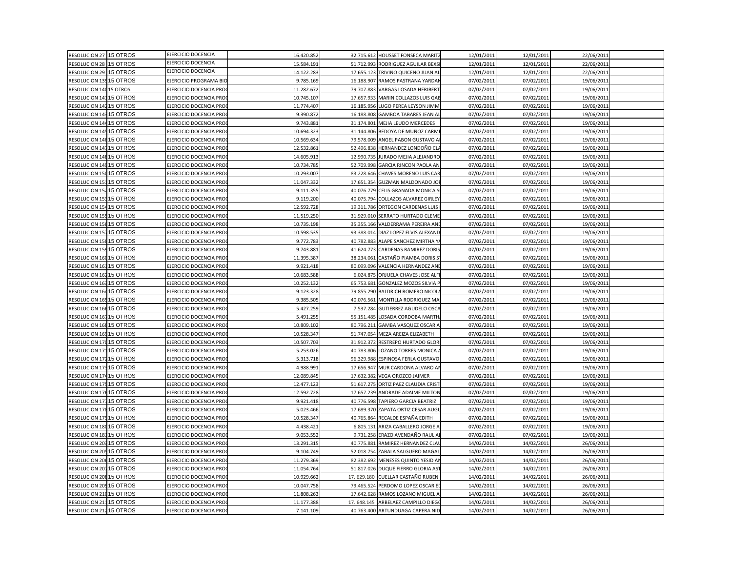| | | | | | | | | | |
|---|---|---|---|---|---|---|---|---|---|
| RESOLUCION 27 | 15 OTROS | EJERCICIO DOCENCIA | 16.420.852 | 32.715.612 | HOUSSET FONSECA MARITZ | 12/01/2011 | 12/01/2011 | 22/06/2011 | |
| RESOLUCION 28 | 15 OTROS | EJERCICIO DOCENCIA | 15.584.191 | 51.712.993 | RODRIGUEZ AGUILAR BEXSI | 12/01/2011 | 12/01/2011 | 22/06/2011 | |
| RESOLUCION 29 | 15 OTROS | EJERCICIO DOCENCIA | 14.122.283 | 17.655.123 | TRIVIÑO QUICENO JUAN AL | 12/01/2011 | 12/01/2011 | 22/06/2011 | |
| RESOLUCION 139 | 15 OTROS | EJERCICIO PROGRAMA BIO | 9.785.169 | 16.188.907 | RAMOS PASTRANA YARDAN | 07/02/2011 | 07/02/2011 | 19/06/2011 | |
| RESOLUCION 140 | 15 OTROS | EJERCICIO DOCENCIA PRO | 11.282.672 | 79.707.883 | VARGAS LOSADA HERIBERT | 07/02/2011 | 07/02/2011 | 19/06/2011 | |
| RESOLUCION 141 | 15 OTROS | EJERCICIO DOCENCIA PRO | 10.745.107 | 17.657.933 | MARIN COLLAZOS LUIS GAB | 07/02/2011 | 07/02/2011 | 19/06/2011 | |
| RESOLUCION 142 | 15 OTROS | EJERCICIO DOCENCIA PRO | 11.774.407 | 16.185.956 | LUGO PEREA LEYSON JIMM | 07/02/2011 | 07/02/2011 | 19/06/2011 | |
| RESOLUCION 143 | 15 OTROS | EJERCICIO DOCENCIA PRO | 9.390.872 | 16.188.808 | GAMBOA TABARES JEAN AL | 07/02/2011 | 07/02/2011 | 19/06/2011 | |
| RESOLUCION 144 | 15 OTROS | EJERCICIO DOCENCIA PRO | 9.743.881 | 31.174.801 | MEJIA LEUDO MERCEDES | 07/02/2011 | 07/02/2011 | 19/06/2011 | |
| RESOLUCION 145 | 15 OTROS | EJERCICIO DOCENCIA PRO | 10.694.323 | 31.144.806 | BEDOYA DE MUÑOZ CARME | 07/02/2011 | 07/02/2011 | 19/06/2011 | |
| RESOLUCION 146 | 15 OTROS | EJERCICIO DOCENCIA PRO | 10.569.634 | 79.578.009 | ANGEL PABON GUSTAVO A | 07/02/2011 | 07/02/2011 | 19/06/2011 | |
| RESOLUCION 147 | 15 OTROS | EJERCICIO DOCENCIA PRO | 12.532.861 | 52.496.838 | HERNANDEZ LONDOÑO CLA | 07/02/2011 | 07/02/2011 | 19/06/2011 | |
| RESOLUCION 148 | 15 OTROS | EJERCICIO DOCENCIA PRO | 14.605.913 | 12.990.735 | JURADO MEJIA ALEJANDRO | 07/02/2011 | 07/02/2011 | 19/06/2011 | |
| RESOLUCION 149 | 15 OTROS | EJERCICIO DOCENCIA PRO | 10.734.785 | 52.709.998 | GARCIA RINCON PAOLA AN | 07/02/2011 | 07/02/2011 | 19/06/2011 | |
| RESOLUCION 150 | 15 OTROS | EJERCICIO DOCENCIA PRO | 10.293.007 | 83.228.646 | CHAVES MORENO LUIS CAR | 07/02/2011 | 07/02/2011 | 19/06/2011 | |
| RESOLUCION 151 | 15 OTROS | EJERCICIO DOCENCIA PRO | 11.047.332 | 17.651.354 | GUZMAN MALDONADO JO | 07/02/2011 | 07/02/2011 | 19/06/2011 | |
| RESOLUCION 152 | 15 OTROS | EJERCICIO DOCENCIA PRO | 9.111.355 | 40.076.779 | CELIS GRANADA MONICA S | 07/02/2011 | 07/02/2011 | 19/06/2011 | |
| RESOLUCION 153 | 15 OTROS | EJERCICIO DOCENCIA PRO | 9.119.200 | 40.075.794 | COLLAZOS ALVAREZ GIRLEY | 07/02/2011 | 07/02/2011 | 19/06/2011 | |
| RESOLUCION 154 | 15 OTROS | EJERCICIO DOCENCIA PRO | 12.592.728 | 19.311.786 | ORTEGON CARDENAS LUIS | 07/02/2011 | 07/02/2011 | 19/06/2011 | |
| RESOLUCION 155 | 15 OTROS | EJERCICIO DOCENCIA PRO | 11.519.250 | 31.929.010 | SERRATO HURTADO CLEME | 07/02/2011 | 07/02/2011 | 19/06/2011 | |
| RESOLUCION 156 | 15 OTROS | EJERCICIO DOCENCIA PRO | 10.735.198 | 35.355.166 | VALDERRAMA PEREIRA AND | 07/02/2011 | 07/02/2011 | 19/06/2011 | |
| RESOLUCION 157 | 15 OTROS | EJERCICIO DOCENCIA PRO | 10.598.535 | 93.388.014 | DIAZ LOPEZ ELVIS ALEXAND | 07/02/2011 | 07/02/2011 | 19/06/2011 | |
| RESOLUCION 158 | 15 OTROS | EJERCICIO DOCENCIA PRO | 9.772.783 | 40.782.883 | ALAPE SANCHEZ MIRTHA Y | 07/02/2011 | 07/02/2011 | 19/06/2011 | |
| RESOLUCION 159 | 15 OTROS | EJERCICIO DOCENCIA PRO | 9.743.881 | 41.624.773 | CARDENAS RAMIREZ DORIS | 07/02/2011 | 07/02/2011 | 19/06/2011 | |
| RESOLUCION 160 | 15 OTROS | EJERCICIO DOCENCIA PRO | 11.395.387 | 38.234.061 | CASTAÑO PIAMBA DORIS S | 07/02/2011 | 07/02/2011 | 19/06/2011 | |
| RESOLUCION 161 | 15 OTROS | EJERCICIO DOCENCIA PRO | 9.921.418 | 80.099.096 | VALENCIA HERNANDEZ AND | 07/02/2011 | 07/02/2011 | 19/06/2011 | |
| RESOLUCION 162 | 15 OTROS | EJERCICIO DOCENCIA PRO | 10.683.588 | 6.024.875 | ORJUELA CHAVES JOSE ALF | 07/02/2011 | 07/02/2011 | 19/06/2011 | |
| RESOLUCION 163 | 15 OTROS | EJERCICIO DOCENCIA PRO | 10.252.132 | 65.753.681 | GONZALEZ MOZOS SILVIA P | 07/02/2011 | 07/02/2011 | 19/06/2011 | |
| RESOLUCION 164 | 15 OTROS | EJERCICIO DOCENCIA PRO | 9.123.328 | 79.855.290 | BALDRICH ROMERO NICOL | 07/02/2011 | 07/02/2011 | 19/06/2011 | |
| RESOLUCION 165 | 15 OTROS | EJERCICIO DOCENCIA PRO | 9.385.505 | 40.076.561 | MONTILLA RODRIGUEZ MA | 07/02/2011 | 07/02/2011 | 19/06/2011 | |
| RESOLUCION 166 | 15 OTROS | EJERCICIO DOCENCIA PRO | 5.427.259 | 7.537.284 | GUTIERREZ AGUDELO OSCA | 07/02/2011 | 07/02/2011 | 19/06/2011 | |
| RESOLUCION 167 | 15 OTROS | EJERCICIO DOCENCIA PRO | 5.491.255 | 55.151.485 | LOSADA CORDOBA MARTH | 07/02/2011 | 07/02/2011 | 19/06/2011 | |
| RESOLUCION 168 | 15 OTROS | EJERCICIO DOCENCIA PRO | 10.809.102 | 80.796.211 | GAMBA VASQUEZ OSCAR A | 07/02/2011 | 07/02/2011 | 19/06/2011 | |
| RESOLUCION 169 | 15 OTROS | EJERCICIO DOCENCIA PRO | 10.528.347 | 51.747.054 | MEZA AREIZA ELIZABETH | 07/02/2011 | 07/02/2011 | 19/06/2011 | |
| RESOLUCION 170 | 15 OTROS | EJERCICIO DOCENCIA PRO | 10.507.703 | 31.912.372 | RESTREPO HURTADO GLOR | 07/02/2011 | 07/02/2011 | 19/06/2011 | |
| RESOLUCION 171 | 15 OTROS | EJERCICIO DOCENCIA PRO | 5.253.026 | 40.783.806 | LOZANO TORRES MONICA | 07/02/2011 | 07/02/2011 | 19/06/2011 | |
| RESOLUCION 172 | 15 OTROS | EJERCICIO DOCENCIA PRO | 5.313.718 | 96.329.988 | ESPINOSA FERLA GUSTAVO | 07/02/2011 | 07/02/2011 | 19/06/2011 | |
| RESOLUCION 173 | 15 OTROS | EJERCICIO DOCENCIA PRO | 4.988.991 | 17.656.947 | MUR CARDONA ALVARO AN | 07/02/2011 | 07/02/2011 | 19/06/2011 | |
| RESOLUCION 174 | 15 OTROS | EJERCICIO DOCENCIA PRO | 12.089.845 | 17.632.382 | VEGA OROZCO JAIMER | 07/02/2011 | 07/02/2011 | 19/06/2011 | |
| RESOLUCION 175 | 15 OTROS | EJERCICIO DOCENCIA PRO | 12.477.123 | 51.617.275 | ORTIZ PAEZ CLAUDIA CRIST | 07/02/2011 | 07/02/2011 | 19/06/2011 | |
| RESOLUCION 176 | 15 OTROS | EJERCICIO DOCENCIA PRO | 12.592.728 | 17.657.239 | ANDRADE ADAIME MILTON | 07/02/2011 | 07/02/2011 | 19/06/2011 | |
| RESOLUCION 177 | 15 OTROS | EJERCICIO DOCENCIA PRO | 9.921.418 | 40.776.598 | TAPIERO GARCIA BEATRIZ | 07/02/2011 | 07/02/2011 | 19/06/2011 | |
| RESOLUCION 178 | 15 OTROS | EJERCICIO DOCENCIA PRO | 5.023.466 | 17.689.370 | ZAPATA ORTIZ CESAR AUGU | 07/02/2011 | 07/02/2011 | 19/06/2011 | |
| RESOLUCION 179 | 15 OTROS | EJERCICIO DOCENCIA PRO | 10.528.347 | 40.765.864 | RECALDE ESPAÑA EDITH | 07/02/2011 | 07/02/2011 | 19/06/2011 | |
| RESOLUCION 180 | 15 OTROS | EJERCICIO DOCENCIA PRO | 4.438.421 | 6.805.131 | ARIZA CABALLERO JORGE A | 07/02/2011 | 07/02/2011 | 19/06/2011 | |
| RESOLUCION 181 | 15 OTROS | EJERCICIO DOCENCIA PRO | 9.053.552 | 9.731.258 | ERAZO AVENDAÑO RAUL A | 07/02/2011 | 07/02/2011 | 19/06/2011 | |
| RESOLUCION 203 | 15 OTROS | EJERCICIO DOCENCIA PRO | 13.291.315 | 40.775.881 | RAMIREZ HERNANDEZ CLAU | 14/02/2011 | 14/02/2011 | 26/06/2011 | |
| RESOLUCION 205 | 15 OTROS | EJERCICIO DOCENCIA PRO | 9.104.749 | 52.018.754 | ZABALA SALGUERO MAGAL | 14/02/2011 | 14/02/2011 | 26/06/2011 | |
| RESOLUCION 206 | 15 OTROS | EJERCICIO DOCENCIA PRO | 11.279.369 | 82.382.692 | MENESES QUINTO YESID AN | 14/02/2011 | 14/02/2011 | 26/06/2011 | |
| RESOLUCION 207 | 15 OTROS | EJERCICIO DOCENCIA PRO | 11.054.764 | 51.817.026 | DUQUE FIERRO GLORIA AST | 14/02/2011 | 14/02/2011 | 26/06/2011 | |
| RESOLUCION 208 | 15 OTROS | EJERCICIO DOCENCIA PRO | 10.929.662 | 17. 629.180 | CUELLAR CASTAÑO RUBEN | 14/02/2011 | 14/02/2011 | 26/06/2011 | |
| RESOLUCION 209 | 15 OTROS | EJERCICIO DOCENCIA PRO | 10.047.758 | 79.465.524 | PERDOMO LOPEZ OSCAR E | 14/02/2011 | 14/02/2011 | 26/06/2011 | |
| RESOLUCION 210 | 15 OTROS | EJERCICIO DOCENCIA PRO | 11.808.263 | 17.642.628 | RAMOS LOZANO MIGUEL A | 14/02/2011 | 14/02/2011 | 26/06/2011 | |
| RESOLUCION 211 | 15 OTROS | EJERCICIO DOCENCIA PRO | 11.177.388 | 17. 648.145 | ARBELAEZ CAMPILLO DIEG | 14/02/2011 | 14/02/2011 | 26/06/2011 | |
| RESOLUCION 212 | 15 OTROS | EJERCICIO DOCENCIA PRO | 7.141.109 | 40.763.400 | ARTUNDUAGA CAPERA NID | 14/02/2011 | 14/02/2011 | 26/06/2011 | |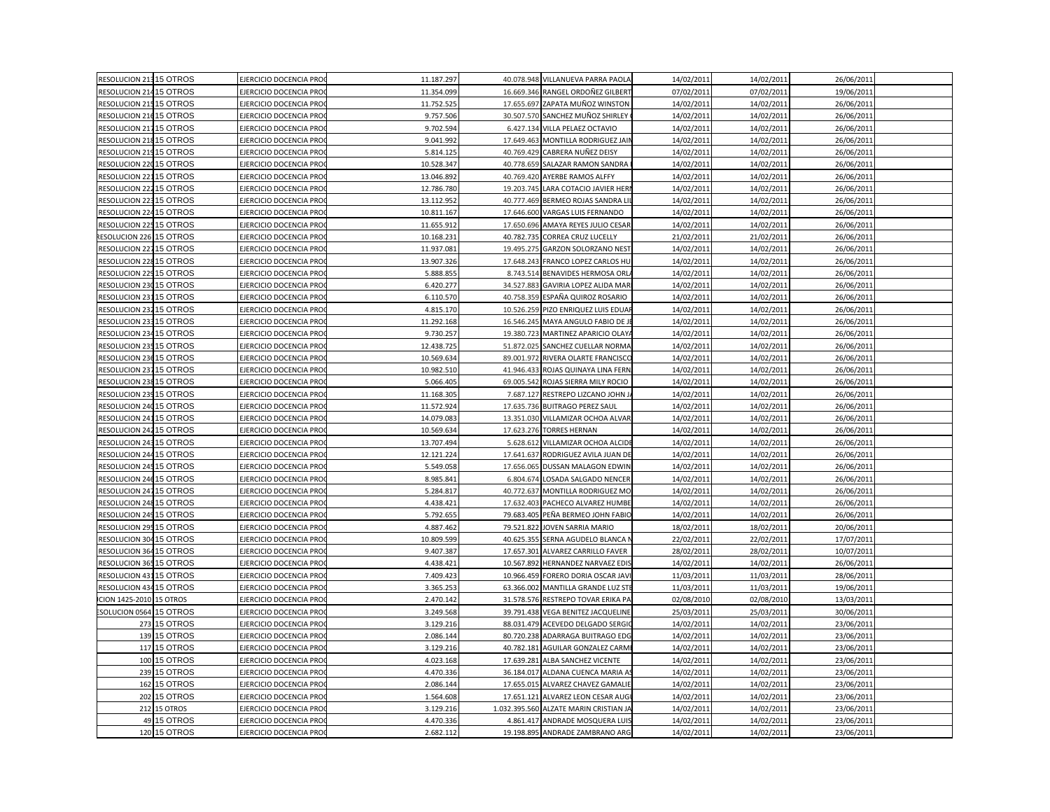| | | | | | | | | | |
|---|---|---|---|---|---|---|---|---|---|
| RESOLUCION 213 | 15 OTROS | EJERCICIO DOCENCIA PRO | 11.187.297 | 40.078.948 | VILLANUEVA PARRA PAOLA | 14/02/2011 | 14/02/2011 | 26/06/2011 | |
| RESOLUCION 214 | 15 OTROS | EJERCICIO DOCENCIA PRO | 11.354.099 | 16.669.346 | RANGEL ORDOÑEZ GILBERT | 07/02/2011 | 07/02/2011 | 19/06/2011 | |
| RESOLUCION 215 | 15 OTROS | EJERCICIO DOCENCIA PRO | 11.752.525 | 17.655.697 | ZAPATA MUÑOZ WINSTON | 14/02/2011 | 14/02/2011 | 26/06/2011 | |
| RESOLUCION 216 | 15 OTROS | EJERCICIO DOCENCIA PRO | 9.757.506 | 30.507.570 | SANCHEZ MUÑOZ SHIRLEY | 14/02/2011 | 14/02/2011 | 26/06/2011 | |
| RESOLUCION 217 | 15 OTROS | EJERCICIO DOCENCIA PRO | 9.702.594 | 6.427.134 | VILLA PELAEZ OCTAVIO | 14/02/2011 | 14/02/2011 | 26/06/2011 | |
| RESOLUCION 218 | 15 OTROS | EJERCICIO DOCENCIA PRO | 9.041.992 | 17.649.463 | MONTILLA RODRIGUEZ JAIM | 14/02/2011 | 14/02/2011 | 26/06/2011 | |
| RESOLUCION 219 | 15 OTROS | EJERCICIO DOCENCIA PRO | 5.814.125 | 40.769.429 | CABRERA NUÑEZ DEISY | 14/02/2011 | 14/02/2011 | 26/06/2011 | |
| RESOLUCION 220 | 15 OTROS | EJERCICIO DOCENCIA PRO | 10.528.347 | 40.778.659 | SALAZAR RAMON SANDRA | 14/02/2011 | 14/02/2011 | 26/06/2011 | |
| RESOLUCION 221 | 15 OTROS | EJERCICIO DOCENCIA PRO | 13.046.892 | 40.769.420 | AYERBE RAMOS ALFFY | 14/02/2011 | 14/02/2011 | 26/06/2011 | |
| RESOLUCION 222 | 15 OTROS | EJERCICIO DOCENCIA PRO | 12.786.780 | 19.203.745 | LARA COTACIO JAVIER HERN | 14/02/2011 | 14/02/2011 | 26/06/2011 | |
| RESOLUCION 223 | 15 OTROS | EJERCICIO DOCENCIA PRO | 13.112.952 | 40.777.469 | BERMEO ROJAS SANDRA LIL | 14/02/2011 | 14/02/2011 | 26/06/2011 | |
| RESOLUCION 224 | 15 OTROS | EJERCICIO DOCENCIA PRO | 10.811.167 | 17.646.600 | VARGAS LUIS FERNANDO | 14/02/2011 | 14/02/2011 | 26/06/2011 | |
| RESOLUCION 225 | 15 OTROS | EJERCICIO DOCENCIA PRO | 11.655.912 | 17.650.696 | AMAYA REYES JULIO CESAR | 14/02/2011 | 14/02/2011 | 26/06/2011 | |
| RESOLUCION 226 | 15 OTROS | EJERCICIO DOCENCIA PRO | 10.168.231 | 40.782.735 | CORREA CRUZ LUCELLY | 21/02/2011 | 21/02/2011 | 26/06/2011 | |
| RESOLUCION 227 | 15 OTROS | EJERCICIO DOCENCIA PRO | 11.937.081 | 19.495.275 | GARZON SOLORZANO NEST | 14/02/2011 | 14/02/2011 | 26/06/2011 | |
| RESOLUCION 228 | 15 OTROS | EJERCICIO DOCENCIA PRO | 13.907.326 | 17.648.243 | FRANCO LOPEZ CARLOS HU | 14/02/2011 | 14/02/2011 | 26/06/2011 | |
| RESOLUCION 229 | 15 OTROS | EJERCICIO DOCENCIA PRO | 5.888.855 | 8.743.514 | BENAVIDES HERMOSA ORLA | 14/02/2011 | 14/02/2011 | 26/06/2011 | |
| RESOLUCION 230 | 15 OTROS | EJERCICIO DOCENCIA PRO | 6.420.277 | 34.527.883 | GAVIRIA LOPEZ ALIDA MAR | 14/02/2011 | 14/02/2011 | 26/06/2011 | |
| RESOLUCION 231 | 15 OTROS | EJERCICIO DOCENCIA PRO | 6.110.570 | 40.758.359 | ESPAÑA QUIROZ ROSARIO | 14/02/2011 | 14/02/2011 | 26/06/2011 | |
| RESOLUCION 232 | 15 OTROS | EJERCICIO DOCENCIA PRO | 4.815.170 | 10.526.259 | PIZO ENRIQUEZ LUIS EDUAR | 14/02/2011 | 14/02/2011 | 26/06/2011 | |
| RESOLUCION 233 | 15 OTROS | EJERCICIO DOCENCIA PRO | 11.292.168 | 16.546.245 | MAYA ANGULO FABIO DE JE | 14/02/2011 | 14/02/2011 | 26/06/2011 | |
| RESOLUCION 234 | 15 OTROS | EJERCICIO DOCENCIA PRO | 9.730.257 | 19.380.723 | MARTINEZ APARICIO OLAYA | 14/02/2011 | 14/02/2011 | 26/06/2011 | |
| RESOLUCION 235 | 15 OTROS | EJERCICIO DOCENCIA PRO | 12.438.725 | 51.872.025 | SANCHEZ CUELLAR NORMA | 14/02/2011 | 14/02/2011 | 26/06/2011 | |
| RESOLUCION 236 | 15 OTROS | EJERCICIO DOCENCIA PRO | 10.569.634 | 89.001.972 | RIVERA OLARTE FRANCISCO | 14/02/2011 | 14/02/2011 | 26/06/2011 | |
| RESOLUCION 237 | 15 OTROS | EJERCICIO DOCENCIA PRO | 10.982.510 | 41.946.433 | ROJAS QUINAYA LINA FERN | 14/02/2011 | 14/02/2011 | 26/06/2011 | |
| RESOLUCION 238 | 15 OTROS | EJERCICIO DOCENCIA PRO | 5.066.405 | 69.005.542 | ROJAS SIERRA MILY ROCIO | 14/02/2011 | 14/02/2011 | 26/06/2011 | |
| RESOLUCION 239 | 15 OTROS | EJERCICIO DOCENCIA PRO | 11.168.305 | 7.687.127 | RESTREPO LIZCANO JOHN JA | 14/02/2011 | 14/02/2011 | 26/06/2011 | |
| RESOLUCION 240 | 15 OTROS | EJERCICIO DOCENCIA PRO | 11.572.924 | 17.635.736 | BUITRAGO PEREZ SAUL | 14/02/2011 | 14/02/2011 | 26/06/2011 | |
| RESOLUCION 241 | 15 OTROS | EJERCICIO DOCENCIA PRO | 14.079.083 | 13.351.030 | VILLAMIZAR OCHOA ALVAR | 14/02/2011 | 14/02/2011 | 26/06/2011 | |
| RESOLUCION 242 | 15 OTROS | EJERCICIO DOCENCIA PRO | 10.569.634 | 17.623.276 | TORRES HERNAN | 14/02/2011 | 14/02/2011 | 26/06/2011 | |
| RESOLUCION 243 | 15 OTROS | EJERCICIO DOCENCIA PRO | 13.707.494 | 5.628.612 | VILLAMIZAR OCHOA ALCIDE | 14/02/2011 | 14/02/2011 | 26/06/2011 | |
| RESOLUCION 244 | 15 OTROS | EJERCICIO DOCENCIA PRO | 12.121.224 | 17.641.637 | RODRIGUEZ AVILA JUAN DE | 14/02/2011 | 14/02/2011 | 26/06/2011 | |
| RESOLUCION 245 | 15 OTROS | EJERCICIO DOCENCIA PRO | 5.549.058 | 17.656.065 | DUSSAN MALAGON EDWIN | 14/02/2011 | 14/02/2011 | 26/06/2011 | |
| RESOLUCION 246 | 15 OTROS | EJERCICIO DOCENCIA PRO | 8.985.841 | 6.804.674 | LOSADA SALGADO NENCER | 14/02/2011 | 14/02/2011 | 26/06/2011 | |
| RESOLUCION 247 | 15 OTROS | EJERCICIO DOCENCIA PRO | 5.284.817 | 40.772.637 | MONTILLA RODRIGUEZ MO | 14/02/2011 | 14/02/2011 | 26/06/2011 | |
| RESOLUCION 248 | 15 OTROS | EJERCICIO DOCENCIA PRO | 4.438.421 | 17.632.403 | PACHECO ALVAREZ HUMBE | 14/02/2011 | 14/02/2011 | 26/06/2011 | |
| RESOLUCION 249 | 15 OTROS | EJERCICIO DOCENCIA PRO | 5.792.655 | 79.683.405 | PEÑA BERMEO JOHN FABIO | 14/02/2011 | 14/02/2011 | 26/06/2011 | |
| RESOLUCION 295 | 15 OTROS | EJERCICIO DOCENCIA PRO | 4.887.462 | 79.521.822 | JOVEN SARRIA MARIO | 18/02/2011 | 18/02/2011 | 20/06/2011 | |
| RESOLUCION 304 | 15 OTROS | EJERCICIO DOCENCIA PRO | 10.809.599 | 40.625.355 | SERNA AGUDELO BLANCA N | 22/02/2011 | 22/02/2011 | 17/07/2011 | |
| RESOLUCION 364 | 15 OTROS | EJERCICIO DOCENCIA PRO | 9.407.387 | 17.657.301 | ALVAREZ CARRILLO FAVER | 28/02/2011 | 28/02/2011 | 10/07/2011 | |
| RESOLUCION 365 | 15 OTROS | EJERCICIO DOCENCIA PRO | 4.438.421 | 10.567.892 | HERNANDEZ NARVAEZ EDIS | 14/02/2011 | 14/02/2011 | 26/06/2011 | |
| RESOLUCION 431 | 15 OTROS | EJERCICIO DOCENCIA PRO | 7.409.423 | 10.966.459 | FORERO DORIA OSCAR JAVI | 11/03/2011 | 11/03/2011 | 28/06/2011 | |
| RESOLUCION 434 | 15 OTROS | EJERCICIO DOCENCIA PRO | 3.365.253 | 63.366.002 | MANTILLA GRANDE LUZ STE | 11/03/2011 | 11/03/2011 | 19/06/2011 | |
| CION 1425-2010 | 15 OTROS | EJERCICIO DOCENCIA PRO | 2.470.142 | 31.578.576 | RESTREPO TOVAR ERIKA PA | 02/08/2010 | 02/08/2010 | 13/03/2011 | |
| ESOLUCION 0564 | 15 OTROS | EJERCICIO DOCENCIA PRO | 3.249.568 | 39.791.438 | VEGA BENITEZ JACQUELINE | 25/03/2011 | 25/03/2011 | 30/06/2011 | |
| 273 | 15 OTROS | EJERCICIO DOCENCIA PRO | 3.129.216 | 88.031.479 | ACEVEDO DELGADO SERGIO | 14/02/2011 | 14/02/2011 | 23/06/2011 | |
| 139 | 15 OTROS | EJERCICIO DOCENCIA PRO | 2.086.144 | 80.720.238 | ADARRAGA BUITRAGO EDG | 14/02/2011 | 14/02/2011 | 23/06/2011 | |
| 117 | 15 OTROS | EJERCICIO DOCENCIA PRO | 3.129.216 | 40.782.181 | AGUILAR GONZALEZ CARMI | 14/02/2011 | 14/02/2011 | 23/06/2011 | |
| 100 | 15 OTROS | EJERCICIO DOCENCIA PRO | 4.023.168 | 17.639.281 | ALBA SANCHEZ VICENTE | 14/02/2011 | 14/02/2011 | 23/06/2011 | |
| 239 | 15 OTROS | EJERCICIO DOCENCIA PRO | 4.470.336 | 36.184.017 | ALDANA CUENCA MARIA AS | 14/02/2011 | 14/02/2011 | 23/06/2011 | |
| 162 | 15 OTROS | EJERCICIO DOCENCIA PRO | 2.086.144 | 17.655.015 | ALVAREZ CHAVEZ GAMALIE | 14/02/2011 | 14/02/2011 | 23/06/2011 | |
| 202 | 15 OTROS | EJERCICIO DOCENCIA PRO | 1.564.608 | 17.651.121 | ALVAREZ LEON CESAR AUG | 14/02/2011 | 14/02/2011 | 23/06/2011 | |
| 212 | 15 OTROS | EJERCICIO DOCENCIA PRO | 3.129.216 | 1.032.395.560 | ALZATE MARIN CRISTIAN JA | 14/02/2011 | 14/02/2011 | 23/06/2011 | |
| 49 | 15 OTROS | EJERCICIO DOCENCIA PRO | 4.470.336 | 4.861.417 | ANDRADE MOSQUERA LUIS | 14/02/2011 | 14/02/2011 | 23/06/2011 | |
| 120 | 15 OTROS | EJERCICIO DOCENCIA PRO | 2.682.112 | 19.198.895 | ANDRADE ZAMBRANO ARG | 14/02/2011 | 14/02/2011 | 23/06/2011 | |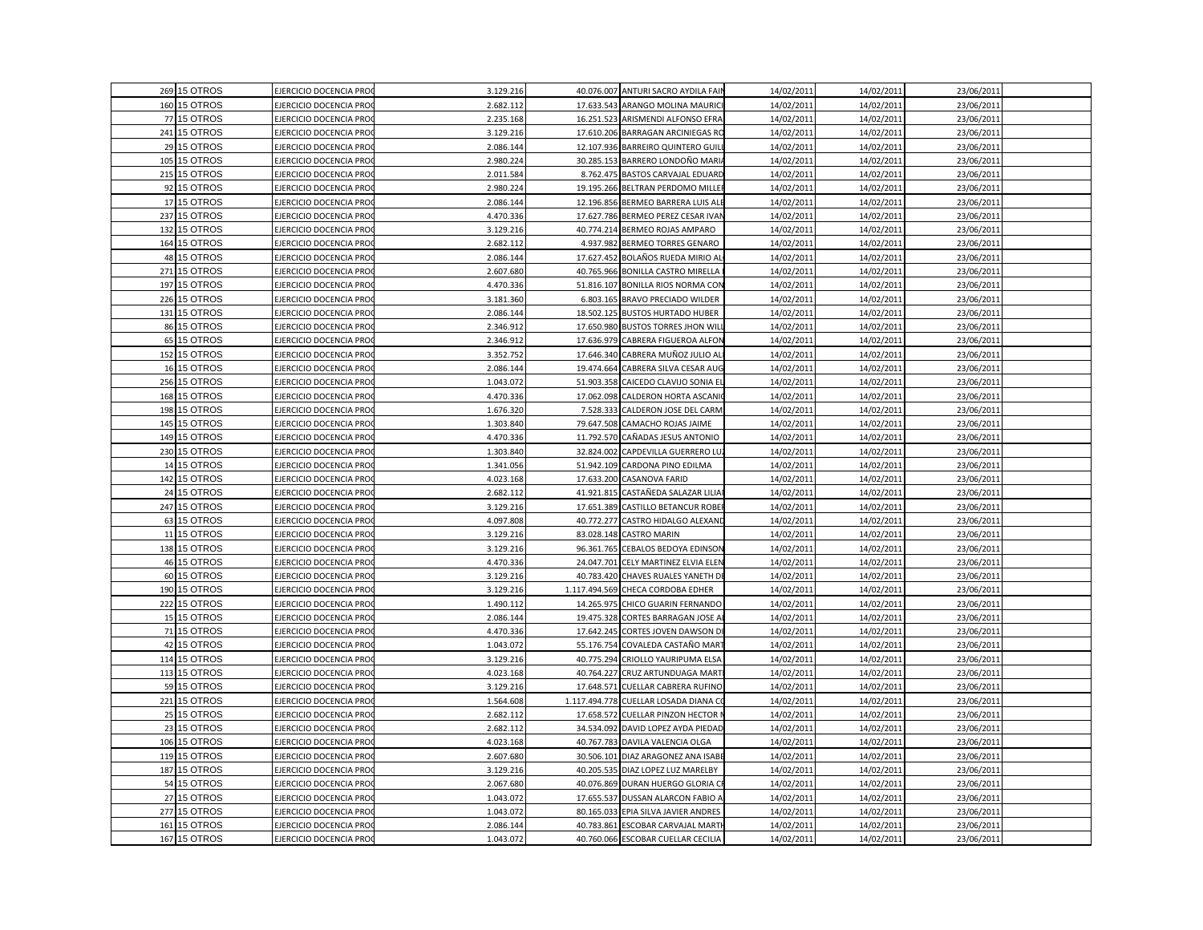|  |  |  |  |  |  |  |  |  |  |
|---|---|---|---|---|---|---|---|---|---|
| 269 | 15 OTROS | EJERCICIO DOCENCIA PRO | 3.129.216 | 40.076.007 | ANTURI SACRO AYDILA FAI | 14/02/2011 | 14/02/2011 | 23/06/2011 |  |
| 160 | 15 OTROS | EJERCICIO DOCENCIA PRO | 2.682.112 | 17.633.543 | ARANGO MOLINA MAURIC | 14/02/2011 | 14/02/2011 | 23/06/2011 |  |
| 77 | 15 OTROS | EJERCICIO DOCENCIA PRO | 2.235.168 | 16.251.523 | ARISMENDI ALFONSO EFRA | 14/02/2011 | 14/02/2011 | 23/06/2011 |  |
| 241 | 15 OTROS | EJERCICIO DOCENCIA PRO | 3.129.216 | 17.610.206 | BARRAGAN ARCINIEGAS RO | 14/02/2011 | 14/02/2011 | 23/06/2011 |  |
| 29 | 15 OTROS | EJERCICIO DOCENCIA PRO | 2.086.144 | 12.107.936 | BARREIRO QUINTERO GUIL | 14/02/2011 | 14/02/2011 | 23/06/2011 |  |
| 105 | 15 OTROS | EJERCICIO DOCENCIA PRO | 2.980.224 | 30.285.153 | BARRERO LONDOÑO MARI | 14/02/2011 | 14/02/2011 | 23/06/2011 |  |
| 215 | 15 OTROS | EJERCICIO DOCENCIA PRO | 2.011.584 | 8.762.475 | BASTOS CARVAJAL EDUARD | 14/02/2011 | 14/02/2011 | 23/06/2011 |  |
| 92 | 15 OTROS | EJERCICIO DOCENCIA PRO | 2.980.224 | 19.195.266 | BELTRAN PERDOMO MILLE | 14/02/2011 | 14/02/2011 | 23/06/2011 |  |
| 17 | 15 OTROS | EJERCICIO DOCENCIA PRO | 2.086.144 | 12.196.856 | BERMEO BARRERA LUIS AL | 14/02/2011 | 14/02/2011 | 23/06/2011 |  |
| 237 | 15 OTROS | EJERCICIO DOCENCIA PRO | 4.470.336 | 17.627.786 | BERMEO PEREZ CESAR IVAN | 14/02/2011 | 14/02/2011 | 23/06/2011 |  |
| 132 | 15 OTROS | EJERCICIO DOCENCIA PRO | 3.129.216 | 40.774.214 | BERMEO ROJAS AMPARO | 14/02/2011 | 14/02/2011 | 23/06/2011 |  |
| 164 | 15 OTROS | EJERCICIO DOCENCIA PRO | 2.682.112 | 4.937.982 | BERMEO TORRES GENARO | 14/02/2011 | 14/02/2011 | 23/06/2011 |  |
| 48 | 15 OTROS | EJERCICIO DOCENCIA PRO | 2.086.144 | 17.627.452 | BOLAÑOS RUEDA MIRIO AL | 14/02/2011 | 14/02/2011 | 23/06/2011 |  |
| 271 | 15 OTROS | EJERCICIO DOCENCIA PRO | 2.607.680 | 40.765.966 | BONILLA CASTRO MIRELLA | 14/02/2011 | 14/02/2011 | 23/06/2011 |  |
| 197 | 15 OTROS | EJERCICIO DOCENCIA PRO | 4.470.336 | 51.816.107 | BONILLA RIOS NORMA CON | 14/02/2011 | 14/02/2011 | 23/06/2011 |  |
| 226 | 15 OTROS | EJERCICIO DOCENCIA PRO | 3.181.360 | 6.803.165 | BRAVO PRECIADO WILDER | 14/02/2011 | 14/02/2011 | 23/06/2011 |  |
| 131 | 15 OTROS | EJERCICIO DOCENCIA PRO | 2.086.144 | 18.502.125 | BUSTOS HURTADO HUBER | 14/02/2011 | 14/02/2011 | 23/06/2011 |  |
| 86 | 15 OTROS | EJERCICIO DOCENCIA PRO | 2.346.912 | 17.650.980 | BUSTOS TORRES JHON WIL | 14/02/2011 | 14/02/2011 | 23/06/2011 |  |
| 65 | 15 OTROS | EJERCICIO DOCENCIA PRO | 2.346.912 | 17.636.979 | CABRERA FIGUEROA ALFON | 14/02/2011 | 14/02/2011 | 23/06/2011 |  |
| 152 | 15 OTROS | EJERCICIO DOCENCIA PRO | 3.352.752 | 17.646.340 | CABRERA MUÑOZ JULIO AL | 14/02/2011 | 14/02/2011 | 23/06/2011 |  |
| 16 | 15 OTROS | EJERCICIO DOCENCIA PRO | 2.086.144 | 19.474.664 | CABRERA SILVA CESAR AUG | 14/02/2011 | 14/02/2011 | 23/06/2011 |  |
| 256 | 15 OTROS | EJERCICIO DOCENCIA PRO | 1.043.072 | 51.903.358 | CAICEDO CLAVIJO SONIA E | 14/02/2011 | 14/02/2011 | 23/06/2011 |  |
| 168 | 15 OTROS | EJERCICIO DOCENCIA PRO | 4.470.336 | 17.062.098 | CALDERON HORTA ASCANI | 14/02/2011 | 14/02/2011 | 23/06/2011 |  |
| 198 | 15 OTROS | EJERCICIO DOCENCIA PRO | 1.676.320 | 7.528.333 | CALDERON JOSE DEL CARM | 14/02/2011 | 14/02/2011 | 23/06/2011 |  |
| 145 | 15 OTROS | EJERCICIO DOCENCIA PRO | 1.303.840 | 79.647.508 | CAMACHO ROJAS JAIME | 14/02/2011 | 14/02/2011 | 23/06/2011 |  |
| 149 | 15 OTROS | EJERCICIO DOCENCIA PRO | 4.470.336 | 11.792.570 | CAÑADAS JESUS ANTONIO | 14/02/2011 | 14/02/2011 | 23/06/2011 |  |
| 230 | 15 OTROS | EJERCICIO DOCENCIA PRO | 1.303.840 | 32.824.002 | CAPDEVILLA GUERRERO LU | 14/02/2011 | 14/02/2011 | 23/06/2011 |  |
| 14 | 15 OTROS | EJERCICIO DOCENCIA PRO | 1.341.056 | 51.942.109 | CARDONA PINO EDILMA | 14/02/2011 | 14/02/2011 | 23/06/2011 |  |
| 142 | 15 OTROS | EJERCICIO DOCENCIA PRO | 4.023.168 | 17.633.200 | CASANOVA FARID | 14/02/2011 | 14/02/2011 | 23/06/2011 |  |
| 24 | 15 OTROS | EJERCICIO DOCENCIA PRO | 2.682.112 | 41.921.815 | CASTAÑEDA SALAZAR LILIA | 14/02/2011 | 14/02/2011 | 23/06/2011 |  |
| 247 | 15 OTROS | EJERCICIO DOCENCIA PRO | 3.129.216 | 17.651.389 | CASTILLO BETANCUR ROBE | 14/02/2011 | 14/02/2011 | 23/06/2011 |  |
| 63 | 15 OTROS | EJERCICIO DOCENCIA PRO | 4.097.808 | 40.772.277 | CASTRO HIDALGO ALEXAND | 14/02/2011 | 14/02/2011 | 23/06/2011 |  |
| 11 | 15 OTROS | EJERCICIO DOCENCIA PRO | 3.129.216 | 83.028.148 | CASTRO MARIN | 14/02/2011 | 14/02/2011 | 23/06/2011 |  |
| 138 | 15 OTROS | EJERCICIO DOCENCIA PRO | 3.129.216 | 96.361.765 | CEBALOS BEDOYA EDINSON | 14/02/2011 | 14/02/2011 | 23/06/2011 |  |
| 46 | 15 OTROS | EJERCICIO DOCENCIA PRO | 4.470.336 | 24.047.701 | CELY MARTINEZ ELVIA ELEN | 14/02/2011 | 14/02/2011 | 23/06/2011 |  |
| 60 | 15 OTROS | EJERCICIO DOCENCIA PRO | 3.129.216 | 40.783.420 | CHAVES RUALES YANETH D | 14/02/2011 | 14/02/2011 | 23/06/2011 |  |
| 190 | 15 OTROS | EJERCICIO DOCENCIA PRO | 3.129.216 | 1.117.494.569 | CHECA CORDOBA EDHER | 14/02/2011 | 14/02/2011 | 23/06/2011 |  |
| 222 | 15 OTROS | EJERCICIO DOCENCIA PRO | 1.490.112 | 14.265.975 | CHICO GUARIN FERNANDO | 14/02/2011 | 14/02/2011 | 23/06/2011 |  |
| 15 | 15 OTROS | EJERCICIO DOCENCIA PRO | 2.086.144 | 19.475.328 | CORTES BARRAGAN JOSE A | 14/02/2011 | 14/02/2011 | 23/06/2011 |  |
| 71 | 15 OTROS | EJERCICIO DOCENCIA PRO | 4.470.336 | 17.642.245 | CORTES JOVEN DAWSON D | 14/02/2011 | 14/02/2011 | 23/06/2011 |  |
| 42 | 15 OTROS | EJERCICIO DOCENCIA PRO | 1.043.072 | 55.176.754 | COVALEDA CASTAÑO MAR | 14/02/2011 | 14/02/2011 | 23/06/2011 |  |
| 114 | 15 OTROS | EJERCICIO DOCENCIA PRO | 3.129.216 | 40.775.294 | CRIOLLO YAURIPUMA ELSA | 14/02/2011 | 14/02/2011 | 23/06/2011 |  |
| 113 | 15 OTROS | EJERCICIO DOCENCIA PRO | 4.023.168 | 40.764.227 | CRUZ ARTUNDUAGA MART | 14/02/2011 | 14/02/2011 | 23/06/2011 |  |
| 59 | 15 OTROS | EJERCICIO DOCENCIA PRO | 3.129.216 | 17.648.571 | CUELLAR CABRERA RUFINO | 14/02/2011 | 14/02/2011 | 23/06/2011 |  |
| 221 | 15 OTROS | EJERCICIO DOCENCIA PRO | 1.564.608 | 1.117.494.778 | CUELLAR LOSADA DIANA C | 14/02/2011 | 14/02/2011 | 23/06/2011 |  |
| 25 | 15 OTROS | EJERCICIO DOCENCIA PRO | 2.682.112 | 17.658.572 | CUELLAR PINZON HECTOR | 14/02/2011 | 14/02/2011 | 23/06/2011 |  |
| 23 | 15 OTROS | EJERCICIO DOCENCIA PRO | 2.682.112 | 34.534.092 | DAVID LOPEZ AYDA PIEDAD | 14/02/2011 | 14/02/2011 | 23/06/2011 |  |
| 106 | 15 OTROS | EJERCICIO DOCENCIA PRO | 4.023.168 | 40.767.783 | DAVILA VALENCIA OLGA | 14/02/2011 | 14/02/2011 | 23/06/2011 |  |
| 119 | 15 OTROS | EJERCICIO DOCENCIA PRO | 2.607.680 | 30.506.101 | DIAZ ARAGONEZ ANA ISAB | 14/02/2011 | 14/02/2011 | 23/06/2011 |  |
| 187 | 15 OTROS | EJERCICIO DOCENCIA PRO | 3.129.216 | 40.205.535 | DIAZ LOPEZ LUZ MARELBY | 14/02/2011 | 14/02/2011 | 23/06/2011 |  |
| 54 | 15 OTROS | EJERCICIO DOCENCIA PRO | 2.067.680 | 40.076.869 | DURAN HUERGO GLORIA C | 14/02/2011 | 14/02/2011 | 23/06/2011 |  |
| 27 | 15 OTROS | EJERCICIO DOCENCIA PRO | 1.043.072 | 17.655.537 | DUSSAN ALARCON FABIO A | 14/02/2011 | 14/02/2011 | 23/06/2011 |  |
| 277 | 15 OTROS | EJERCICIO DOCENCIA PRO | 1.043.072 | 80.165.033 | EPIA SILVA JAVIER ANDRES | 14/02/2011 | 14/02/2011 | 23/06/2011 |  |
| 161 | 15 OTROS | EJERCICIO DOCENCIA PRO | 2.086.144 | 40.783.861 | ESCOBAR CARVAJAL MART | 14/02/2011 | 14/02/2011 | 23/06/2011 |  |
| 167 | 15 OTROS | EJERCICIO DOCENCIA PRO | 1.043.072 | 40.760.066 | ESCOBAR CUELLAR CECILIA | 14/02/2011 | 14/02/2011 | 23/06/2011 |  |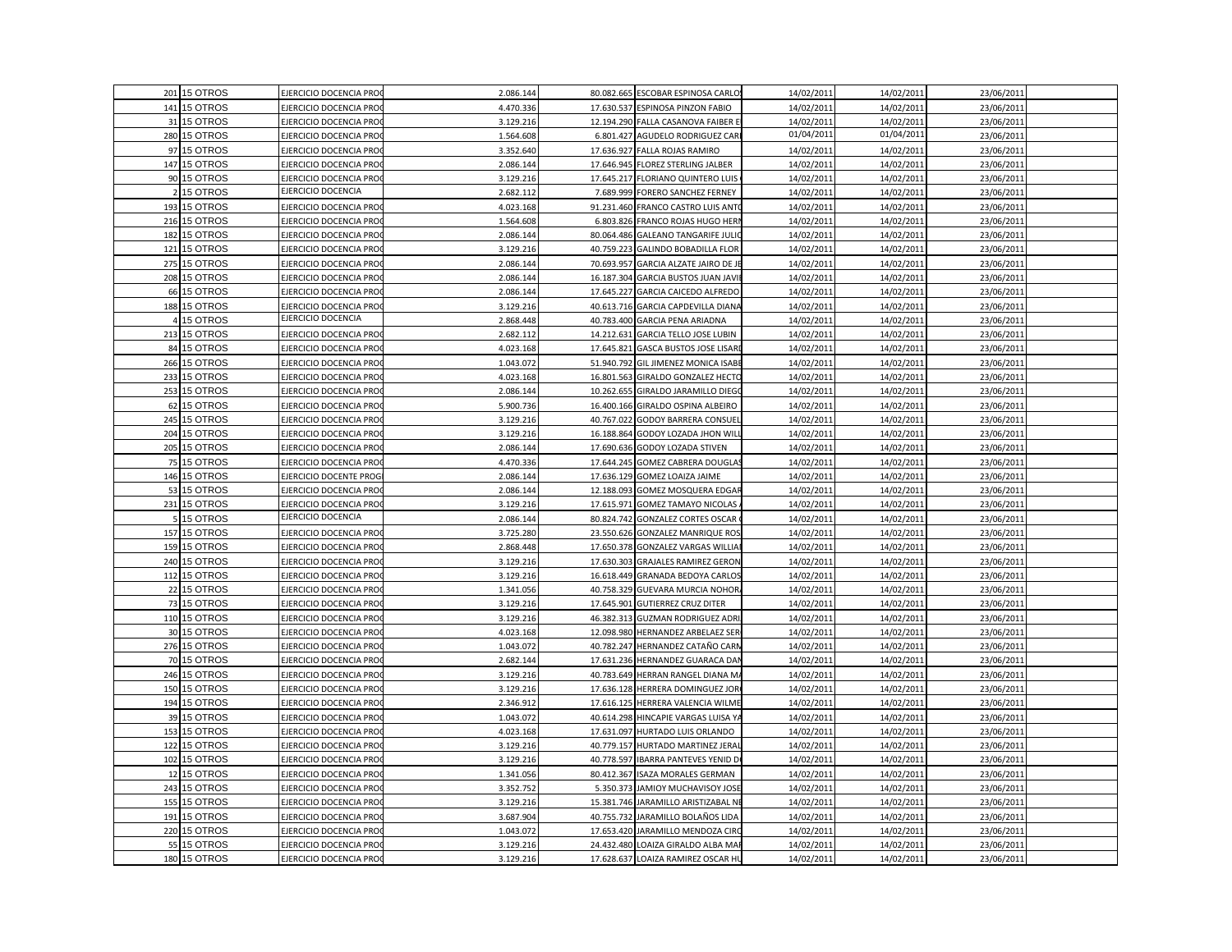| | | | | | | | | | |
|---|---|---|---|---|---|---|---|---|---|
| 201 | 15 OTROS | EJERCICIO DOCENCIA PRO | 2.086.144 | 80.082.665 | ESCOBAR ESPINOSA CARLO | 14/02/2011 | 14/02/2011 | 23/06/2011 | |
| 141 | 15 OTROS | EJERCICIO DOCENCIA PRO | 4.470.336 | 17.630.537 | ESPINOSA PINZON FABIO | 14/02/2011 | 14/02/2011 | 23/06/2011 | |
| 31 | 15 OTROS | EJERCICIO DOCENCIA PRO | 3.129.216 | 12.194.290 | FALLA CASANOVA FAIBER E | 14/02/2011 | 14/02/2011 | 23/06/2011 | |
| 280 | 15 OTROS | EJERCICIO DOCENCIA PRO | 1.564.608 | 6.801.427 | AGUDELO RODRIGUEZ CAR | 01/04/2011 | 01/04/2011 | 23/06/2011 | |
| 97 | 15 OTROS | EJERCICIO DOCENCIA PRO | 3.352.640 | 17.636.927 | FALLA ROJAS RAMIRO | 14/02/2011 | 14/02/2011 | 23/06/2011 | |
| 147 | 15 OTROS | EJERCICIO DOCENCIA PRO | 2.086.144 | 17.646.945 | FLOREZ STERLING JALBER | 14/02/2011 | 14/02/2011 | 23/06/2011 | |
| 90 | 15 OTROS | EJERCICIO DOCENCIA PRO | 3.129.216 | 17.645.217 | FLORIANO QUINTERO LUIS | 14/02/2011 | 14/02/2011 | 23/06/2011 | |
| 2 | 15 OTROS | EJERCICIO DOCENCIA | 2.682.112 | 7.689.999 | FORERO SANCHEZ FERNEY | 14/02/2011 | 14/02/2011 | 23/06/2011 | |
| 193 | 15 OTROS | EJERCICIO DOCENCIA PRO | 4.023.168 | 91.231.460 | FRANCO CASTRO LUIS ANT | 14/02/2011 | 14/02/2011 | 23/06/2011 | |
| 216 | 15 OTROS | EJERCICIO DOCENCIA PRO | 1.564.608 | 6.803.826 | FRANCO ROJAS HUGO HER | 14/02/2011 | 14/02/2011 | 23/06/2011 | |
| 182 | 15 OTROS | EJERCICIO DOCENCIA PRO | 2.086.144 | 80.064.486 | GALEANO TANGARIFE JULI | 14/02/2011 | 14/02/2011 | 23/06/2011 | |
| 121 | 15 OTROS | EJERCICIO DOCENCIA PRO | 3.129.216 | 40.759.223 | GALINDO BOBADILLA FLOR | 14/02/2011 | 14/02/2011 | 23/06/2011 | |
| 275 | 15 OTROS | EJERCICIO DOCENCIA PRO | 2.086.144 | 70.693.957 | GARCIA ALZATE JAIRO DE J | 14/02/2011 | 14/02/2011 | 23/06/2011 | |
| 208 | 15 OTROS | EJERCICIO DOCENCIA PRO | 2.086.144 | 16.187.304 | GARCIA BUSTOS JUAN JAVI | 14/02/2011 | 14/02/2011 | 23/06/2011 | |
| 66 | 15 OTROS | EJERCICIO DOCENCIA PRO | 2.086.144 | 17.645.227 | GARCIA CAICEDO ALFREDO | 14/02/2011 | 14/02/2011 | 23/06/2011 | |
| 188 | 15 OTROS | EJERCICIO DOCENCIA PRO | 3.129.216 | 40.613.716 | GARCIA CAPDEVILLA DIANA | 14/02/2011 | 14/02/2011 | 23/06/2011 | |
| 4 | 15 OTROS | EJERCICIO DOCENCIA | 2.868.448 | 40.783.400 | GARCIA PENA ARIADNA | 14/02/2011 | 14/02/2011 | 23/06/2011 | |
| 213 | 15 OTROS | EJERCICIO DOCENCIA PRO | 2.682.112 | 14.212.631 | GARCIA TELLO JOSE LUBIN | 14/02/2011 | 14/02/2011 | 23/06/2011 | |
| 84 | 15 OTROS | EJERCICIO DOCENCIA PRO | 4.023.168 | 17.645.821 | GASCA BUSTOS JOSE LISAR | 14/02/2011 | 14/02/2011 | 23/06/2011 | |
| 266 | 15 OTROS | EJERCICIO DOCENCIA PRO | 1.043.072 | 51.940.792 | GIL JIMENEZ MONICA ISAB | 14/02/2011 | 14/02/2011 | 23/06/2011 | |
| 233 | 15 OTROS | EJERCICIO DOCENCIA PRO | 4.023.168 | 16.801.563 | GIRALDO GONZALEZ HECT | 14/02/2011 | 14/02/2011 | 23/06/2011 | |
| 253 | 15 OTROS | EJERCICIO DOCENCIA PRO | 2.086.144 | 10.262.655 | GIRALDO JARAMILLO DIEG | 14/02/2011 | 14/02/2011 | 23/06/2011 | |
| 62 | 15 OTROS | EJERCICIO DOCENCIA PRO | 5.900.736 | 16.400.166 | GIRALDO OSPINA ALBEIRO | 14/02/2011 | 14/02/2011 | 23/06/2011 | |
| 245 | 15 OTROS | EJERCICIO DOCENCIA PRO | 3.129.216 | 40.767.022 | GODOY BARRERA CONSUEL | 14/02/2011 | 14/02/2011 | 23/06/2011 | |
| 204 | 15 OTROS | EJERCICIO DOCENCIA PRO | 3.129.216 | 16.188.864 | GODOY LOZADA JHON WIL | 14/02/2011 | 14/02/2011 | 23/06/2011 | |
| 205 | 15 OTROS | EJERCICIO DOCENCIA PRO | 2.086.144 | 17.690.636 | GODOY LOZADA STIVEN | 14/02/2011 | 14/02/2011 | 23/06/2011 | |
| 75 | 15 OTROS | EJERCICIO DOCENCIA PRO | 4.470.336 | 17.644.245 | GOMEZ CABRERA DOUGLA | 14/02/2011 | 14/02/2011 | 23/06/2011 | |
| 146 | 15 OTROS | EJERCICIO DOCENTE PROG | 2.086.144 | 17.636.129 | GOMEZ LOAIZA JAIME | 14/02/2011 | 14/02/2011 | 23/06/2011 | |
| 53 | 15 OTROS | EJERCICIO DOCENCIA PRO | 2.086.144 | 12.188.093 | GOMEZ MOSQUERA EDGAR | 14/02/2011 | 14/02/2011 | 23/06/2011 | |
| 231 | 15 OTROS | EJERCICIO DOCENCIA PRO | 3.129.216 | 17.615.971 | GOMEZ TAMAYO NICOLAS | 14/02/2011 | 14/02/2011 | 23/06/2011 | |
| 5 | 15 OTROS | EJERCICIO DOCENCIA | 2.086.144 | 80.824.742 | GONZALEZ CORTES OSCAR | 14/02/2011 | 14/02/2011 | 23/06/2011 | |
| 157 | 15 OTROS | EJERCICIO DOCENCIA PRO | 3.725.280 | 23.550.626 | GONZALEZ MANRIQUE ROS | 14/02/2011 | 14/02/2011 | 23/06/2011 | |
| 159 | 15 OTROS | EJERCICIO DOCENCIA PRO | 2.868.448 | 17.650.378 | GONZALEZ VARGAS WILLIA | 14/02/2011 | 14/02/2011 | 23/06/2011 | |
| 240 | 15 OTROS | EJERCICIO DOCENCIA PRO | 3.129.216 | 17.630.303 | GRAJALES RAMIREZ GERON | 14/02/2011 | 14/02/2011 | 23/06/2011 | |
| 112 | 15 OTROS | EJERCICIO DOCENCIA PRO | 3.129.216 | 16.618.449 | GRANADA BEDOYA CARLOS | 14/02/2011 | 14/02/2011 | 23/06/2011 | |
| 22 | 15 OTROS | EJERCICIO DOCENCIA PRO | 1.341.056 | 40.758.329 | GUEVARA MURCIA NOHOR | 14/02/2011 | 14/02/2011 | 23/06/2011 | |
| 73 | 15 OTROS | EJERCICIO DOCENCIA PRO | 3.129.216 | 17.645.901 | GUTIERREZ CRUZ DITER | 14/02/2011 | 14/02/2011 | 23/06/2011 | |
| 110 | 15 OTROS | EJERCICIO DOCENCIA PRO | 3.129.216 | 46.382.313 | GUZMAN RODRIGUEZ ADRI | 14/02/2011 | 14/02/2011 | 23/06/2011 | |
| 30 | 15 OTROS | EJERCICIO DOCENCIA PRO | 4.023.168 | 12.098.980 | HERNANDEZ ARBELAEZ SER | 14/02/2011 | 14/02/2011 | 23/06/2011 | |
| 276 | 15 OTROS | EJERCICIO DOCENCIA PRO | 1.043.072 | 40.782.247 | HERNANDEZ CATAÑO CAR | 14/02/2011 | 14/02/2011 | 23/06/2011 | |
| 70 | 15 OTROS | EJERCICIO DOCENCIA PRO | 2.682.144 | 17.631.236 | HERNANDEZ GUARACA DAN | 14/02/2011 | 14/02/2011 | 23/06/2011 | |
| 246 | 15 OTROS | EJERCICIO DOCENCIA PRO | 3.129.216 | 40.783.649 | HERRAN RANGEL DIANA M | 14/02/2011 | 14/02/2011 | 23/06/2011 | |
| 150 | 15 OTROS | EJERCICIO DOCENCIA PRO | 3.129.216 | 17.636.128 | HERRERA DOMINGUEZ JOR | 14/02/2011 | 14/02/2011 | 23/06/2011 | |
| 194 | 15 OTROS | EJERCICIO DOCENCIA PRO | 2.346.912 | 17.616.125 | HERRERA VALENCIA WILME | 14/02/2011 | 14/02/2011 | 23/06/2011 | |
| 39 | 15 OTROS | EJERCICIO DOCENCIA PRO | 1.043.072 | 40.614.298 | HINCAPIE VARGAS LUISA Y | 14/02/2011 | 14/02/2011 | 23/06/2011 | |
| 153 | 15 OTROS | EJERCICIO DOCENCIA PRO | 4.023.168 | 17.631.097 | HURTADO LUIS ORLANDO | 14/02/2011 | 14/02/2011 | 23/06/2011 | |
| 122 | 15 OTROS | EJERCICIO DOCENCIA PRO | 3.129.216 | 40.779.157 | HURTADO MARTINEZ JERA | 14/02/2011 | 14/02/2011 | 23/06/2011 | |
| 102 | 15 OTROS | EJERCICIO DOCENCIA PRO | 3.129.216 | 40.778.597 | IBARRA PANTEVES YENID D | 14/02/2011 | 14/02/2011 | 23/06/2011 | |
| 12 | 15 OTROS | EJERCICIO DOCENCIA PRO | 1.341.056 | 80.412.367 | ISAZA MORALES GERMAN | 14/02/2011 | 14/02/2011 | 23/06/2011 | |
| 243 | 15 OTROS | EJERCICIO DOCENCIA PRO | 3.352.752 | 5.350.373 | JAMIOY MUCHAVISOY JOSE | 14/02/2011 | 14/02/2011 | 23/06/2011 | |
| 155 | 15 OTROS | EJERCICIO DOCENCIA PRO | 3.129.216 | 15.381.746 | JARAMILLO ARISTIZABAL N | 14/02/2011 | 14/02/2011 | 23/06/2011 | |
| 191 | 15 OTROS | EJERCICIO DOCENCIA PRO | 3.687.904 | 40.755.732 | JARAMILLO BOLAÑOS LIDA | 14/02/2011 | 14/02/2011 | 23/06/2011 | |
| 220 | 15 OTROS | EJERCICIO DOCENCIA PRO | 1.043.072 | 17.653.420 | JARAMILLO MENDOZA CIR | 14/02/2011 | 14/02/2011 | 23/06/2011 | |
| 55 | 15 OTROS | EJERCICIO DOCENCIA PRO | 3.129.216 | 24.432.480 | LOAIZA GIRALDO ALBA MA | 14/02/2011 | 14/02/2011 | 23/06/2011 | |
| 180 | 15 OTROS | EJERCICIO DOCENCIA PRO | 3.129.216 | 17.628.637 | LOAIZA RAMIREZ OSCAR H | 14/02/2011 | 14/02/2011 | 23/06/2011 | |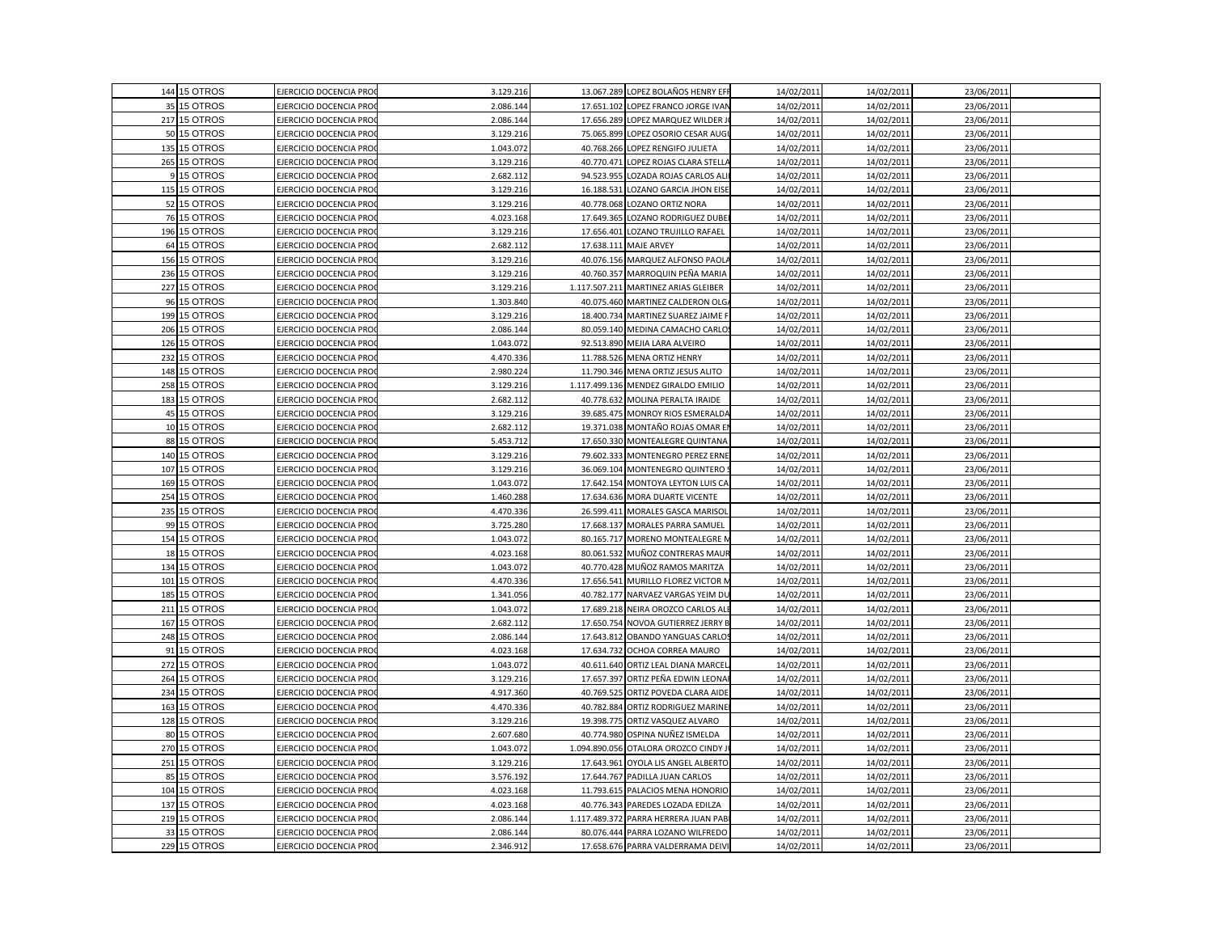| | | | | | | | | | |
|---|---|---|---|---|---|---|---|---|---|
| 144 | 15 OTROS | EJERCICIO DOCENCIA PRO | 3.129.216 | 13.067.289 | LOPEZ BOLAÑOS HENRY EFF | 14/02/2011 | 14/02/2011 | 23/06/2011 | |
| 35 | 15 OTROS | EJERCICIO DOCENCIA PRO | 2.086.144 | 17.651.102 | LOPEZ FRANCO JORGE IVAN | 14/02/2011 | 14/02/2011 | 23/06/2011 | |
| 217 | 15 OTROS | EJERCICIO DOCENCIA PRO | 2.086.144 | 17.656.289 | LOPEZ MARQUEZ WILDER J | 14/02/2011 | 14/02/2011 | 23/06/2011 | |
| 50 | 15 OTROS | EJERCICIO DOCENCIA PRO | 3.129.216 | 75.065.899 | LOPEZ OSORIO CESAR AUGU | 14/02/2011 | 14/02/2011 | 23/06/2011 | |
| 135 | 15 OTROS | EJERCICIO DOCENCIA PRO | 1.043.072 | 40.768.266 | LOPEZ RENGIFO JULIETA | 14/02/2011 | 14/02/2011 | 23/06/2011 | |
| 265 | 15 OTROS | EJERCICIO DOCENCIA PRO | 3.129.216 | 40.770.471 | LOPEZ ROJAS CLARA STELLA | 14/02/2011 | 14/02/2011 | 23/06/2011 | |
| 9 | 15 OTROS | EJERCICIO DOCENCIA PRO | 2.682.112 | 94.523.955 | LOZADA ROJAS CARLOS ALI | 14/02/2011 | 14/02/2011 | 23/06/2011 | |
| 115 | 15 OTROS | EJERCICIO DOCENCIA PRO | 3.129.216 | 16.188.531 | LOZANO GARCIA JHON EISE | 14/02/2011 | 14/02/2011 | 23/06/2011 | |
| 52 | 15 OTROS | EJERCICIO DOCENCIA PRO | 3.129.216 | 40.778.068 | LOZANO ORTIZ NORA | 14/02/2011 | 14/02/2011 | 23/06/2011 | |
| 76 | 15 OTROS | EJERCICIO DOCENCIA PRO | 4.023.168 | 17.649.365 | LOZANO RODRIGUEZ DUBE | 14/02/2011 | 14/02/2011 | 23/06/2011 | |
| 196 | 15 OTROS | EJERCICIO DOCENCIA PRO | 3.129.216 | 17.656.401 | LOZANO TRUJILLO RAFAEL | 14/02/2011 | 14/02/2011 | 23/06/2011 | |
| 64 | 15 OTROS | EJERCICIO DOCENCIA PRO | 2.682.112 | 17.638.111 | MAJE ARVEY | 14/02/2011 | 14/02/2011 | 23/06/2011 | |
| 156 | 15 OTROS | EJERCICIO DOCENCIA PRO | 3.129.216 | 40.076.156 | MARQUEZ ALFONSO PAOLA | 14/02/2011 | 14/02/2011 | 23/06/2011 | |
| 236 | 15 OTROS | EJERCICIO DOCENCIA PRO | 3.129.216 | 40.760.357 | MARROQUIN PEÑA MARIA | 14/02/2011 | 14/02/2011 | 23/06/2011 | |
| 227 | 15 OTROS | EJERCICIO DOCENCIA PRO | 3.129.216 | 1.117.507.211 | MARTINEZ ARIAS GLEIBER | 14/02/2011 | 14/02/2011 | 23/06/2011 | |
| 96 | 15 OTROS | EJERCICIO DOCENCIA PRO | 1.303.840 | 40.075.460 | MARTINEZ CALDERON OLGA | 14/02/2011 | 14/02/2011 | 23/06/2011 | |
| 199 | 15 OTROS | EJERCICIO DOCENCIA PRO | 3.129.216 | 18.400.734 | MARTINEZ SUAREZ JAIME F | 14/02/2011 | 14/02/2011 | 23/06/2011 | |
| 206 | 15 OTROS | EJERCICIO DOCENCIA PRO | 2.086.144 | 80.059.140 | MEDINA CAMACHO CARLOS | 14/02/2011 | 14/02/2011 | 23/06/2011 | |
| 126 | 15 OTROS | EJERCICIO DOCENCIA PRO | 1.043.072 | 92.513.890 | MEJIA LARA ALVEIRO | 14/02/2011 | 14/02/2011 | 23/06/2011 | |
| 232 | 15 OTROS | EJERCICIO DOCENCIA PRO | 4.470.336 | 11.788.526 | MENA ORTIZ HENRY | 14/02/2011 | 14/02/2011 | 23/06/2011 | |
| 148 | 15 OTROS | EJERCICIO DOCENCIA PRO | 2.980.224 | 11.790.346 | MENA ORTIZ JESUS ALITO | 14/02/2011 | 14/02/2011 | 23/06/2011 | |
| 258 | 15 OTROS | EJERCICIO DOCENCIA PRO | 3.129.216 | 1.117.499.136 | MENDEZ GIRALDO EMILIO | 14/02/2011 | 14/02/2011 | 23/06/2011 | |
| 183 | 15 OTROS | EJERCICIO DOCENCIA PRO | 2.682.112 | 40.778.632 | MOLINA PERALTA IRAIDE | 14/02/2011 | 14/02/2011 | 23/06/2011 | |
| 45 | 15 OTROS | EJERCICIO DOCENCIA PRO | 3.129.216 | 39.685.475 | MONROY RIOS ESMERALDA | 14/02/2011 | 14/02/2011 | 23/06/2011 | |
| 10 | 15 OTROS | EJERCICIO DOCENCIA PRO | 2.682.112 | 19.371.038 | MONTAÑO ROJAS OMAR E | 14/02/2011 | 14/02/2011 | 23/06/2011 | |
| 88 | 15 OTROS | EJERCICIO DOCENCIA PRO | 5.453.712 | 17.650.330 | MONTEALEGRE QUINTANA | 14/02/2011 | 14/02/2011 | 23/06/2011 | |
| 140 | 15 OTROS | EJERCICIO DOCENCIA PRO | 3.129.216 | 79.602.333 | MONTENEGRO PEREZ ERNE | 14/02/2011 | 14/02/2011 | 23/06/2011 | |
| 107 | 15 OTROS | EJERCICIO DOCENCIA PRO | 3.129.216 | 36.069.104 | MONTENEGRO QUINTERO | 14/02/2011 | 14/02/2011 | 23/06/2011 | |
| 169 | 15 OTROS | EJERCICIO DOCENCIA PRO | 1.043.072 | 17.642.154 | MONTOYA LEYTON LUIS CA | 14/02/2011 | 14/02/2011 | 23/06/2011 | |
| 254 | 15 OTROS | EJERCICIO DOCENCIA PRO | 1.460.288 | 17.634.636 | MORA DUARTE VICENTE | 14/02/2011 | 14/02/2011 | 23/06/2011 | |
| 235 | 15 OTROS | EJERCICIO DOCENCIA PRO | 4.470.336 | 26.599.411 | MORALES GASCA MARISOL | 14/02/2011 | 14/02/2011 | 23/06/2011 | |
| 99 | 15 OTROS | EJERCICIO DOCENCIA PRO | 3.725.280 | 17.668.137 | MORALES PARRA SAMUEL | 14/02/2011 | 14/02/2011 | 23/06/2011 | |
| 154 | 15 OTROS | EJERCICIO DOCENCIA PRO | 1.043.072 | 80.165.717 | MORENO MONTEALEGRE M | 14/02/2011 | 14/02/2011 | 23/06/2011 | |
| 18 | 15 OTROS | EJERCICIO DOCENCIA PRO | 4.023.168 | 80.061.532 | MUÑOZ CONTRERAS MAUR | 14/02/2011 | 14/02/2011 | 23/06/2011 | |
| 134 | 15 OTROS | EJERCICIO DOCENCIA PRO | 1.043.072 | 40.770.428 | MUÑOZ RAMOS MARITZA | 14/02/2011 | 14/02/2011 | 23/06/2011 | |
| 101 | 15 OTROS | EJERCICIO DOCENCIA PRO | 4.470.336 | 17.656.541 | MURILLO FLOREZ VICTOR M | 14/02/2011 | 14/02/2011 | 23/06/2011 | |
| 185 | 15 OTROS | EJERCICIO DOCENCIA PRO | 1.341.056 | 40.782.177 | NARVAEZ VARGAS YEIM DU | 14/02/2011 | 14/02/2011 | 23/06/2011 | |
| 211 | 15 OTROS | EJERCICIO DOCENCIA PRO | 1.043.072 | 17.689.218 | NEIRA OROZCO CARLOS ALE | 14/02/2011 | 14/02/2011 | 23/06/2011 | |
| 167 | 15 OTROS | EJERCICIO DOCENCIA PRO | 2.682.112 | 17.650.754 | NOVOA GUTIERREZ JERRY B | 14/02/2011 | 14/02/2011 | 23/06/2011 | |
| 248 | 15 OTROS | EJERCICIO DOCENCIA PRO | 2.086.144 | 17.643.812 | OBANDO YANGUAS CARLOS | 14/02/2011 | 14/02/2011 | 23/06/2011 | |
| 91 | 15 OTROS | EJERCICIO DOCENCIA PRO | 4.023.168 | 17.634.732 | OCHOA CORREA MAURO | 14/02/2011 | 14/02/2011 | 23/06/2011 | |
| 272 | 15 OTROS | EJERCICIO DOCENCIA PRO | 1.043.072 | 40.611.640 | ORTIZ LEAL DIANA MARCEL | 14/02/2011 | 14/02/2011 | 23/06/2011 | |
| 264 | 15 OTROS | EJERCICIO DOCENCIA PRO | 3.129.216 | 17.657.397 | ORTIZ PEÑA EDWIN LEONA | 14/02/2011 | 14/02/2011 | 23/06/2011 | |
| 234 | 15 OTROS | EJERCICIO DOCENCIA PRO | 4.917.360 | 40.769.525 | ORTIZ POVEDA CLARA AIDE | 14/02/2011 | 14/02/2011 | 23/06/2011 | |
| 163 | 15 OTROS | EJERCICIO DOCENCIA PRO | 4.470.336 | 40.782.884 | ORTIZ RODRIGUEZ MARINE | 14/02/2011 | 14/02/2011 | 23/06/2011 | |
| 128 | 15 OTROS | EJERCICIO DOCENCIA PRO | 3.129.216 | 19.398.775 | ORTIZ VASQUEZ ALVARO | 14/02/2011 | 14/02/2011 | 23/06/2011 | |
| 80 | 15 OTROS | EJERCICIO DOCENCIA PRO | 2.607.680 | 40.774.980 | OSPINA NUÑEZ ISMELDA | 14/02/2011 | 14/02/2011 | 23/06/2011 | |
| 270 | 15 OTROS | EJERCICIO DOCENCIA PRO | 1.043.072 | 1.094.890.056 | OTALORA OROZCO CINDY J | 14/02/2011 | 14/02/2011 | 23/06/2011 | |
| 251 | 15 OTROS | EJERCICIO DOCENCIA PRO | 3.129.216 | 17.643.961 | OYOLA LIS ANGEL ALBERTO | 14/02/2011 | 14/02/2011 | 23/06/2011 | |
| 85 | 15 OTROS | EJERCICIO DOCENCIA PRO | 3.576.192 | 17.644.767 | PADILLA JUAN CARLOS | 14/02/2011 | 14/02/2011 | 23/06/2011 | |
| 104 | 15 OTROS | EJERCICIO DOCENCIA PRO | 4.023.168 | 11.793.615 | PALACIOS MENA HONORIO | 14/02/2011 | 14/02/2011 | 23/06/2011 | |
| 137 | 15 OTROS | EJERCICIO DOCENCIA PRO | 4.023.168 | 40.776.343 | PAREDES LOZADA EDILZA | 14/02/2011 | 14/02/2011 | 23/06/2011 | |
| 219 | 15 OTROS | EJERCICIO DOCENCIA PRO | 2.086.144 | 1.117.489.372 | PARRA HERRERA JUAN PAB | 14/02/2011 | 14/02/2011 | 23/06/2011 | |
| 33 | 15 OTROS | EJERCICIO DOCENCIA PRO | 2.086.144 | 80.076.444 | PARRA LOZANO WILFREDO | 14/02/2011 | 14/02/2011 | 23/06/2011 | |
| 229 | 15 OTROS | EJERCICIO DOCENCIA PRO | 2.346.912 | 17.658.676 | PARRA VALDERRAMA DEIVI | 14/02/2011 | 14/02/2011 | 23/06/2011 | |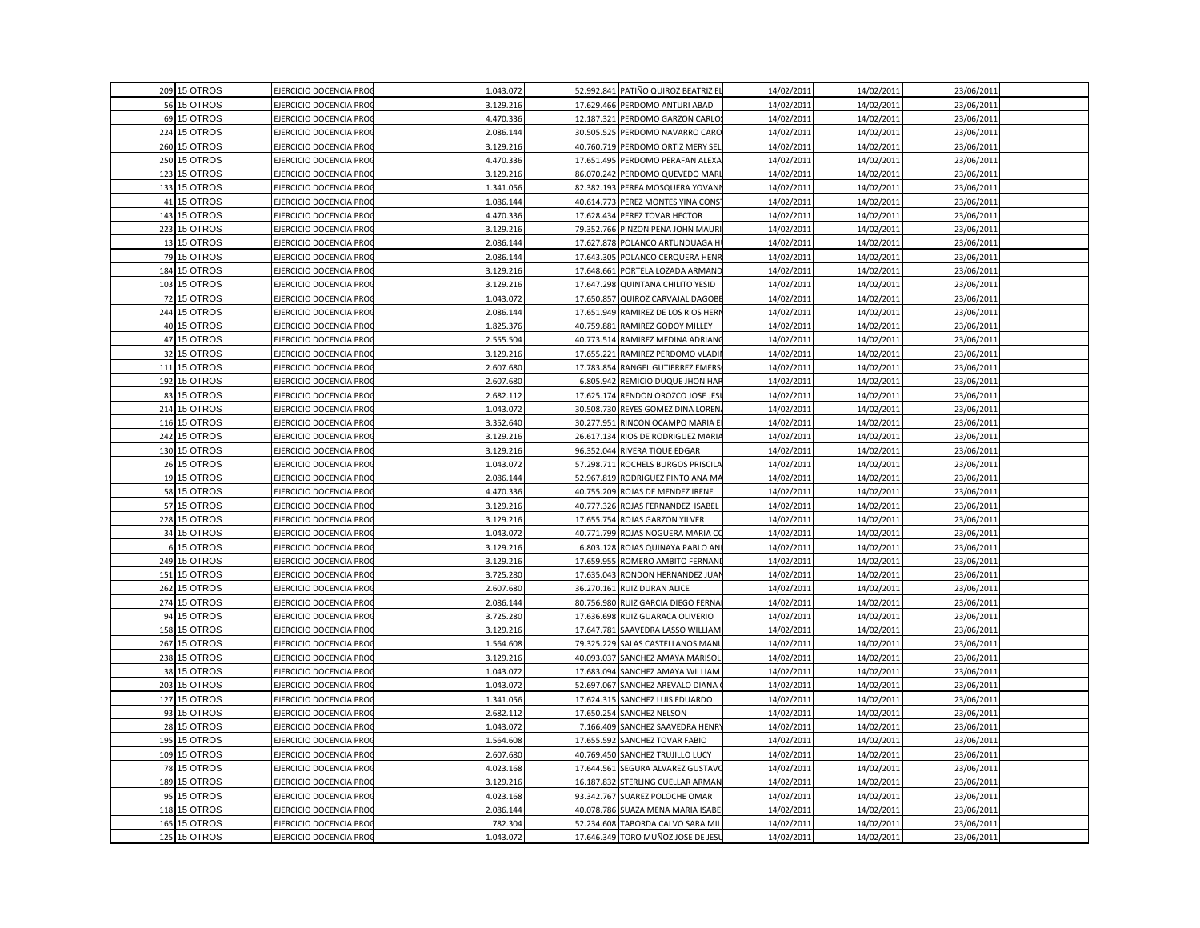| | | | | | | | | |
|---|---|---|---|---|---|---|---|---|
| 209 | 15 OTROS | EJERCICIO DOCENCIA PRO | 1.043.072 | 52.992.841 | PATIÑO QUIROZ BEATRIZ EL | 14/02/2011 | 14/02/2011 | 23/06/2011 |
| 56 | 15 OTROS | EJERCICIO DOCENCIA PRO | 3.129.216 | 17.629.466 | PERDOMO ANTURI ABAD | 14/02/2011 | 14/02/2011 | 23/06/2011 |
| 69 | 15 OTROS | EJERCICIO DOCENCIA PRO | 4.470.336 | 12.187.321 | PERDOMO GARZON CARLO | 14/02/2011 | 14/02/2011 | 23/06/2011 |
| 224 | 15 OTROS | EJERCICIO DOCENCIA PRO | 2.086.144 | 30.505.525 | PERDOMO NAVARRO CARO | 14/02/2011 | 14/02/2011 | 23/06/2011 |
| 260 | 15 OTROS | EJERCICIO DOCENCIA PRO | 3.129.216 | 40.760.719 | PERDOMO ORTIZ MERY SEL | 14/02/2011 | 14/02/2011 | 23/06/2011 |
| 250 | 15 OTROS | EJERCICIO DOCENCIA PRO | 4.470.336 | 17.651.495 | PERDOMO PERAFAN ALEXA | 14/02/2011 | 14/02/2011 | 23/06/2011 |
| 123 | 15 OTROS | EJERCICIO DOCENCIA PRO | 3.129.216 | 86.070.242 | PERDOMO QUEVEDO MARI | 14/02/2011 | 14/02/2011 | 23/06/2011 |
| 133 | 15 OTROS | EJERCICIO DOCENCIA PRO | 1.341.056 | 82.382.193 | PEREA MOSQUERA YOVANI | 14/02/2011 | 14/02/2011 | 23/06/2011 |
| 41 | 15 OTROS | EJERCICIO DOCENCIA PRO | 1.086.144 | 40.614.773 | PEREZ MONTES YINA CONS | 14/02/2011 | 14/02/2011 | 23/06/2011 |
| 143 | 15 OTROS | EJERCICIO DOCENCIA PRO | 4.470.336 | 17.628.434 | PEREZ TOVAR HECTOR | 14/02/2011 | 14/02/2011 | 23/06/2011 |
| 223 | 15 OTROS | EJERCICIO DOCENCIA PRO | 3.129.216 | 79.352.766 | PINZON PENA JOHN MAURI | 14/02/2011 | 14/02/2011 | 23/06/2011 |
| 13 | 15 OTROS | EJERCICIO DOCENCIA PRO | 2.086.144 | 17.627.878 | POLANCO ARTUNDUAGA H | 14/02/2011 | 14/02/2011 | 23/06/2011 |
| 79 | 15 OTROS | EJERCICIO DOCENCIA PRO | 2.086.144 | 17.643.305 | POLANCO CERQUERA HENR | 14/02/2011 | 14/02/2011 | 23/06/2011 |
| 184 | 15 OTROS | EJERCICIO DOCENCIA PRO | 3.129.216 | 17.648.661 | PORTELA LOZADA ARMAND | 14/02/2011 | 14/02/2011 | 23/06/2011 |
| 103 | 15 OTROS | EJERCICIO DOCENCIA PRO | 3.129.216 | 17.647.298 | QUINTANA CHILITO YESID | 14/02/2011 | 14/02/2011 | 23/06/2011 |
| 72 | 15 OTROS | EJERCICIO DOCENCIA PRO | 1.043.072 | 17.650.857 | QUIROZ CARVAJAL DAGOBE | 14/02/2011 | 14/02/2011 | 23/06/2011 |
| 244 | 15 OTROS | EJERCICIO DOCENCIA PRO | 2.086.144 | 17.651.949 | RAMIREZ DE LOS RIOS HERI | 14/02/2011 | 14/02/2011 | 23/06/2011 |
| 40 | 15 OTROS | EJERCICIO DOCENCIA PRO | 1.825.376 | 40.759.881 | RAMIREZ GODOY MILLEY | 14/02/2011 | 14/02/2011 | 23/06/2011 |
| 47 | 15 OTROS | EJERCICIO DOCENCIA PRO | 2.555.504 | 40.773.514 | RAMIREZ MEDINA ADRIAN | 14/02/2011 | 14/02/2011 | 23/06/2011 |
| 32 | 15 OTROS | EJERCICIO DOCENCIA PRO | 3.129.216 | 17.655.221 | RAMIREZ PERDOMO VLADI | 14/02/2011 | 14/02/2011 | 23/06/2011 |
| 111 | 15 OTROS | EJERCICIO DOCENCIA PRO | 2.607.680 | 17.783.854 | RANGEL GUTIERREZ EMERS | 14/02/2011 | 14/02/2011 | 23/06/2011 |
| 192 | 15 OTROS | EJERCICIO DOCENCIA PRO | 2.607.680 | 6.805.942 | REMICIO DUQUE JHON HAR | 14/02/2011 | 14/02/2011 | 23/06/2011 |
| 83 | 15 OTROS | EJERCICIO DOCENCIA PRO | 2.682.112 | 17.625.174 | RENDON OROZCO JOSE JES | 14/02/2011 | 14/02/2011 | 23/06/2011 |
| 214 | 15 OTROS | EJERCICIO DOCENCIA PRO | 1.043.072 | 30.508.730 | REYES GOMEZ DINA LOREN | 14/02/2011 | 14/02/2011 | 23/06/2011 |
| 116 | 15 OTROS | EJERCICIO DOCENCIA PRO | 3.352.640 | 30.277.951 | RINCON OCAMPO MARIA E | 14/02/2011 | 14/02/2011 | 23/06/2011 |
| 242 | 15 OTROS | EJERCICIO DOCENCIA PRO | 3.129.216 | 26.617.134 | RIOS DE RODRIGUEZ MARIA | 14/02/2011 | 14/02/2011 | 23/06/2011 |
| 130 | 15 OTROS | EJERCICIO DOCENCIA PRO | 3.129.216 | 96.352.044 | RIVERA TIQUE EDGAR | 14/02/2011 | 14/02/2011 | 23/06/2011 |
| 26 | 15 OTROS | EJERCICIO DOCENCIA PRO | 1.043.072 | 57.298.711 | ROCHELS BURGOS PRISCILA | 14/02/2011 | 14/02/2011 | 23/06/2011 |
| 19 | 15 OTROS | EJERCICIO DOCENCIA PRO | 2.086.144 | 52.967.819 | RODRIGUEZ PINTO ANA MA | 14/02/2011 | 14/02/2011 | 23/06/2011 |
| 58 | 15 OTROS | EJERCICIO DOCENCIA PRO | 4.470.336 | 40.755.209 | ROJAS DE MENDEZ IRENE | 14/02/2011 | 14/02/2011 | 23/06/2011 |
| 57 | 15 OTROS | EJERCICIO DOCENCIA PRO | 3.129.216 | 40.777.326 | ROJAS FERNANDEZ ISABEL | 14/02/2011 | 14/02/2011 | 23/06/2011 |
| 228 | 15 OTROS | EJERCICIO DOCENCIA PRO | 3.129.216 | 17.655.754 | ROJAS GARZON YILVER | 14/02/2011 | 14/02/2011 | 23/06/2011 |
| 34 | 15 OTROS | EJERCICIO DOCENCIA PRO | 1.043.072 | 40.771.799 | ROJAS NOGUERA MARIA C | 14/02/2011 | 14/02/2011 | 23/06/2011 |
| 6 | 15 OTROS | EJERCICIO DOCENCIA PRO | 3.129.216 | 6.803.128 | ROJAS QUINAYA PABLO AN | 14/02/2011 | 14/02/2011 | 23/06/2011 |
| 249 | 15 OTROS | EJERCICIO DOCENCIA PRO | 3.129.216 | 17.659.955 | ROMERO AMBITO FERNAN | 14/02/2011 | 14/02/2011 | 23/06/2011 |
| 151 | 15 OTROS | EJERCICIO DOCENCIA PRO | 3.725.280 | 17.635.043 | RONDON HERNANDEZ JUAN | 14/02/2011 | 14/02/2011 | 23/06/2011 |
| 262 | 15 OTROS | EJERCICIO DOCENCIA PRO | 2.607.680 | 36.270.161 | RUIZ DURAN ALICE | 14/02/2011 | 14/02/2011 | 23/06/2011 |
| 274 | 15 OTROS | EJERCICIO DOCENCIA PRO | 2.086.144 | 80.756.980 | RUIZ GARCIA DIEGO FERNA | 14/02/2011 | 14/02/2011 | 23/06/2011 |
| 94 | 15 OTROS | EJERCICIO DOCENCIA PRO | 3.725.280 | 17.636.698 | RUIZ GUARACA OLIVERIO | 14/02/2011 | 14/02/2011 | 23/06/2011 |
| 158 | 15 OTROS | EJERCICIO DOCENCIA PRO | 3.129.216 | 17.647.781 | SAAVEDRA LASSO WILLIAM | 14/02/2011 | 14/02/2011 | 23/06/2011 |
| 267 | 15 OTROS | EJERCICIO DOCENCIA PRO | 1.564.608 | 79.325.229 | SALAS CASTELLANOS MANU | 14/02/2011 | 14/02/2011 | 23/06/2011 |
| 238 | 15 OTROS | EJERCICIO DOCENCIA PRO | 3.129.216 | 40.093.037 | SANCHEZ AMAYA MARISOL | 14/02/2011 | 14/02/2011 | 23/06/2011 |
| 38 | 15 OTROS | EJERCICIO DOCENCIA PRO | 1.043.072 | 17.683.094 | SANCHEZ AMAYA WILLIAM | 14/02/2011 | 14/02/2011 | 23/06/2011 |
| 203 | 15 OTROS | EJERCICIO DOCENCIA PRO | 1.043.072 | 52.697.067 | SANCHEZ AREVALO DIANA | 14/02/2011 | 14/02/2011 | 23/06/2011 |
| 127 | 15 OTROS | EJERCICIO DOCENCIA PRO | 1.341.056 | 17.624.315 | SANCHEZ LUIS EDUARDO | 14/02/2011 | 14/02/2011 | 23/06/2011 |
| 93 | 15 OTROS | EJERCICIO DOCENCIA PRO | 2.682.112 | 17.650.254 | SANCHEZ NELSON | 14/02/2011 | 14/02/2011 | 23/06/2011 |
| 28 | 15 OTROS | EJERCICIO DOCENCIA PRO | 1.043.072 | 7.166.409 | SANCHEZ SAAVEDRA HENR | 14/02/2011 | 14/02/2011 | 23/06/2011 |
| 195 | 15 OTROS | EJERCICIO DOCENCIA PRO | 1.564.608 | 17.655.592 | SANCHEZ TOVAR FABIO | 14/02/2011 | 14/02/2011 | 23/06/2011 |
| 109 | 15 OTROS | EJERCICIO DOCENCIA PRO | 2.607.680 | 40.769.450 | SANCHEZ TRUJILLO LUCY | 14/02/2011 | 14/02/2011 | 23/06/2011 |
| 78 | 15 OTROS | EJERCICIO DOCENCIA PRO | 4.023.168 | 17.644.561 | SEGURA ALVAREZ GUSTAV | 14/02/2011 | 14/02/2011 | 23/06/2011 |
| 189 | 15 OTROS | EJERCICIO DOCENCIA PRO | 3.129.216 | 16.187.832 | STERLING CUELLAR ARMAN | 14/02/2011 | 14/02/2011 | 23/06/2011 |
| 95 | 15 OTROS | EJERCICIO DOCENCIA PRO | 4.023.168 | 93.342.767 | SUAREZ POLOCHE OMAR | 14/02/2011 | 14/02/2011 | 23/06/2011 |
| 118 | 15 OTROS | EJERCICIO DOCENCIA PRO | 2.086.144 | 40.078.786 | SUAZA MENA MARIA ISABE | 14/02/2011 | 14/02/2011 | 23/06/2011 |
| 165 | 15 OTROS | EJERCICIO DOCENCIA PRO | 782.304 | 52.234.608 | TABORDA CALVO SARA MIL | 14/02/2011 | 14/02/2011 | 23/06/2011 |
| 125 | 15 OTROS | EJERCICIO DOCENCIA PRO | 1.043.072 | 17.646.349 | TORO MUÑOZ JOSE DE JESU | 14/02/2011 | 14/02/2011 | 23/06/2011 |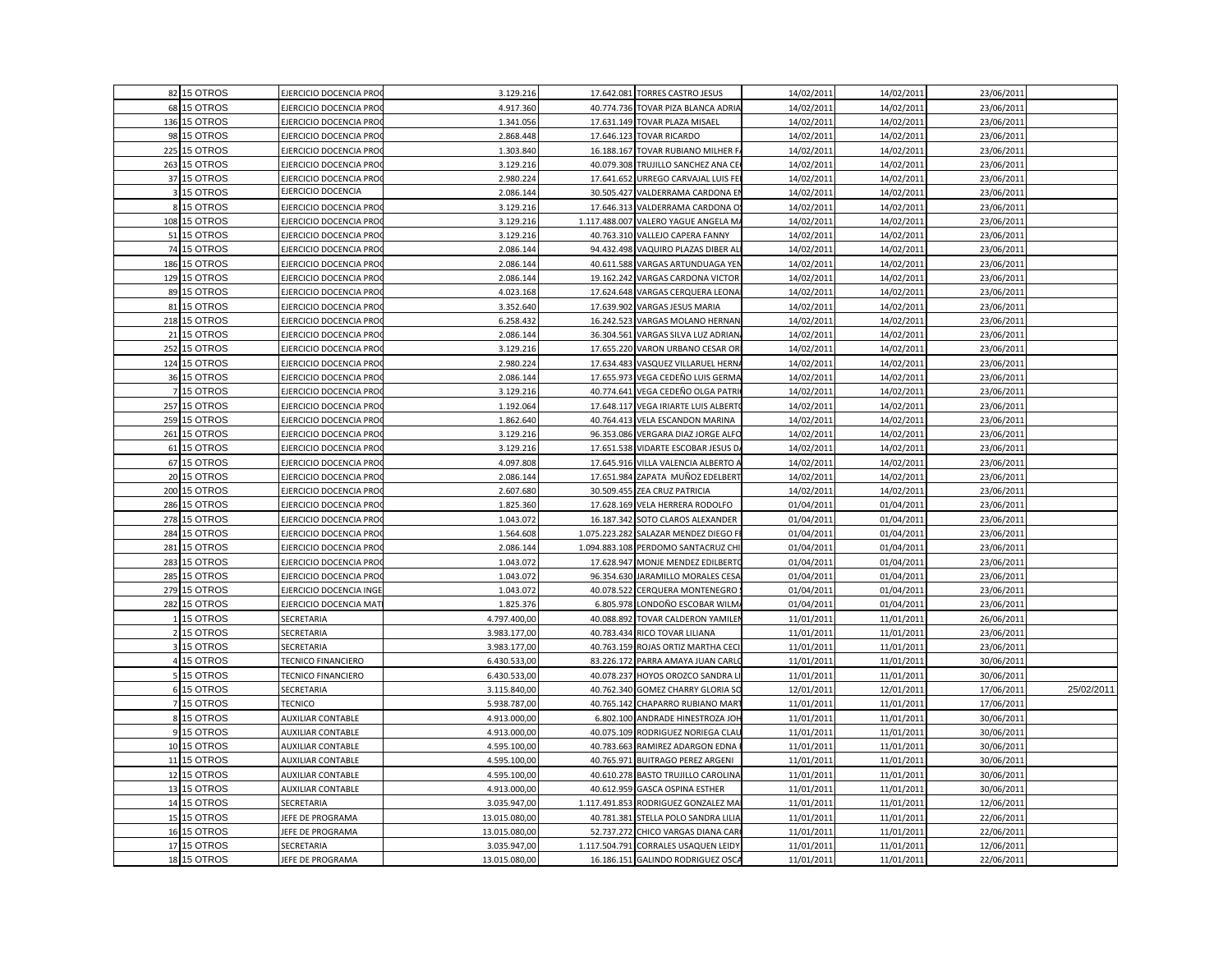| | | | | | | | | | |
|---|---|---|---|---|---|---|---|---|---|
| 82 | 15 OTROS | EJERCICIO DOCENCIA PRO | 3.129.216 | 17.642.081 | TORRES CASTRO JESUS | 14/02/2011 | 14/02/2011 | 23/06/2011 | |
| 68 | 15 OTROS | EJERCICIO DOCENCIA PRO | 4.917.360 | 40.774.736 | TOVAR PIZA BLANCA ADRIA | 14/02/2011 | 14/02/2011 | 23/06/2011 | |
| 136 | 15 OTROS | EJERCICIO DOCENCIA PRO | 1.341.056 | 17.631.149 | TOVAR PLAZA MISAEL | 14/02/2011 | 14/02/2011 | 23/06/2011 | |
| 98 | 15 OTROS | EJERCICIO DOCENCIA PRO | 2.868.448 | 17.646.123 | TOVAR RICARDO | 14/02/2011 | 14/02/2011 | 23/06/2011 | |
| 225 | 15 OTROS | EJERCICIO DOCENCIA PRO | 1.303.840 | 16.188.167 | TOVAR RUBIANO MILHER F | 14/02/2011 | 14/02/2011 | 23/06/2011 | |
| 263 | 15 OTROS | EJERCICIO DOCENCIA PRO | 3.129.216 | 40.079.308 | TRUJILLO SANCHEZ ANA CE | 14/02/2011 | 14/02/2011 | 23/06/2011 | |
| 37 | 15 OTROS | EJERCICIO DOCENCIA PRO | 2.980.224 | 17.641.652 | URREGO CARVAJAL LUIS FE | 14/02/2011 | 14/02/2011 | 23/06/2011 | |
| 3 | 15 OTROS | EJERCICIO DOCENCIA | 2.086.144 | 30.505.427 | VALDERRAMA CARDONA E | 14/02/2011 | 14/02/2011 | 23/06/2011 | |
| 8 | 15 OTROS | EJERCICIO DOCENCIA PRO | 3.129.216 | 17.646.313 | VALDERRAMA CARDONA O | 14/02/2011 | 14/02/2011 | 23/06/2011 | |
| 108 | 15 OTROS | EJERCICIO DOCENCIA PRO | 3.129.216 | 1.117.488.007 | VALERO YAGUE ANGELA M | 14/02/2011 | 14/02/2011 | 23/06/2011 | |
| 51 | 15 OTROS | EJERCICIO DOCENCIA PRO | 3.129.216 | 40.763.310 | VALLEJO CAPERA FANNY | 14/02/2011 | 14/02/2011 | 23/06/2011 | |
| 74 | 15 OTROS | EJERCICIO DOCENCIA PRO | 2.086.144 | 94.432.498 | VAQUIRO PLAZAS DIBER AL | 14/02/2011 | 14/02/2011 | 23/06/2011 | |
| 186 | 15 OTROS | EJERCICIO DOCENCIA PRO | 2.086.144 | 40.611.588 | VARGAS ARTUNDUAGA YE | 14/02/2011 | 14/02/2011 | 23/06/2011 | |
| 129 | 15 OTROS | EJERCICIO DOCENCIA PRO | 2.086.144 | 19.162.242 | VARGAS CARDONA VICTOR | 14/02/2011 | 14/02/2011 | 23/06/2011 | |
| 89 | 15 OTROS | EJERCICIO DOCENCIA PRO | 4.023.168 | 17.624.648 | VARGAS CERQUERA LEONA | 14/02/2011 | 14/02/2011 | 23/06/2011 | |
| 81 | 15 OTROS | EJERCICIO DOCENCIA PRO | 3.352.640 | 17.639.902 | VARGAS JESUS MARIA | 14/02/2011 | 14/02/2011 | 23/06/2011 | |
| 218 | 15 OTROS | EJERCICIO DOCENCIA PRO | 6.258.432 | 16.242.523 | VARGAS MOLANO HERNAN | 14/02/2011 | 14/02/2011 | 23/06/2011 | |
| 21 | 15 OTROS | EJERCICIO DOCENCIA PRO | 2.086.144 | 36.304.561 | VARGAS SILVA LUZ ADRIAN | 14/02/2011 | 14/02/2011 | 23/06/2011 | |
| 252 | 15 OTROS | EJERCICIO DOCENCIA PRO | 3.129.216 | 17.655.220 | VARON URBANO CESAR OR | 14/02/2011 | 14/02/2011 | 23/06/2011 | |
| 124 | 15 OTROS | EJERCICIO DOCENCIA PRO | 2.980.224 | 17.634.483 | VASQUEZ VILLARUEL HERN | 14/02/2011 | 14/02/2011 | 23/06/2011 | |
| 36 | 15 OTROS | EJERCICIO DOCENCIA PRO | 2.086.144 | 17.655.973 | VEGA CEDEÑO LUIS GERMA | 14/02/2011 | 14/02/2011 | 23/06/2011 | |
| 7 | 15 OTROS | EJERCICIO DOCENCIA PRO | 3.129.216 | 40.774.641 | VEGA CEDEÑO OLGA PATRI | 14/02/2011 | 14/02/2011 | 23/06/2011 | |
| 257 | 15 OTROS | EJERCICIO DOCENCIA PRO | 1.192.064 | 17.648.117 | VEGA IRIARTE LUIS ALBERT | 14/02/2011 | 14/02/2011 | 23/06/2011 | |
| 259 | 15 OTROS | EJERCICIO DOCENCIA PRO | 1.862.640 | 40.764.413 | VELA ESCANDON MARINA | 14/02/2011 | 14/02/2011 | 23/06/2011 | |
| 261 | 15 OTROS | EJERCICIO DOCENCIA PRO | 3.129.216 | 96.353.086 | VERGARA DIAZ JORGE ALFO | 14/02/2011 | 14/02/2011 | 23/06/2011 | |
| 61 | 15 OTROS | EJERCICIO DOCENCIA PRO | 3.129.216 | 17.651.538 | VIDARTE ESCOBAR JESUS D | 14/02/2011 | 14/02/2011 | 23/06/2011 | |
| 67 | 15 OTROS | EJERCICIO DOCENCIA PRO | 4.097.808 | 17.645.916 | VILLA VALENCIA ALBERTO A | 14/02/2011 | 14/02/2011 | 23/06/2011 | |
| 20 | 15 OTROS | EJERCICIO DOCENCIA PRO | 2.086.144 | 17.651.984 | ZAPATA MUÑOZ EDELBERT | 14/02/2011 | 14/02/2011 | 23/06/2011 | |
| 200 | 15 OTROS | EJERCICIO DOCENCIA PRO | 2.607.680 | 30.509.455 | ZEA CRUZ PATRICIA | 14/02/2011 | 14/02/2011 | 23/06/2011 | |
| 286 | 15 OTROS | EJERCICIO DOCENCIA PRO | 1.825.360 | 17.628.169 | VELA HERRERA RODOLFO | 01/04/2011 | 01/04/2011 | 23/06/2011 | |
| 278 | 15 OTROS | EJERCICIO DOCENCIA PRO | 1.043.072 | 16.187.342 | SOTO CLAROS ALEXANDER | 01/04/2011 | 01/04/2011 | 23/06/2011 | |
| 284 | 15 OTROS | EJERCICIO DOCENCIA PRO | 1.564.608 | 1.075.223.282 | SALAZAR MENDEZ DIEGO F | 01/04/2011 | 01/04/2011 | 23/06/2011 | |
| 281 | 15 OTROS | EJERCICIO DOCENCIA PRO | 2.086.144 | 1.094.883.108 | PERDOMO SANTACRUZ CHI | 01/04/2011 | 01/04/2011 | 23/06/2011 | |
| 283 | 15 OTROS | EJERCICIO DOCENCIA PRO | 1.043.072 | 17.628.947 | MONJE MENDEZ EDILBERT | 01/04/2011 | 01/04/2011 | 23/06/2011 | |
| 285 | 15 OTROS | EJERCICIO DOCENCIA PRO | 1.043.072 | 96.354.630 | JARAMILLO MORALES CESA | 01/04/2011 | 01/04/2011 | 23/06/2011 | |
| 279 | 15 OTROS | EJERCICIO DOCENCIA INGE | 1.043.072 | 40.078.522 | CERQUERA MONTENEGRO | 01/04/2011 | 01/04/2011 | 23/06/2011 | |
| 282 | 15 OTROS | EJERCICIO DOCENCIA MAT | 1.825.376 | 6.805.978 | LONDOÑO ESCOBAR WILM | 01/04/2011 | 01/04/2011 | 23/06/2011 | |
| 1 | 15 OTROS | SECRETARIA | 4.797.400,00 | 40.088.892 | TOVAR CALDERON YAMILE | 11/01/2011 | 11/01/2011 | 26/06/2011 | |
| 2 | 15 OTROS | SECRETARIA | 3.983.177,00 | 40.783.434 | RICO TOVAR LILIANA | 11/01/2011 | 11/01/2011 | 23/06/2011 | |
| 3 | 15 OTROS | SECRETARIA | 3.983.177,00 | 40.763.159 | ROJAS ORTIZ MARTHA CECI | 11/01/2011 | 11/01/2011 | 23/06/2011 | |
| 4 | 15 OTROS | TECNICO FINANCIERO | 6.430.533,00 | 83.226.172 | PARRA AMAYA JUAN CARL | 11/01/2011 | 11/01/2011 | 30/06/2011 | |
| 5 | 15 OTROS | TECNICO FINANCIERO | 6.430.533,00 | 40.078.237 | HOYOS OROZCO SANDRA L | 11/01/2011 | 11/01/2011 | 30/06/2011 | |
| 6 | 15 OTROS | SECRETARIA | 3.115.840,00 | 40.762.340 | GOMEZ CHARRY GLORIA SO | 12/01/2011 | 12/01/2011 | 17/06/2011 | 25/02/2011 |
| 7 | 15 OTROS | TECNICO | 5.938.787,00 | 40.765.142 | CHAPARRO RUBIANO MAR | 11/01/2011 | 11/01/2011 | 17/06/2011 | |
| 8 | 15 OTROS | AUXILIAR CONTABLE | 4.913.000,00 | 6.802.100 | ANDRADE HINESTROZA JOH | 11/01/2011 | 11/01/2011 | 30/06/2011 | |
| 9 | 15 OTROS | AUXILIAR CONTABLE | 4.913.000,00 | 40.075.109 | RODRIGUEZ NORIEGA CLAU | 11/01/2011 | 11/01/2011 | 30/06/2011 | |
| 10 | 15 OTROS | AUXILIAR CONTABLE | 4.595.100,00 | 40.783.663 | RAMIREZ ADARGON EDNA | 11/01/2011 | 11/01/2011 | 30/06/2011 | |
| 11 | 15 OTROS | AUXILIAR CONTABLE | 4.595.100,00 | 40.765.971 | BUITRAGO PEREZ ARGENI | 11/01/2011 | 11/01/2011 | 30/06/2011 | |
| 12 | 15 OTROS | AUXILIAR CONTABLE | 4.595.100,00 | 40.610.278 | BASTO TRUJILLO CAROLINA | 11/01/2011 | 11/01/2011 | 30/06/2011 | |
| 13 | 15 OTROS | AUXILIAR CONTABLE | 4.913.000,00 | 40.612.959 | GASCA OSPINA ESTHER | 11/01/2011 | 11/01/2011 | 30/06/2011 | |
| 14 | 15 OTROS | SECRETARIA | 3.035.947,00 | 1.117.491.853 | RODRIGUEZ GONZALEZ MA | 11/01/2011 | 11/01/2011 | 12/06/2011 | |
| 15 | 15 OTROS | JEFE DE PROGRAMA | 13.015.080,00 | 40.781.381 | STELLA POLO SANDRA LILIA | 11/01/2011 | 11/01/2011 | 22/06/2011 | |
| 16 | 15 OTROS | JEFE DE PROGRAMA | 13.015.080,00 | 52.737.272 | CHICO VARGAS DIANA CAR | 11/01/2011 | 11/01/2011 | 22/06/2011 | |
| 17 | 15 OTROS | SECRETARIA | 3.035.947,00 | 1.117.504.791 | CORRALES USAQUEN LEIDY | 11/01/2011 | 11/01/2011 | 12/06/2011 | |
| 18 | 15 OTROS | JEFE DE PROGRAMA | 13.015.080,00 | 16.186.151 | GALINDO RODRIGUEZ OSCA | 11/01/2011 | 11/01/2011 | 22/06/2011 | |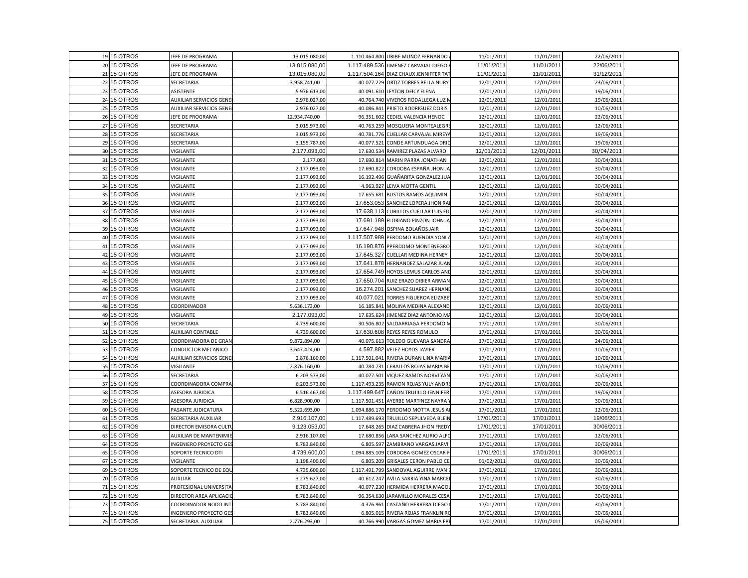| | | | | | | | | | |
|---|---|---|---|---|---|---|---|---|---|
| 19 | 15 OTROS | JEFE DE PROGRAMA | 13.015.080,00 | 1.110.464.800 | URIBE MUÑOZ FERNANDO | 11/01/2011 | 11/01/2011 | 22/06/2011 | |
| 20 | 15 OTROS | JEFE DE PROGRAMA | 13.015.080,00 | 1.117.489.536 | JIMENEZ CARVAJAL DIEGO | 11/01/2011 | 11/01/2011 | 22/06/2011 | |
| 21 | 15 OTROS | JEFE DE PROGRAMA | 13.015.080,00 | 1.117.504.164 | DIAZ CHAUX JENNIFFER TAT | 11/01/2011 | 11/01/2011 | 31/12/2011 | |
| 22 | 15 OTROS | SECRETARIA | 3.958.741,00 | 40.077.229 | ORTIZ TORRES BELLA NURY | 12/01/2011 | 12/01/2011 | 23/06/2011 | |
| 23 | 15 OTROS | ASISTENTE | 5.976.613,00 | 40.091.610 | LEYTON DEICY ELENA | 12/01/2011 | 12/01/2011 | 19/06/2011 | |
| 24 | 15 OTROS | AUXILIAR SERVICIOS GENE | 2.976.027,00 | 40.764.740 | VIVEROS RODALLEGA LUZ M | 12/01/2011 | 12/01/2011 | 19/06/2011 | |
| 25 | 15 OTROS | AUXILIAR SERVICIOS GENE | 2.976.027,00 | 40.086.841 | PRIETO RODRIGUEZ DORIS | 12/01/2011 | 12/01/2011 | 10/06/2011 | |
| 26 | 15 OTROS | JEFE DE PROGRAMA | 12.934.740,00 | 96.351.602 | CEDIEL VALENCIA HENOC | 12/01/2011 | 12/01/2011 | 22/06/2011 | |
| 27 | 15 OTROS | SECRETARIA | 3.015.973,00 | 40.763.259 | MOSQUERA MONTEALEGRE | 12/01/2011 | 12/01/2011 | 12/06/2011 | |
| 28 | 15 OTROS | SECRETARIA | 3.015.973,00 | 40.781.776 | CUELLAR CARVAJAL MIREYA | 12/01/2011 | 12/01/2011 | 19/06/2011 | |
| 29 | 15 OTROS | SECRETARIA | 3.155.787,00 | 40.077.521 | CONDE ARTUNDUAGA DRID | 12/01/2011 | 12/01/2011 | 19/06/2011 | |
| 30 | 15 OTROS | VIGILANTE | 2.177.093,00 | 17.630.534 | RAMIREZ PLAZAS ALVARO | 12/01/2011 | 12/01/2011 | 30/04/2011 | |
| 31 | 15 OTROS | VIGILANTE | 2.177.093 | 17.690.814 | MARIN PARRA JONATHAN | 12/01/2011 | 12/01/2011 | 30/04/2011 | |
| 32 | 15 OTROS | VIGILANTE | 2.177.093,00 | 17.690.822 | CORDOBA ESPAÑA JHON JA | 12/01/2011 | 12/01/2011 | 30/04/2011 | |
| 33 | 15 OTROS | VIGILANTE | 2.177.093,00 | 16.192.496 | GUAÑARITA GONZALEZ JUA | 12/01/2011 | 12/01/2011 | 30/04/2011 | |
| 34 | 15 OTROS | VIGILANTE | 2.177.093,00 | 4.963.927 | LEIVA MOTTA GENTIL | 12/01/2011 | 12/01/2011 | 30/04/2011 | |
| 35 | 15 OTROS | VIGILANTE | 2.177.093,00 | 17.655.681 | BUSTOS RAMOS AQUIMIN | 12/01/2011 | 12/01/2011 | 30/04/2011 | |
| 36 | 15 OTROS | VIGILANTE | 2.177.093,00 | 17.653.053 | SANCHEZ LOPERA JHON RA | 12/01/2011 | 12/01/2011 | 30/04/2011 | |
| 37 | 15 OTROS | VIGILANTE | 2.177.093,00 | 17.638.113 | CUBILLOS CUELLAR LUIS ED | 12/01/2011 | 12/01/2011 | 30/04/2011 | |
| 38 | 15 OTROS | VIGILANTE | 2.177.093,00 | 17.691.189 | FLORIANO PINZON JOHN JA | 12/01/2011 | 12/01/2011 | 30/04/2011 | |
| 39 | 15 OTROS | VIGILANTE | 2.177.093,00 | 17.647.948 | OSPINA BOLAÑOS JAIR | 12/01/2011 | 12/01/2011 | 30/04/2011 | |
| 40 | 15 OTROS | VIGILANTE | 2.177.093,00 | 1.117.507.989 | PERDOMO BUENDIA YONI A | 12/01/2011 | 12/01/2011 | 30/04/2011 | |
| 41 | 15 OTROS | VIGILANTE | 2.177.093,00 | 16.190.876 | PPERDOMO MONTENEGRO | 12/01/2011 | 12/01/2011 | 30/04/2011 | |
| 42 | 15 OTROS | VIGILANTE | 2.177.093,00 | 17.645.327 | CUELLAR MEDINA HERNEY | 12/01/2011 | 12/01/2011 | 30/04/2011 | |
| 43 | 15 OTROS | VIGILANTE | 2.177.093,00 | 17.641.878 | HERNANDEZ SALAZAR JUAN | 12/01/2011 | 12/01/2011 | 30/04/2011 | |
| 44 | 15 OTROS | VIGILANTE | 2.177.093,00 | 17.654.749 | HOYOS LEMUS CARLOS AND | 12/01/2011 | 12/01/2011 | 30/04/2011 | |
| 45 | 15 OTROS | VIGILANTE | 2.177.093,00 | 17.650.704 | RUIZ ERAZO DIBIER ARMAN | 12/01/2011 | 12/01/2011 | 30/04/2011 | |
| 46 | 15 OTROS | VIGILANTE | 2.177.093,00 | 16.274.201 | SANCHEZ SUAREZ HERNAND | 12/01/2011 | 12/01/2011 | 30/04/2011 | |
| 47 | 15 OTROS | VIGILANTE | 2.177.093,00 | 40.077.021 | TORRES FIGUEROA ELIZABE | 12/01/2011 | 12/01/2011 | 30/04/2011 | |
| 48 | 15 OTROS | COORDINADOR | 5.636.173,00 | 16.185.841 | MOLINA MEDINA ALEXAND | 12/01/2011 | 12/01/2011 | 30/06/2011 | |
| 49 | 15 OTROS | VIGILANTE | 2.177.093,00 | 17.635.624 | JIMENEZ DIAZ ANTONIO MA | 12/01/2011 | 12/01/2011 | 30/04/2011 | |
| 50 | 15 OTROS | SECRETARIA | 4.739.600,00 | 30.506.802 | SALDARRIAGA PERDOMO M | 17/01/2011 | 17/01/2011 | 30/06/2011 | |
| 51 | 15 OTROS | AUXILIAR CONTABLE | 4.739.600,00 | 17.630.608 | REYES REYES ROMULO | 17/01/2011 | 17/01/2011 | 30/06/2011 | |
| 52 | 15 OTROS | COORDINADORA DE GRAN | 9.872.894,00 | 40.075.613 | TOLEDO GUEVARA SANDRA | 17/01/2011 | 17/01/2011 | 24/06/2011 | |
| 53 | 15 OTROS | CONDUCTOR MECANICO | 3.647.424,00 | 4.597.882 | VELEZ HOYOS JAVIER | 17/01/2011 | 17/01/2011 | 10/06/2011 | |
| 54 | 15 OTROS | AUXILIAR SERVICIOS GENE | 2.876.160,00 | 1.117.501.041 | RIVERA DURAN LINA MARIA | 17/01/2011 | 17/01/2011 | 10/06/2011 | |
| 55 | 15 OTROS | VIGILANTE | 2.876.160,00 | 40.784.731 | CEBALLOS ROJAS MARIA BE | 17/01/2011 | 17/01/2011 | 10/06/2011 | |
| 56 | 15 OTROS | SECRETARIA | 6.203.573,00 | 40.077.501 | VIQUEZ RAMOS NORVI YAN | 17/01/2011 | 17/01/2011 | 30/06/2011 | |
| 57 | 15 OTROS | COORDINADORA COMPRA | 6.203.573,00 | 1.117.493.235 | RAMON ROJAS YULY ANDRE | 17/01/2011 | 17/01/2011 | 30/06/2011 | |
| 58 | 15 OTROS | ASESORA JURIDICA | 6.516.467,00 | 1.117.499.647 | CAÑON TRUJILLO JENNIFER | 17/01/2011 | 17/01/2011 | 19/06/2011 | |
| 59 | 15 OTROS | ASESORA JURIDICA | 6.828.900,00 | 1.117.501.451 | AYERBE MARTINEZ NAYRA Y | 17/01/2011 | 17/01/2011 | 30/06/2011 | |
| 60 | 15 OTROS | PASANTE JUDICATURA | 5.522.693,00 | 1.094.886.170 | PERDOMO MOTTA JESUS A | 17/01/2011 | 17/01/2011 | 12/06/2011 | |
| 61 | 15 OTROS | SECRETARIA AUXILIAR | 2.916.107,00 | 1.117.489.693 | TRUJILLO SEPULVEDA BLEIN | 17/01/2011 | 17/01/2011 | 19/06/2011 | |
| 62 | 15 OTROS | DIRECTOR EMISORA CULTU | 9.123.053,00 | 17.648.265 | DIAZ CABRERA JHON FREDY | 17/01/2011 | 17/01/2011 | 30/06/2011 | |
| 63 | 15 OTROS | AUXILIAR DE MANTENIMIE | 2.916.107,00 | 17.680.856 | LARA SANCHEZ ALIRIO ALFO | 17/01/2011 | 17/01/2011 | 12/06/2011 | |
| 64 | 15 OTROS | INGENIERO PROYECTO GES | 8.783.840,00 | 6.805.597 | ZAMBRANO VARGAS JARVI | 17/01/2011 | 17/01/2011 | 30/06/2011 | |
| 65 | 15 OTROS | SOPORTE TECNICO DTI | 4.739.600,00 | 1.094.885.109 | CORDOBA GOMEZ OSCAR F | 17/01/2011 | 17/01/2011 | 30/06/2011 | |
| 67 | 15 OTROS | VIGILANTE | 1.198.400,00 | 6.805.209 | GRISALES CERON PABLO CE | 01/02/2011 | 01/02/2011 | 30/06/2011 | |
| 69 | 15 OTROS | SOPORTE TECNICO DE EQU | 4.739.600,00 | 1.117.491.799 | SANDOVAL AGUIRRE IVAN E | 17/01/2011 | 17/01/2011 | 30/06/2011 | |
| 70 | 15 OTROS | AUXLIAR | 3.275.627,00 | 40.612.247 | AVILA SARRIA YINA MARCE | 17/01/2011 | 17/01/2011 | 30/06/2011 | |
| 71 | 15 OTROS | PROFESIONAL UNIVERSITA | 8.783.840,00 | 40.077.230 | HERMIDA HERRERA MAGOL | 17/01/2011 | 17/01/2011 | 30/06/2011 | |
| 72 | 15 OTROS | DIRECTOR AREA APLICACIO | 8.783.840,00 | 96.354.630 | JARAMILLO MORALES CESA | 17/01/2011 | 17/01/2011 | 30/06/2011 | |
| 73 | 15 OTROS | COORDINADOR NODO INT | 8.783.840,00 | 4.376.961 | CASTAÑO HERRERA DIEGO | 17/01/2011 | 17/01/2011 | 30/06/2011 | |
| 74 | 15 OTROS | INGENIERO PROYECTO GES | 8.783.840,00 | 6.805.015 | RIVERA ROJAS FRANKLIN RO | 17/01/2011 | 17/01/2011 | 30/06/2011 | |
| 75 | 15 OTROS | SECRETARIA AUXILIAR | 2.776.293,00 | 40.766.990 | VARGAS GOMEZ MARIA ERI | 17/01/2011 | 17/01/2011 | 05/06/2011 | |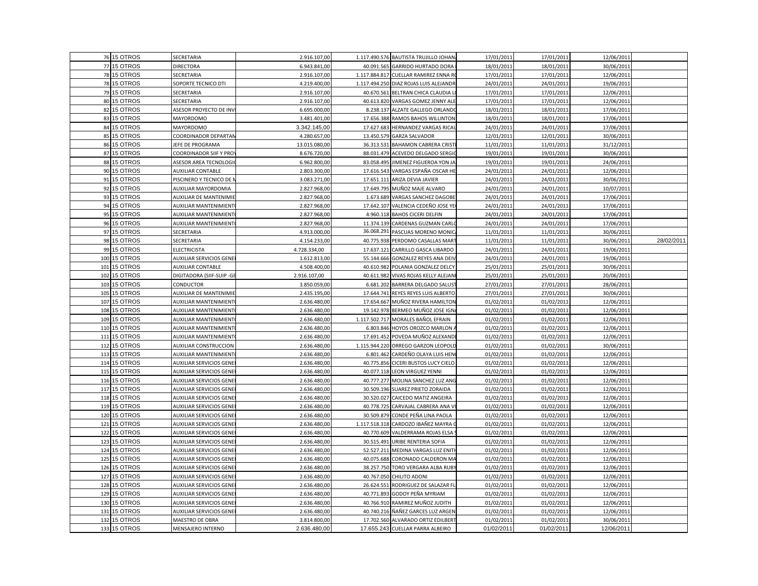| | | | | | | | | | |
|---|---|---|---|---|---|---|---|---|---|
| 76 | 15 OTROS | SECRETARIA | 2.916.107,00 | 1.117.490.576 | BAUTISTA TRUJILLO JOHAN | 17/01/2011 | 17/01/2011 | 12/06/2011 | |
| 77 | 15 OTROS | DIRECTORA | 6.943.841,00 | 40.091.565 | GARRIDO HURTADO DORA | 18/01/2011 | 18/01/2011 | 30/06/2011 | |
| 78 | 15 OTROS | SECRETARIA | 2.916.107,00 | 1.117.884.817 | CUELLAR RAMIREZ ENNA R | 17/01/2011 | 17/01/2011 | 12/06/2011 | |
| 78 | 15 OTROS | SOPORTE TECNICO DTI | 4.219.400,00 | 1.117.494.250 | DIAZ ROJAS LUIS ALEJANDR | 24/01/2011 | 24/01/2011 | 19/06/2011 | |
| 79 | 15 OTROS | SECRETARIA | 2.916.107,00 | 40.670.561 | BELTRAN CHICA CLAUDIA L | 17/01/2011 | 17/01/2011 | 12/06/2011 | |
| 80 | 15 OTROS | SECRETARIA | 2.916.107,00 | 40.613.820 | VARGAS GOMEZ JENNY ALE | 17/01/2011 | 17/01/2011 | 12/06/2011 | |
| 82 | 15 OTROS | ASESOR PROYECTO DE INV | 6.695.000,00 | 8.238.137 | ALZATE GALLEGO ORLANDO | 18/01/2011 | 18/01/2011 | 17/06/2011 | |
| 83 | 15 OTROS | MAYORDOMO | 3.481.401,00 | 17.656.388 | RAMOS BAHOS WILLINTON | 18/01/2011 | 18/01/2011 | 17/06/2011 | |
| 84 | 15 OTROS | MAYORDOMO | 3.342.145,00 | 17.627.683 | HERNANDEZ VARGAS RICAU | 24/01/2011 | 24/01/2011 | 17/06/2011 | |
| 85 | 15 OTROS | COORDINADOR DEPARTAM | 4.280.657,00 | 13.450.579 | GARZA SALVADOR | 12/01/2011 | 12/01/2011 | 30/06/2011 | |
| 86 | 15 OTROS | JEFE DE PROGRAMA | 13.015.080,00 | 36.313.531 | BAHAMON CABRERA CRIST | 11/01/2011 | 11/01/2011 | 31/12/2011 | |
| 87 | 15 OTROS | COORDINADOR SIIF Y PRO | 8.676.720,00 | 88.031.479 | ACEVEDO DELGADO SERGIO | 19/01/2011 | 19/01/2011 | 30/06/2011 | |
| 88 | 15 OTROS | ASESOR AREA TECNOLOGIC | 6.962.800,00 | 83.058.495 | JIMENEZ FIGUEROA YON JA | 19/01/2011 | 19/01/2011 | 24/06/2011 | |
| 90 | 15 OTROS | AUXILIAR CONTABLE | 2.803.300,00 | 17.616.543 | VARGAS ESPAÑA OSCAR HE | 24/01/2011 | 24/01/2011 | 12/06/2011 | |
| 91 | 15 OTROS | PISCINERO Y TECNICO DE M | 3.083.271,00 | 17.651.111 | ARIZA DEVIA JAVIER | 24/01/2011 | 24/01/2011 | 30/06/2011 | |
| 92 | 15 OTROS | AUXILIAR MAYORDOMIA | 2.827.968,00 | 17.649.795 | MUÑOZ MAJE ALVARO | 24/01/2011 | 24/01/2011 | 10/07/2011 | |
| 93 | 15 OTROS | AUXILIAR DE MANTENIMIE | 2.827.968,00 | 1.673.689 | VARGAS SANCHEZ DAGOBE | 24/01/2011 | 24/01/2011 | 17/06/2011 | |
| 94 | 15 OTROS | AUXILIAR MANTENIMIENT | 2.827.968,00 | 17.642.107 | VALENCIA CEDEÑO JOSE YE | 24/01/2011 | 24/01/2011 | 17/06/2011 | |
| 95 | 15 OTROS | AUXILIAR MANTENIMIENT | 2.827.968,00 | 4.960.118 | BAHOS CICERI DELFIN | 24/01/2011 | 24/01/2011 | 17/06/2011 | |
| 96 | 15 OTROS | AUXILIAR MANTENIMIENT | 2.827.968,00 | 11.374.139 | CARDENAS GUZMAN CARLO | 24/01/2011 | 24/01/2011 | 17/06/2011 | |
| 97 | 15 OTROS | SECRETARIA | 4.913.000,00 | 36.068.291 | PASCUAS MORENO MONIC | 11/01/2011 | 11/01/2011 | 30/06/2011 | |
| 98 | 15 OTROS | SECRETARIA | 4.154.233,00 | 40.775.938 | PERDOMO CASALLAS MART | 11/01/2011 | 11/01/2011 | 30/06/2011 | 28/02/2011 |
| 99 | 15 OTROS | ELECTRICISTA | 4.728.334,00 | 17.637.121 | CARRILLO GASCA LIBARDO | 24/01/2011 | 24/01/2011 | 19/06/2011 | |
| 100 | 15 OTROS | AUXILIAR SERVICIOS GENE | 1.612.813,00 | 55.144.666 | GONZALEZ REYES ANA DEIV | 24/01/2011 | 24/01/2011 | 19/06/2011 | |
| 101 | 15 OTROS | AUXILIAR CONTABLE | 4.508.400,00 | 40.610.982 | POLANIA GONZALEZ DELCY | 25/01/2011 | 25/01/2011 | 30/06/2011 | |
| 102 | 15 OTROS | DIGITADORA (SIIF-SUIP -GE | 2.916.107,00 | 40.611.982 | VIVAS ROJAS KELLY ALEJAN | 25/01/2011 | 25/01/2011 | 20/06/2011 | |
| 103 | 15 OTROS | CONDUCTOR | 3.850.059,00 | 6.681.202 | BARRERA DELGADO SALUST | 27/01/2011 | 27/01/2011 | 28/06/2011 | |
| 105 | 15 OTROS | AUXILIAR DE MANTENIMIE | 2.435.195,00 | 17.644.741 | REYES REYES LUIS ALBERTO | 27/01/2011 | 27/01/2011 | 30/06/2011 | |
| 107 | 15 OTROS | AUXILIAR MANTENIMIENT | 2.636.480,00 | 17.654.667 | MUÑOZ RIVERA HAMILTON | 01/02/2011 | 01/02/2011 | 12/06/2011 | |
| 108 | 15 OTROS | AUXILIAR MANTENIMIENT | 2.636.480,00 | 19.142.978 | BERMEO MUÑOZ JOSE IGN | 01/02/2011 | 01/02/2011 | 12/06/2011 | |
| 109 | 15 OTROS | AUXILIAR MANTENIMIENT | 2.636.480,00 | 1.117.502.717 | MORALES BAÑOL EFRAIN | 01/02/2011 | 01/02/2011 | 12/06/2011 | |
| 110 | 15 OTROS | AUXILIAR MANTENIMIENT | 2.636.480,00 | 6.803.846 | HOYOS OROZCO MARLON A | 01/02/2011 | 01/02/2011 | 12/06/2011 | |
| 111 | 15 OTROS | AUXILIAR MANTENIMIENT | 2.636.480,00 | 17.691.452 | POVEDA MUÑOZ ALEXAND | 01/02/2011 | 01/02/2011 | 12/06/2011 | |
| 112 | 15 OTROS | AUXILIAR CONSTRUCCION | 2.636.480,00 | 1.115.944.220 | ORREGO GARZON LEOPOLD | 01/02/2011 | 01/02/2011 | 30/06/2011 | |
| 113 | 15 OTROS | AUXILIAR MANTENIMIENT | 2.636.480,00 | 6.801.462 | CARDEÑO OLAYA LUIS HEN | 01/02/2011 | 01/02/2011 | 12/06/2011 | |
| 114 | 15 OTROS | AUXILIAR SERVICIOS GENE | 2.636.480,00 | 40.775.856 | CICERI BUSTOS LUCY CIELO | 01/02/2011 | 01/02/2011 | 12/06/2011 | |
| 115 | 15 OTROS | AUXILIAR SERVICIOS GENE | 2.636.480,00 | 40.077.118 | LEON VIRGUEZ YENNI | 01/02/2011 | 01/02/2011 | 12/06/2011 | |
| 116 | 15 OTROS | AUXILIAR SERVICIOS GENE | 2.636.480,00 | 40.777.277 | MOLINA SANCHEZ LUZ ANG | 01/02/2011 | 01/02/2011 | 12/06/2011 | |
| 117 | 15 OTROS | AUXILIAR SERVICIOS GENE | 2.636.480,00 | 30.509.196 | SUAREZ PRIETO ZORAIDA | 01/02/2011 | 01/02/2011 | 12/06/2011 | |
| 118 | 15 OTROS | AUXILIAR SERVICIOS GENE | 2.636.480,00 | 30.520.027 | CAICEDO MATIZ ANGEIRA | 01/02/2011 | 01/02/2011 | 12/06/2011 | |
| 119 | 15 OTROS | AUXILIAR SERVICIOS GENE | 2.636.480,00 | 40.778.725 | CARVAJAL CABRERA ANA V | 01/02/2011 | 01/02/2011 | 12/06/2011 | |
| 120 | 15 OTROS | AUXILIAR SERVICIOS GENE | 2.636.480,00 | 30.509.879 | CONDE PEÑA LINA PAOLA | 01/02/2011 | 01/02/2011 | 12/06/2011 | |
| 121 | 15 OTROS | AUXILIAR SERVICIOS GENE | 2.636.480,00 | 1.117.518.318 | CARDOZO IBAÑEZ MAYRA | 01/02/2011 | 01/02/2011 | 12/06/2011 | |
| 122 | 15 OTROS | AUXILIAR SERVICIOS GENE | 2.636.480,00 | 40.770.609 | VALDERRAMA ROJAS ELSA | 01/02/2011 | 01/02/2011 | 12/06/2011 | |
| 123 | 15 OTROS | AUXILIAR SERVICIOS GENE | 2.636.480,00 | 30.515.491 | URIBE RENTERIA SOFIA | 01/02/2011 | 01/02/2011 | 12/06/2011 | |
| 124 | 15 OTROS | AUXILIAR SERVICIOS GENE | 2.636.480,00 | 52.527.211 | MEDINA VARGAS LUZ ENITH | 01/02/2011 | 01/02/2011 | 12/06/2011 | |
| 125 | 15 OTROS | AUXILIAR SERVICIOS GENE | 2.636.480,00 | 40.075.688 | CORONADO CALDERON MA | 01/02/2011 | 01/02/2011 | 12/06/2011 | |
| 126 | 15 OTROS | AUXILIAR SERVICIOS GENE | 2.636.480,00 | 38.257.750 | TORO VERGARA ALBA RUBY | 01/02/2011 | 01/02/2011 | 12/06/2011 | |
| 127 | 15 OTROS | AUXILIAR SERVICIOS GENE | 2.636.480,00 | 40.767.050 | CHILITO ADONI | 01/02/2011 | 01/02/2011 | 12/06/2011 | |
| 128 | 15 OTROS | AUXILIAR SERVICIOS GENE | 2.636.480,00 | 26.624.551 | RODRIGUEZ DE SALAZAR FL | 01/02/2011 | 01/02/2011 | 12/06/2011 | |
| 129 | 15 OTROS | AUXILIAR SERVICIOS GENE | 2.636.480,00 | 40.771.893 | GODOY PEÑA MYRIAM | 01/02/2011 | 01/02/2011 | 12/06/2011 | |
| 130 | 15 OTROS | AUXILIAR SERVICIOS GENE | 2.636.480,00 | 40.766.910 | RAMIREZ MUÑOZ JUDITH | 01/02/2011 | 01/02/2011 | 12/06/2011 | |
| 131 | 15 OTROS | AUXILIAR SERVICIOS GENE | 2.636.480,00 | 40.740.216 | ÑAÑEZ GARCES LUZ ARGEN | 01/02/2011 | 01/02/2011 | 12/06/2011 | |
| 132 | 15 OTROS | MAESTRO DE OBRA | 3.814.800,00 | 17.702.560 | ALVARADO ORTIZ EDILBERT | 01/02/2011 | 01/02/2011 | 30/06/2011 | |
| 133 | 15 OTROS | MENSAJERO INTERNO | 2.636.480,00 | 17.655.243 | CUELLAR PARRA ALBEIRO | 01/02/2011 | 01/02/2011 | 12/06/2011 | |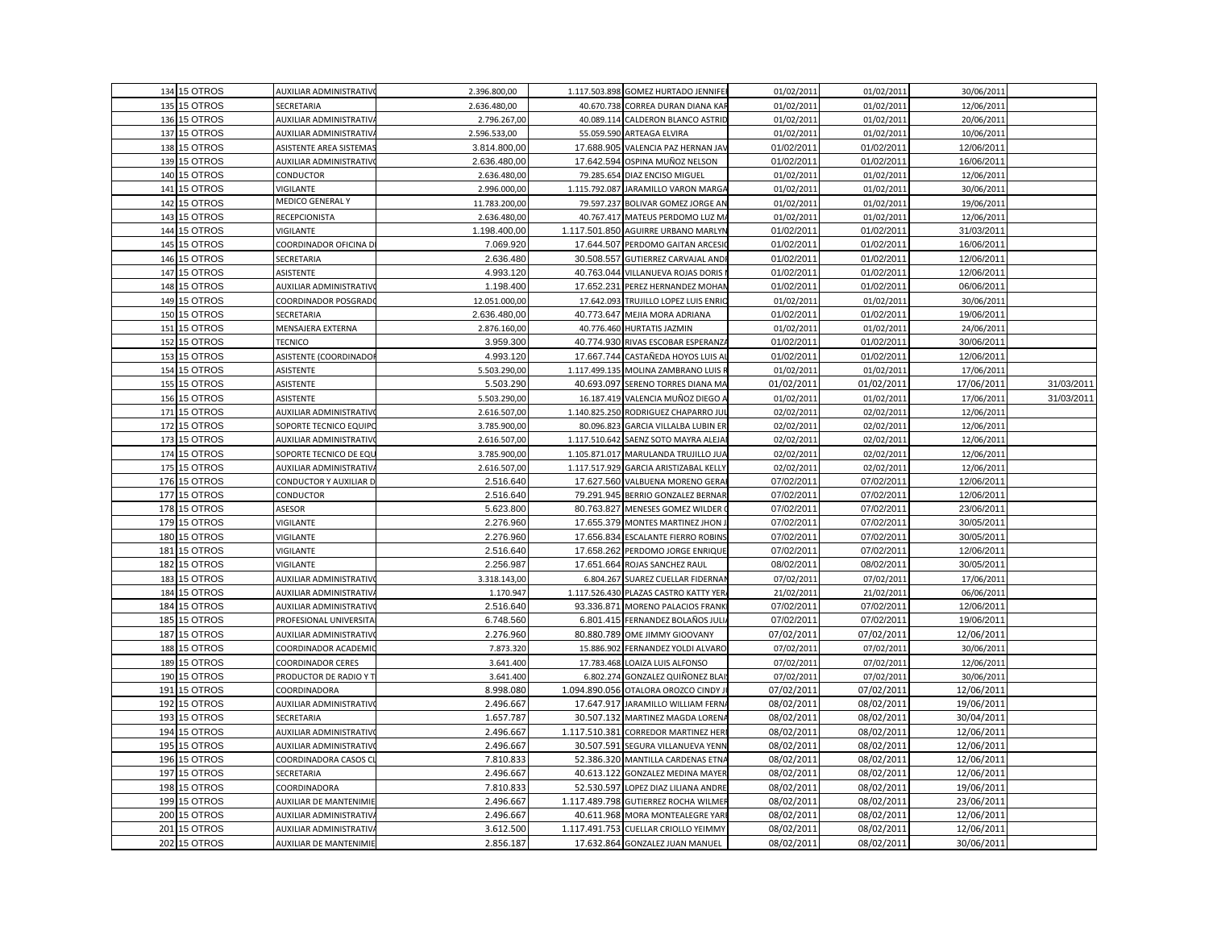| | | | | | | | | | |
|---|---|---|---|---|---|---|---|---|---|
| 134 | 15 OTROS | AUXILIAR ADMINISTRATIVO | 2.396.800,00 | 1.117.503.898 | GOMEZ HURTADO JENNIFEI | 01/02/2011 | 01/02/2011 | 30/06/2011 | |
| 135 | 15 OTROS | SECRETARIA | 2.636.480,00 | 40.670.738 | CORREA DURAN DIANA KAR | 01/02/2011 | 01/02/2011 | 12/06/2011 | |
| 136 | 15 OTROS | AUXILIAR ADMINISTRATIVA | 2.796.267,00 | 40.089.114 | CALDERON BLANCO ASTRID | 01/02/2011 | 01/02/2011 | 20/06/2011 | |
| 137 | 15 OTROS | AUXILIAR ADMINISTRATIVA | 2.596.533,00 | 55.059.590 | ARTEAGA ELVIRA | 01/02/2011 | 01/02/2011 | 10/06/2011 | |
| 138 | 15 OTROS | ASISTENTE AREA SISTEMAS | 3.814.800,00 | 17.688.905 | VALENCIA PAZ HERNAN JAV | 01/02/2011 | 01/02/2011 | 12/06/2011 | |
| 139 | 15 OTROS | AUXILIAR ADMINISTRATIVO | 2.636.480,00 | 17.642.594 | OSPINA MUÑOZ NELSON | 01/02/2011 | 01/02/2011 | 16/06/2011 | |
| 140 | 15 OTROS | CONDUCTOR | 2.636.480,00 | 79.285.654 | DIAZ ENCISO MIGUEL | 01/02/2011 | 01/02/2011 | 12/06/2011 | |
| 141 | 15 OTROS | VIGILANTE | 2.996.000,00 | 1.115.792.087 | JARAMILLO VARON MARGA | 01/02/2011 | 01/02/2011 | 30/06/2011 | |
| 142 | 15 OTROS | MEDICO GENERAL Y | 11.783.200,00 | 79.597.237 | BOLIVAR GOMEZ JORGE AN | 01/02/2011 | 01/02/2011 | 19/06/2011 | |
| 143 | 15 OTROS | RECEPCIONISTA | 2.636.480,00 | 40.767.417 | MATEUS PERDOMO LUZ MA | 01/02/2011 | 01/02/2011 | 12/06/2011 | |
| 144 | 15 OTROS | VIGILANTE | 1.198.400,00 | 1.117.501.850 | AGUIRRE URBANO MARLYN | 01/02/2011 | 01/02/2011 | 31/03/2011 | |
| 145 | 15 OTROS | COORDINADOR OFICINA DI | 7.069.920 | 17.644.507 | PERDOMO GAITAN ARCESIO | 01/02/2011 | 01/02/2011 | 16/06/2011 | |
| 146 | 15 OTROS | SECRETARIA | 2.636.480 | 30.508.557 | GUTIERREZ CARVAJAL ANDI | 01/02/2011 | 01/02/2011 | 12/06/2011 | |
| 147 | 15 OTROS | ASISTENTE | 4.993.120 | 40.763.044 | VILLANUEVA ROJAS DORIS M | 01/02/2011 | 01/02/2011 | 12/06/2011 | |
| 148 | 15 OTROS | AUXILIAR ADMINISTRATIVO | 1.198.400 | 17.652.231 | PEREZ HERNANDEZ MOHAN | 01/02/2011 | 01/02/2011 | 06/06/2011 | |
| 149 | 15 OTROS | COORDINADOR POSGRADO | 12.051.000,00 | 17.642.093 | TRUJILLO LOPEZ LUIS ENRIQ | 01/02/2011 | 01/02/2011 | 30/06/2011 | |
| 150 | 15 OTROS | SECRETARIA | 2.636.480,00 | 40.773.647 | MEJIA MORA ADRIANA | 01/02/2011 | 01/02/2011 | 19/06/2011 | |
| 151 | 15 OTROS | MENSAJERA EXTERNA | 2.876.160,00 | 40.776.460 | HURTATIS JAZMIN | 01/02/2011 | 01/02/2011 | 24/06/2011 | |
| 152 | 15 OTROS | TECNICO | 3.959.300 | 40.774.930 | RIVAS ESCOBAR ESPERANZA | 01/02/2011 | 01/02/2011 | 30/06/2011 | |
| 153 | 15 OTROS | ASISTENTE (COORDINADOR | 4.993.120 | 17.667.744 | CASTAÑEDA HOYOS LUIS AL | 01/02/2011 | 01/02/2011 | 12/06/2011 | |
| 154 | 15 OTROS | ASISTENTE | 5.503.290,00 | 1.117.499.135 | MOLINA ZAMBRANO LUIS R | 01/02/2011 | 01/02/2011 | 17/06/2011 | |
| 155 | 15 OTROS | ASISTENTE | 5.503.290 | 40.693.097 | SERENO TORRES DIANA MA | 01/02/2011 | 01/02/2011 | 17/06/2011 | 31/03/2011 |
| 156 | 15 OTROS | ASISTENTE | 5.503.290,00 | 16.187.419 | VALENCIA MUÑOZ DIEGO A | 01/02/2011 | 01/02/2011 | 17/06/2011 | 31/03/2011 |
| 171 | 15 OTROS | AUXILIAR ADMINISTRATIVO | 2.616.507,00 | 1.140.825.250 | RODRIGUEZ CHAPARRO JUL | 02/02/2011 | 02/02/2011 | 12/06/2011 | |
| 172 | 15 OTROS | SOPORTE TECNICO EQUIPO | 3.785.900,00 | 80.096.823 | GARCIA VILLALBA LUBIN ER | 02/02/2011 | 02/02/2011 | 12/06/2011 | |
| 173 | 15 OTROS | AUXILIAR ADMINISTRATIVO | 2.616.507,00 | 1.117.510.642 | SAENZ SOTO MAYRA ALEJA | 02/02/2011 | 02/02/2011 | 12/06/2011 | |
| 174 | 15 OTROS | SOPORTE TECNICO DE EQU | 3.785.900,00 | 1.105.871.017 | MARULANDA TRUJILLO JUA | 02/02/2011 | 02/02/2011 | 12/06/2011 | |
| 175 | 15 OTROS | AUXILIAR ADMINISTRATIVA | 2.616.507,00 | 1.117.517.929 | GARCIA ARISTIZABAL KELLY | 02/02/2011 | 02/02/2011 | 12/06/2011 | |
| 176 | 15 OTROS | CONDUCTOR Y AUXILIAR D | 2.516.640 | 17.627.560 | VALBUENA MORENO GERA | 07/02/2011 | 07/02/2011 | 12/06/2011 | |
| 177 | 15 OTROS | CONDUCTOR | 2.516.640 | 79.291.945 | BERRIO GONZALEZ BERNAR | 07/02/2011 | 07/02/2011 | 12/06/2011 | |
| 178 | 15 OTROS | ASESOR | 5.623.800 | 80.763.827 | MENESES GOMEZ WILDER C | 07/02/2011 | 07/02/2011 | 23/06/2011 | |
| 179 | 15 OTROS | VIGILANTE | 2.276.960 | 17.655.379 | MONTES MARTINEZ JHON J | 07/02/2011 | 07/02/2011 | 30/05/2011 | |
| 180 | 15 OTROS | VIGILANTE | 2.276.960 | 17.656.834 | ESCALANTE FIERRO ROBINS | 07/02/2011 | 07/02/2011 | 30/05/2011 | |
| 181 | 15 OTROS | VIGILANTE | 2.516.640 | 17.658.262 | PERDOMO JORGE ENRIQUE | 07/02/2011 | 07/02/2011 | 12/06/2011 | |
| 182 | 15 OTROS | VIGILANTE | 2.256.987 | 17.651.664 | ROJAS SANCHEZ RAUL | 08/02/2011 | 08/02/2011 | 30/05/2011 | |
| 183 | 15 OTROS | AUXILIAR ADMINISTRATIVO | 3.318.143,00 | 6.804.267 | SUAREZ CUELLAR FIDERNAN | 07/02/2011 | 07/02/2011 | 17/06/2011 | |
| 184 | 15 OTROS | AUXILIAR ADMINISTRATIVA | 1.170.947 | 1.117.526.430 | PLAZAS CASTRO KATTY YER | 21/02/2011 | 21/02/2011 | 06/06/2011 | |
| 184 | 15 OTROS | AUXILIAR ADMINISTRATIVO | 2.516.640 | 93.336.871 | MORENO PALACIOS FRANK | 07/02/2011 | 07/02/2011 | 12/06/2011 | |
| 185 | 15 OTROS | PROFESIONAL UNIVERSITA | 6.748.560 | 6.801.415 | FERNANDEZ BOLAÑOS JULI | 07/02/2011 | 07/02/2011 | 19/06/2011 | |
| 187 | 15 OTROS | AUXILIAR ADMINISTRATIVO | 2.276.960 | 80.880.789 | OME JIMMY GIOOVANY | 07/02/2011 | 07/02/2011 | 12/06/2011 | |
| 188 | 15 OTROS | COORDINADOR ACADEMIC | 7.873.320 | 15.886.902 | FERNANDEZ YOLDI ALVARO | 07/02/2011 | 07/02/2011 | 30/06/2011 | |
| 189 | 15 OTROS | COORDINADOR CERES | 3.641.400 | 17.783.468 | LOAIZA LUIS ALFONSO | 07/02/2011 | 07/02/2011 | 12/06/2011 | |
| 190 | 15 OTROS | PRODUCTOR DE RADIO Y T | 3.641.400 | 6.802.274 | GONZALEZ QUIÑONEZ BLAS | 07/02/2011 | 07/02/2011 | 30/06/2011 | |
| 191 | 15 OTROS | COORDINADORA | 8.998.080 | 1.094.890.056 | OTALORA OROZCO CINDY J | 07/02/2011 | 07/02/2011 | 12/06/2011 | |
| 192 | 15 OTROS | AUXILIAR ADMINISTRATIVO | 2.496.667 | 17.647.917 | JARAMILLO WILLIAM FERN | 08/02/2011 | 08/02/2011 | 19/06/2011 | |
| 193 | 15 OTROS | SECRETARIA | 1.657.787 | 30.507.132 | MARTINEZ MAGDA LORENA | 08/02/2011 | 08/02/2011 | 30/04/2011 | |
| 194 | 15 OTROS | AUXILIAR ADMINISTRATIVO | 2.496.667 | 1.117.510.381 | CORREDOR MARTINEZ HER | 08/02/2011 | 08/02/2011 | 12/06/2011 | |
| 195 | 15 OTROS | AUXILIAR ADMINISTRATIVO | 2.496.667 | 30.507.591 | SEGURA VILLANUEVA YENN | 08/02/2011 | 08/02/2011 | 12/06/2011 | |
| 196 | 15 OTROS | COORDINADORA CASOS CL | 7.810.833 | 52.386.320 | MANTILLA CARDENAS ETNA | 08/02/2011 | 08/02/2011 | 12/06/2011 | |
| 197 | 15 OTROS | SECRETARIA | 2.496.667 | 40.613.122 | GONZALEZ MEDINA MAYER | 08/02/2011 | 08/02/2011 | 12/06/2011 | |
| 198 | 15 OTROS | COORDINADORA | 7.810.833 | 52.530.597 | LOPEZ DIAZ LILIANA ANDRE | 08/02/2011 | 08/02/2011 | 19/06/2011 | |
| 199 | 15 OTROS | AUXILIAR DE MANTENIMIE | 2.496.667 | 1.117.489.798 | GUTIERREZ ROCHA WILMER | 08/02/2011 | 08/02/2011 | 23/06/2011 | |
| 200 | 15 OTROS | AUXILIAR ADMINISTRATIVA | 2.496.667 | 40.611.968 | MORA MONTEALEGRE YARI | 08/02/2011 | 08/02/2011 | 12/06/2011 | |
| 201 | 15 OTROS | AUXILIAR ADMINISTRATIVA | 3.612.500 | 1.117.491.753 | CUELLAR CRIOLLO YEIMMY | 08/02/2011 | 08/02/2011 | 12/06/2011 | |
| 202 | 15 OTROS | AUXILIAR DE MANTENIMIE | 2.856.187 | 17.632.864 | GONZALEZ JUAN MANUEL | 08/02/2011 | 08/02/2011 | 30/06/2011 | |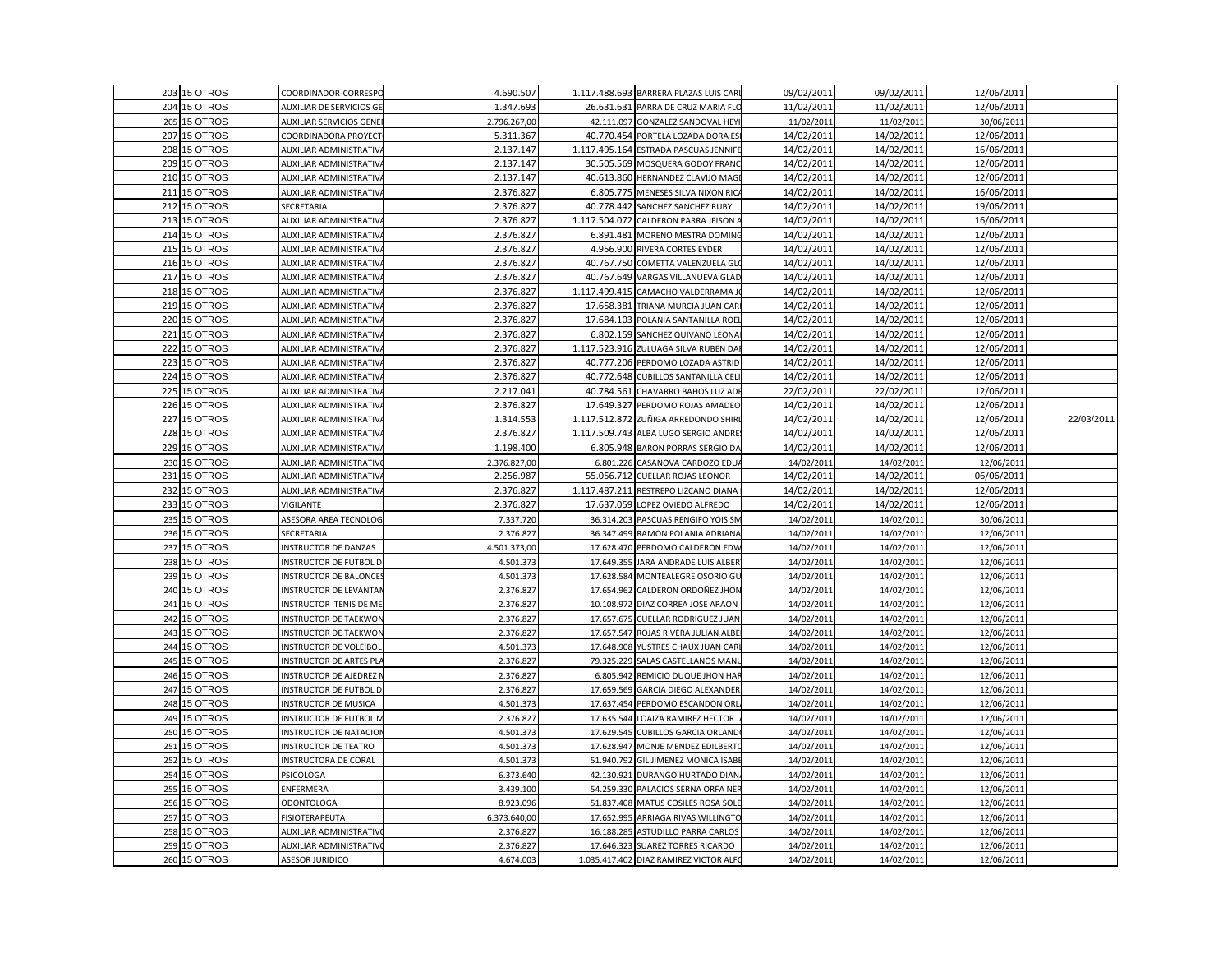| | | | | | | | | | |
|---|---|---|---|---|---|---|---|---|---|
| 203 | 15 OTROS | COORDINADOR-CORRESPO | 4.690.507 | 1.117.488.693 | BARRERA PLAZAS LUIS CARL | 09/02/2011 | 09/02/2011 | 12/06/2011 | |
| 204 | 15 OTROS | AUXILIAR DE SERVICIOS GE | 1.347.693 | 26.631.631 | PARRA DE CRUZ MARIA FLO | 11/02/2011 | 11/02/2011 | 12/06/2011 | |
| 205 | 15 OTROS | AUXILIAR SERVICIOS GENE | 2.796.267,00 | 42.111.097 | GONZALEZ SANDOVAL HEYI | 11/02/2011 | 11/02/2011 | 30/06/2011 | |
| 207 | 15 OTROS | COORDINADORA PROYECT | 5.311.367 | 40.770.454 | PORTELA LOZADA DORA ES | 14/02/2011 | 14/02/2011 | 12/06/2011 | |
| 208 | 15 OTROS | AUXILIAR ADMINISTRATIVA | 2.137.147 | 1.117.495.164 | ESTRADA PASCUAS JENNIFE | 14/02/2011 | 14/02/2011 | 16/06/2011 | |
| 209 | 15 OTROS | AUXILIAR ADMINISTRATIVA | 2.137.147 | 30.505.569 | MOSQUERA GODOY FRANC | 14/02/2011 | 14/02/2011 | 12/06/2011 | |
| 210 | 15 OTROS | AUXILIAR ADMINISTRATIVA | 2.137.147 | 40.613.860 | HERNANDEZ CLAVIJO MAG | 14/02/2011 | 14/02/2011 | 12/06/2011 | |
| 211 | 15 OTROS | AUXILIAR ADMINISTRATIVA | 2.376.827 | 6.805.775 | MENESES SILVA NIXON RICA | 14/02/2011 | 14/02/2011 | 16/06/2011 | |
| 212 | 15 OTROS | SECRETARIA | 2.376.827 | 40.778.442 | SANCHEZ SANCHEZ RUBY | 14/02/2011 | 14/02/2011 | 19/06/2011 | |
| 213 | 15 OTROS | AUXILIAR ADMINISTRATIVA | 2.376.827 | 1.117.504.072 | CALDERON PARRA JEISON A | 14/02/2011 | 14/02/2011 | 16/06/2011 | |
| 214 | 15 OTROS | AUXILIAR ADMINISTRATIVA | 2.376.827 | 6.891.481 | MORENO MESTRA DOMING | 14/02/2011 | 14/02/2011 | 12/06/2011 | |
| 215 | 15 OTROS | AUXILIAR ADMINISTRATIVA | 2.376.827 | 4.956.900 | RIVERA CORTES EYDER | 14/02/2011 | 14/02/2011 | 12/06/2011 | |
| 216 | 15 OTROS | AUXILIAR ADMINISTRATIVA | 2.376.827 | 40.767.750 | COMETTA VALENZUELA GLO | 14/02/2011 | 14/02/2011 | 12/06/2011 | |
| 217 | 15 OTROS | AUXILIAR ADMINISTRATIVA | 2.376.827 | 40.767.649 | VARGAS VILLANUEVA GLAD | 14/02/2011 | 14/02/2011 | 12/06/2011 | |
| 218 | 15 OTROS | AUXILIAR ADMINISTRATIVA | 2.376.827 | 1.117.499.415 | CAMACHO VALDERRAMA J | 14/02/2011 | 14/02/2011 | 12/06/2011 | |
| 219 | 15 OTROS | AUXILIAR ADMINISTRATIVA | 2.376.827 | 17.658.381 | TRIANA MURCIA JUAN CAR | 14/02/2011 | 14/02/2011 | 12/06/2011 | |
| 220 | 15 OTROS | AUXILIAR ADMINISTRATIVA | 2.376.827 | 17.684.103 | POLANIA SANTANILLA ROEL | 14/02/2011 | 14/02/2011 | 12/06/2011 | |
| 221 | 15 OTROS | AUXILIAR ADMINISTRATIVA | 2.376.827 | 6.802.159 | SANCHEZ QUIVANO LEONA | 14/02/2011 | 14/02/2011 | 12/06/2011 | |
| 222 | 15 OTROS | AUXILIAR ADMINISTRATIVA | 2.376.827 | 1.117.523.916 | ZULUAGA SILVA RUBEN DA | 14/02/2011 | 14/02/2011 | 12/06/2011 | |
| 223 | 15 OTROS | AUXILIAR ADMINISTRATIVA | 2.376.827 | 40.777.206 | PERDOMO LOZADA ASTRID | 14/02/2011 | 14/02/2011 | 12/06/2011 | |
| 224 | 15 OTROS | AUXILIAR ADMINISTRATIVA | 2.376.827 | 40.772.648 | CUBILLOS SANTANILLA CELI | 14/02/2011 | 14/02/2011 | 12/06/2011 | |
| 225 | 15 OTROS | AUXILIAR ADMINISTRATIVA | 2.217.041 | 40.784.561 | CHAVARRO BAHOS LUZ ADR | 22/02/2011 | 22/02/2011 | 12/06/2011 | |
| 226 | 15 OTROS | AUXILIAR ADMINISTRATIVA | 2.376.827 | 17.649.327 | PERDOMO ROJAS AMADEO | 14/02/2011 | 14/02/2011 | 12/06/2011 | |
| 227 | 15 OTROS | AUXILIAR ADMINISTRATIVA | 1.314.553 | 1.117.512.872 | ZUÑIGA ARREDONDO SHIRL | 14/02/2011 | 14/02/2011 | 12/06/2011 | 22/03/2011 |
| 228 | 15 OTROS | AUXILIAR ADMINISTRATIVA | 2.376.827 | 1.117.509.743 | ALBA LUGO SERGIO ANDRES | 14/02/2011 | 14/02/2011 | 12/06/2011 | |
| 229 | 15 OTROS | AUXILIAR ADMINISTRATIVA | 1.198.400 | 6.805.948 | BARON PORRAS SERGIO DA | 14/02/2011 | 14/02/2011 | 12/06/2011 | |
| 230 | 15 OTROS | AUXILIAR ADMINISTRATIVO | 2.376.827,00 | 6.801.226 | CASANOVA CARDOZO EDUA | 14/02/2011 | 14/02/2011 | 12/06/2011 | |
| 231 | 15 OTROS | AUXILIAR ADMINISTRATIVA | 2.256.987 | 55.056.712 | CUELLAR ROJAS LEONOR | 14/02/2011 | 14/02/2011 | 06/06/2011 | |
| 232 | 15 OTROS | AUXILIAR ADMINISTRATIVA | 2.376.827 | 1.117.487.211 | RESTREPO LIZCANO DIANA | 14/02/2011 | 14/02/2011 | 12/06/2011 | |
| 233 | 15 OTROS | VIGILANTE | 2.376.827 | 17.637.059 | LOPEZ OVIEDO ALFREDO | 14/02/2011 | 14/02/2011 | 12/06/2011 | |
| 235 | 15 OTROS | ASESORA AREA TECNOLOG | 7.337.720 | 36.314.203 | PASCUAS RENGIFO YOIS SM | 14/02/2011 | 14/02/2011 | 30/06/2011 | |
| 236 | 15 OTROS | SECRETARIA | 2.376.827 | 36.347.499 | RAMON POLANIA ADRIANA | 14/02/2011 | 14/02/2011 | 12/06/2011 | |
| 237 | 15 OTROS | INSTRUCTOR DE DANZAS | 4.501.373,00 | 17.628.470 | PERDOMO CALDERON EDW | 14/02/2011 | 14/02/2011 | 12/06/2011 | |
| 238 | 15 OTROS | INSTRUCTOR DE FUTBOL D | 4.501.373 | 17.649.355 | JARA ANDRADE LUIS ALBER | 14/02/2011 | 14/02/2011 | 12/06/2011 | |
| 239 | 15 OTROS | INSTRUCTOR DE BALONCES | 4.501.373 | 17.628.584 | MONTEALEGRE OSORIO GU | 14/02/2011 | 14/02/2011 | 12/06/2011 | |
| 240 | 15 OTROS | INSTRUCTOR DE LEVANTAM | 2.376.827 | 17.654.962 | CALDERON ORDOÑEZ JHON | 14/02/2011 | 14/02/2011 | 12/06/2011 | |
| 241 | 15 OTROS | INSTRUCTOR TENIS DE ME | 2.376.827 | 10.108.972 | DIAZ CORREA JOSE ARAON | 14/02/2011 | 14/02/2011 | 12/06/2011 | |
| 242 | 15 OTROS | INSTRUCTOR DE TAEKWON | 2.376.827 | 17.657.675 | CUELLAR RODRIGUEZ JUAN | 14/02/2011 | 14/02/2011 | 12/06/2011 | |
| 243 | 15 OTROS | INSTRUCTOR DE TAEKWON | 2.376.827 | 17.657.547 | ROJAS RIVERA JULIAN ALBE | 14/02/2011 | 14/02/2011 | 12/06/2011 | |
| 244 | 15 OTROS | INSTRUCTOR DE VOLEIBOL | 4.501.373 | 17.648.908 | YUSTRES CHAUX JUAN CARL | 14/02/2011 | 14/02/2011 | 12/06/2011 | |
| 245 | 15 OTROS | INSTRUCTOR DE ARTES PLA | 2.376.827 | 79.325.229 | SALAS CASTELLANOS MANU | 14/02/2011 | 14/02/2011 | 12/06/2011 | |
| 246 | 15 OTROS | INSTRUCTOR DE AJEDREZ M | 2.376.827 | 6.805.942 | REMICIO DUQUE JHON HAR | 14/02/2011 | 14/02/2011 | 12/06/2011 | |
| 247 | 15 OTROS | INSTRUCTOR DE FUTBOL D | 2.376.827 | 17.659.569 | GARCIA DIEGO ALEXANDER | 14/02/2011 | 14/02/2011 | 12/06/2011 | |
| 248 | 15 OTROS | INSTRUCTOR DE MUSICA | 4.501.373 | 17.637.454 | PERDOMO ESCANDON ORL | 14/02/2011 | 14/02/2011 | 12/06/2011 | |
| 249 | 15 OTROS | INSTRUCTOR DE FUTBOL M | 2.376.827 | 17.635.544 | LOAIZA RAMIREZ HECTOR J | 14/02/2011 | 14/02/2011 | 12/06/2011 | |
| 250 | 15 OTROS | INSTRUCTOR DE NATACION | 4.501.373 | 17.629.545 | CUBILLOS GARCIA ORLAND | 14/02/2011 | 14/02/2011 | 12/06/2011 | |
| 251 | 15 OTROS | INSTRUCTOR DE TEATRO | 4.501.373 | 17.628.947 | MONJE MENDEZ EDILBERTO | 14/02/2011 | 14/02/2011 | 12/06/2011 | |
| 252 | 15 OTROS | INSTRUCTORA DE CORAL | 4.501.373 | 51.940.792 | GIL JIMENEZ MONICA ISABE | 14/02/2011 | 14/02/2011 | 12/06/2011 | |
| 254 | 15 OTROS | PSICOLOGA | 6.373.640 | 42.130.921 | DURANGO HURTADO DIANA | 14/02/2011 | 14/02/2011 | 12/06/2011 | |
| 255 | 15 OTROS | ENFERMERA | 3.439.100 | 54.259.330 | PALACIOS SERNA ORFA NER | 14/02/2011 | 14/02/2011 | 12/06/2011 | |
| 256 | 15 OTROS | ODONTOLOGA | 8.923.096 | 51.837.408 | MATUS COSILES ROSA SOLE | 14/02/2011 | 14/02/2011 | 12/06/2011 | |
| 257 | 15 OTROS | FISIOTERAPEUTA | 6.373.640,00 | 17.652.995 | ARRIAGA RIVAS WILLINGTO | 14/02/2011 | 14/02/2011 | 12/06/2011 | |
| 258 | 15 OTROS | AUXILIAR ADMINISTRATIVO | 2.376.827 | 16.188.285 | ASTUDILLO PARRA CARLOS | 14/02/2011 | 14/02/2011 | 12/06/2011 | |
| 259 | 15 OTROS | AUXILIAR ADMINISTRATIVO | 2.376.827 | 17.646.323 | SUAREZ TORRES RICARDO | 14/02/2011 | 14/02/2011 | 12/06/2011 | |
| 260 | 15 OTROS | ASESOR JURIDICO | 4.674.003 | 1.035.417.402 | DIAZ RAMIREZ VICTOR ALFO | 14/02/2011 | 14/02/2011 | 12/06/2011 | |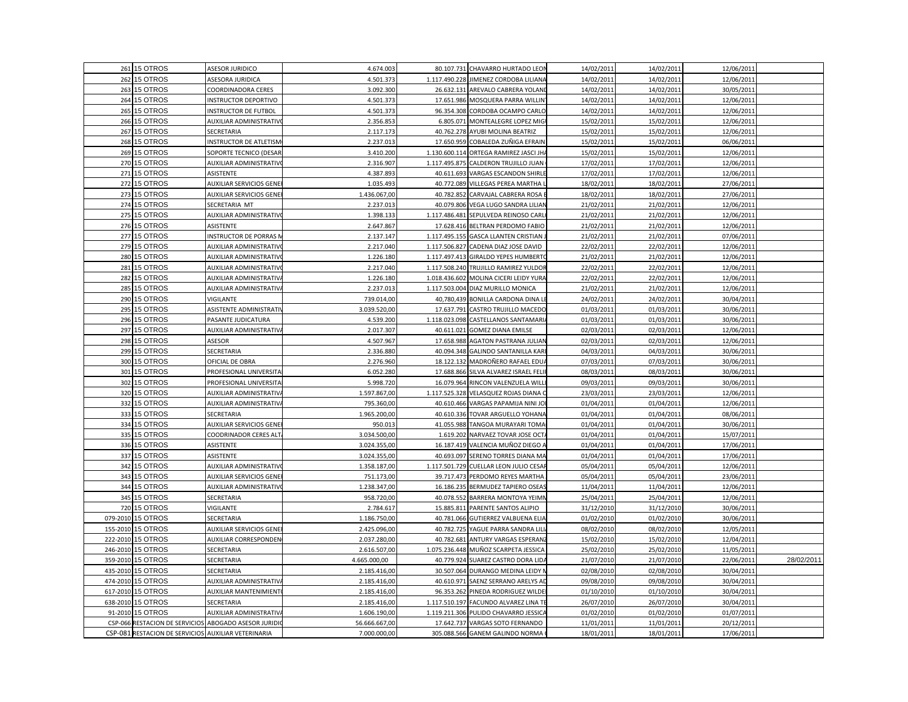| | | | | | | | | | |
|---|---|---|---|---|---|---|---|---|---|
| 261 | 15 OTROS | ASESOR JURIDICO | 4.674.003 | 80.107.731 | CHAVARRO HURTADO LEON | 14/02/2011 | 14/02/2011 | 12/06/2011 | |
| 262 | 15 OTROS | ASESORA JURIDICA | 4.501.373 | 1.117.490.228 | JIMENEZ CORDOBA LILIANA | 14/02/2011 | 14/02/2011 | 12/06/2011 | |
| 263 | 15 OTROS | COORDINADORA CERES | 3.092.300 | 26.632.131 | AREVALO CABRERA YOLAND | 14/02/2011 | 14/02/2011 | 30/05/2011 | |
| 264 | 15 OTROS | INSTRUCTOR DEPORTIVO | 4.501.373 | 17.651.986 | MOSQUERA PARRA WILLIN | 14/02/2011 | 14/02/2011 | 12/06/2011 | |
| 265 | 15 OTROS | INSTRUCTOR DE FUTBOL | 4.501.373 | 96.354.308 | CORDOBA OCAMPO CARLO | 14/02/2011 | 14/02/2011 | 12/06/2011 | |
| 266 | 15 OTROS | AUXILIAR ADMINISTRATIVO | 2.356.853 | 6.805.071 | MONTEALEGRE LOPEZ MIG | 15/02/2011 | 15/02/2011 | 12/06/2011 | |
| 267 | 15 OTROS | SECRETARIA | 2.117.173 | 40.762.278 | AYUBI MOLINA BEATRIZ | 15/02/2011 | 15/02/2011 | 12/06/2011 | |
| 268 | 15 OTROS | INSTRUCTOR DE ATLETISMO | 2.237.013 | 17.650.959 | COBALEDA ZUÑIGA EFRAIN | 15/02/2011 | 15/02/2011 | 06/06/2011 | |
| 269 | 15 OTROS | SOPORTE TECNICO (DESAR | 3.410.200 | 1.130.600.114 | ORTEGA RAMIREZ JASCI JHA | 15/02/2011 | 15/02/2011 | 12/06/2011 | |
| 270 | 15 OTROS | AUXILIAR ADMINISTRATIVO | 2.316.907 | 1.117.495.875 | CALDERON TRUJILLO JUAN | 17/02/2011 | 17/02/2011 | 12/06/2011 | |
| 271 | 15 OTROS | ASISTENTE | 4.387.893 | 40.611.693 | VARGAS ESCANDON SHIRLE | 17/02/2011 | 17/02/2011 | 12/06/2011 | |
| 272 | 15 OTROS | AUXILIAR SERVICIOS GENE | 1.035.493 | 40.772.089 | VILLEGAS PEREA MARTHA L | 18/02/2011 | 18/02/2011 | 27/06/2011 | |
| 273 | 15 OTROS | AUXILIAR SERVICIOS GENE | 1.436.067,00 | 40.782.852 | CARVAJAL CABRERA ROSA E | 18/02/2011 | 18/02/2011 | 27/06/2011 | |
| 274 | 15 OTROS | SECRETARIA MT | 2.237.013 | 40.079.806 | VEGA LUGO SANDRA LILIAN | 21/02/2011 | 21/02/2011 | 12/06/2011 | |
| 275 | 15 OTROS | AUXILIAR ADMINISTRATIVO | 1.398.133 | 1.117.486.481 | SEPULVEDA REINOSO CARL | 21/02/2011 | 21/02/2011 | 12/06/2011 | |
| 276 | 15 OTROS | ASISTENTE | 2.647.867 | 17.628.416 | BELTRAN PERDOMO FABIO | 21/02/2011 | 21/02/2011 | 12/06/2011 | |
| 277 | 15 OTROS | INSTRUCTOR DE PORRAS M | 2.137.147 | 1.117.495.155 | GASCA LLANTEN CRISTIAN J | 21/02/2011 | 21/02/2011 | 07/06/2011 | |
| 279 | 15 OTROS | AUXILIAR ADMINISTRATIVO | 2.217.040 | 1.117.506.827 | CADENA DIAZ JOSE DAVID | 22/02/2011 | 22/02/2011 | 12/06/2011 | |
| 280 | 15 OTROS | AUXILIAR ADMINISTRATIVO | 1.226.180 | 1.117.497.413 | GIRALDO YEPES HUMBERTO | 21/02/2011 | 21/02/2011 | 12/06/2011 | |
| 281 | 15 OTROS | AUXILIAR ADMINISTRATIVO | 2.217.040 | 1.117.508.240 | TRUJILLO RAMIREZ YULDOR | 22/02/2011 | 22/02/2011 | 12/06/2011 | |
| 282 | 15 OTROS | AUXILIAR ADMINISTRATIVA | 1.226.180 | 1.018.436.602 | MOLINA CICERI LEIDY YURA | 22/02/2011 | 22/02/2011 | 12/06/2011 | |
| 285 | 15 OTROS | AUXILIAR ADMINISTRATIVA | 2.237.013 | 1.117.503.004 | DIAZ MURILLO MONICA | 21/02/2011 | 21/02/2011 | 12/06/2011 | |
| 290 | 15 OTROS | VIGILANTE | 739.014,00 | 40,780,439 | BONILLA CARDONA DINA LE | 24/02/2011 | 24/02/2011 | 30/04/2011 | |
| 295 | 15 OTROS | ASISTENTE ADMINISTRATIV | 3.039.520,00 | 17.637.791 | CASTRO TRUJILLO MACEDO | 01/03/2011 | 01/03/2011 | 30/06/2011 | |
| 296 | 15 OTROS | PASANTE JUDICATURA | 4.539.200 | 1.118.023.098 | CASTELLANOS SANTAMARIA | 01/03/2011 | 01/03/2011 | 30/06/2011 | |
| 297 | 15 OTROS | AUXILIAR ADMINISTRATIVA | 2.017.307 | 40.611.021 | GOMEZ DIANA EMILSE | 02/03/2011 | 02/03/2011 | 12/06/2011 | |
| 298 | 15 OTROS | ASESOR | 4.507.967 | 17.658.988 | AGATON PASTRANA JULIAN | 02/03/2011 | 02/03/2011 | 12/06/2011 | |
| 299 | 15 OTROS | SECRETARIA | 2.336.880 | 40.094.348 | GALINDO SANTANILLA KAR | 04/03/2011 | 04/03/2011 | 30/06/2011 | |
| 300 | 15 OTROS | OFICIAL DE OBRA | 2.276.960 | 18.122.132 | MADROÑERO RAFAEL EDUA | 07/03/2011 | 07/03/2011 | 30/06/2011 | |
| 301 | 15 OTROS | PROFESIONAL UNIVERSITA | 6.052.280 | 17.688.866 | SILVA ALVAREZ ISRAEL FELI | 08/03/2011 | 08/03/2011 | 30/06/2011 | |
| 302 | 15 OTROS | PROFESIONAL UNIVERSITA | 5.998.720 | 16.079.964 | RINCON VALENZUELA WILL | 09/03/2011 | 09/03/2011 | 30/06/2011 | |
| 320 | 15 OTROS | AUXILIAR ADMINISTRATIVA | 1.597.867,00 | 1.117.525.328 | VELASQUEZ ROJAS DIANA C | 23/03/2011 | 23/03/2011 | 12/06/2011 | |
| 332 | 15 OTROS | AUXILIAR ADMINISTRATIVA | 795.360,00 | 40.610.466 | VARGAS PAPAMIJA NINI JO | 01/04/2011 | 01/04/2011 | 12/06/2011 | |
| 333 | 15 OTROS | SECRETARIA | 1.965.200,00 | 40.610.336 | TOVAR ARGUELLO YOHANA | 01/04/2011 | 01/04/2011 | 08/06/2011 | |
| 334 | 15 OTROS | AUXILIAR SERVICIOS GENE | 950.013 | 41.055.988 | TANGOA MURAYARI TOMA | 01/04/2011 | 01/04/2011 | 30/06/2011 | |
| 335 | 15 OTROS | COODRINADOR CERES ALT | 3.034.500,00 | 1.619.202 | NARVAEZ TOVAR JOSE OCT | 01/04/2011 | 01/04/2011 | 15/07/2011 | |
| 336 | 15 OTROS | ASISTENTE | 3.024.355,00 | 16.187.419 | VALENCIA MUÑOZ DIEGO A | 01/04/2011 | 01/04/2011 | 17/06/2011 | |
| 337 | 15 OTROS | ASISTENTE | 3.024.355,00 | 40.693.097 | SERENO TORRES DIANA MA | 01/04/2011 | 01/04/2011 | 17/06/2011 | |
| 342 | 15 OTROS | AUXILIAR ADMINISTRATIVO | 1.358.187,00 | 1.117.501.729 | CUELLAR LEON JULIO CESAR | 05/04/2011 | 05/04/2011 | 12/06/2011 | |
| 343 | 15 OTROS | AUXILIAR SERVICIOS GENE | 751.173,00 | 39.717.473 | PERDOMO REYES MARTHA | 05/04/2011 | 05/04/2011 | 23/06/2011 | |
| 344 | 15 OTROS | AUXILIAR ADMINISTRATIVO | 1.238.347,00 | 16.186.235 | BERMUDEZ TAPIERO OSEAS | 11/04/2011 | 11/04/2011 | 12/06/2011 | |
| 345 | 15 OTROS | SECRETARIA | 958.720,00 | 40.078.552 | BARRERA MONTOYA YEIMN | 25/04/2011 | 25/04/2011 | 12/06/2011 | |
| 720 | 15 OTROS | VIGILANTE | 2.784.617 | 15.885.811 | PARENTE SANTOS ALIPIO | 31/12/2010 | 31/12/2010 | 30/06/2011 | |
| 079-2010 | 15 OTROS | SECRETARIA | 1.186.750,00 | 40.781.066 | GUTIERREZ VALBUENA ELIA | 01/02/2010 | 01/02/2010 | 30/06/2011 | |
| 155-2010 | 15 OTROS | AUXILIAR SERVICIOS GENE | 2.425.096,00 | 40.782.725 | YAGUE PARRA SANDRA LILI | 08/02/2010 | 08/02/2010 | 12/05/2011 | |
| 222-2010 | 15 OTROS | AUXILIAR CORRESPONDEN | 2.037.280,00 | 40.782.681 | ANTURY VARGAS ESPERANZ | 15/02/2010 | 15/02/2010 | 12/04/2011 | |
| 246-2010 | 15 OTROS | SECRETARIA | 2.616.507,00 | 1.075.236.448 | MUÑOZ SCARPETA JESSICA | 25/02/2010 | 25/02/2010 | 11/05/2011 | |
| 359-2010 | 15 OTROS | SECRETARIA | 4.665.000,00 | 40.779.924 | SUAREZ CASTRO DORA LIDA | 21/07/2010 | 21/07/2010 | 22/06/2011 | 28/02/2011 |
| 435-2010 | 15 OTROS | SECRETARIA | 2.185.416,00 | 30.507.064 | DURANGO MEDINA LEIDY N | 02/08/2010 | 02/08/2010 | 30/04/2011 | |
| 474-2010 | 15 OTROS | AUXILIAR ADMINISTRATIVA | 2.185.416,00 | 40.610.971 | SAENZ SERRANO ARELYS AD | 09/08/2010 | 09/08/2010 | 30/04/2011 | |
| 617-2010 | 15 OTROS | AUXILIAR MANTENIMIENTO | 2.185.416,00 | 96.353.262 | PINEDA RODRIGUEZ WILDE | 01/10/2010 | 01/10/2010 | 30/04/2011 | |
| 638-2010 | 15 OTROS | SECRETARIA | 2.185.416,00 | 1.117.510.197 | FACUNDO ALVAREZ LINA TE | 26/07/2010 | 26/07/2010 | 30/04/2011 | |
| 91-2010 | 15 OTROS | AUXILIAR ADMINISTRATIVA | 1.606.190,00 | 1.119.211.306 | PULIDO CHAVARRO JESSICA | 01/02/2010 | 01/02/2010 | 01/07/2011 | |
| CSP-066 | RESTACION DE SERVICIOS | ABOGADO ASESOR JURIDIC | 56.666.667,00 | 17.642.737 | VARGAS SOTO FERNANDO | 11/01/2011 | 11/01/2011 | 20/12/2011 | |
| CSP-081 | RESTACION DE SERVICIOS | AUXILIAR VETERINARIA | 7.000.000,00 | 305.088.566 | GANEM GALINDO NORMA | 18/01/2011 | 18/01/2011 | 17/06/2011 | |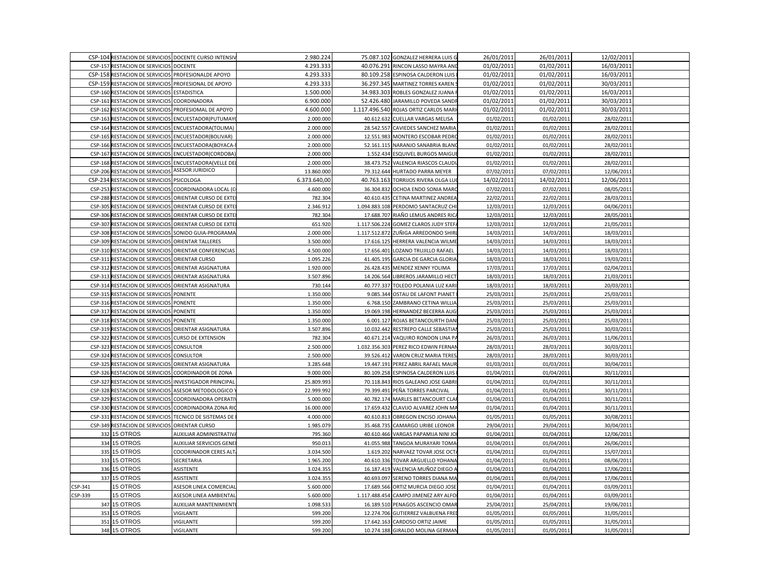| | | | | | | | | | |
|---|---|---|---|---|---|---|---|---|---|
| CSP-104 | RESTACION DE SERVICIOS | DOCENTE CURSO INTENSIV | 2.980.224 | 75.087.102 | GONZALEZ HERRERA LUIS G | 26/01/2011 | 26/01/2011 | 12/02/2011 | |
| CSP-157 | RESTACION DE SERVICIOS | DOCENTE | 4.293.333 | 40.076.291 | RINCON LASSO MAYRA AND | 01/02/2011 | 01/02/2011 | 16/03/2011 | |
| CSP-158 | RESTACION DE SERVICIOS | PROFESIONALDE APOYO | 4.293.333 | 80.109.258 | ESPINOSA CALDERON LUIS | 01/02/2011 | 01/02/2011 | 16/03/2011 | |
| CSP-159 | RESTACION DE SERVICIOS | PROFESIONAL DE APOYO | 4.293.333 | 36.297.345 | MARTINEZ TORRES KAREN | 01/02/2011 | 01/02/2011 | 30/03/2011 | |
| CSP-160 | RESTACION DE SERVICIOS | ESTADISTICA | 1.500.000 | 34.983.303 | ROBLES GONZALEZ JUANA | 01/02/2011 | 01/02/2011 | 16/03/2011 | |
| CSP-161 | RESTACION DE SERVICIOS | COORDINADORA | 6.900.000 | 52.426.480 | JARAMILLO POVEDA SANDR | 01/02/2011 | 01/02/2011 | 30/03/2011 | |
| CSP-162 | RESTACION DE SERVICIOS | PROFESIOMAL DE APOYO | 4.600.000 | 1.117.496.540 | ROJAS ORTIZ CARLOS MARI | 01/02/2011 | 01/02/2011 | 30/03/2011 | |
| CSP-163 | RESTACION DE SERVICIOS | ENCUESTADOR(PUTUMAY | 2.000.000 | 40.612.632 | CUELLAR VARGAS MELISA | 01/02/2011 | 01/02/2011 | 28/02/2011 | |
| CSP-164 | RESTACION DE SERVICIOS | ENCUESTADORA(TOLIMA) | 2.000.000 | 28.542.557 | CAVIEDES SANCHEZ MARIA | 01/02/2011 | 01/02/2011 | 28/02/2011 | |
| CSP-165 | RESTACION DE SERVICIOS | ENCUESTADOR(BOLIVAR) | 2.000.000 | 12.551.983 | MONTERO ESCOBAR PEDRO | 01/02/2011 | 01/02/2011 | 28/02/2011 | |
| CSP-166 | RESTACION DE SERVICIOS | ENCUESTADORA(BOYACA- | 2.000.000 | 52.161.115 | NARANJO SANABRIA BLANC | 01/02/2011 | 01/02/2011 | 28/02/2011 | |
| CSP-167 | RESTACION DE SERVICIOS | ENCUESTADOR(CORDOBA) | 2.000.000 | 1.552.434 | ESQUIVEL BURGOS MAIGUE | 01/02/2011 | 01/02/2011 | 28/02/2011 | |
| CSP-168 | RESTACION DE SERVICIOS | ENCUESTADORA(VELLE DE | 2.000.000 | 38.473.752 | VALENCIA RIASCOS CLAUDI | 01/02/2011 | 01/02/2011 | 28/02/2011 | |
| CSP-206 | RESTACION DE SERVICIOS | ASESOR JURIDICO | 13.860.000 | 79.312.644 | HURTADO PARRA MEYER | 07/02/2011 | 07/02/2011 | 12/06/2011 | |
| CSP-234 | RESTACION DE SERVICIOS | PSICOLOGA | 6.373.640,00 | 40.763.163 | TORRIJOS RIVERA OLGA LU | 14/02/2011 | 14/02/2011 | 12/06/2011 | |
| CSP-253 | RESTACION DE SERVICIOS | COORDINADORA LOCAL (C | 4.600.000 | 36.304.832 | OCHOA ENDO SONIA MARC | 07/02/2011 | 07/02/2011 | 08/05/2011 | |
| CSP-288 | RESTACION DE SERVICIOS | ORIENTAR CURSO DE EXTE | 782.304 | 40.610.435 | CETINA MARTINEZ ANDREA | 22/02/2011 | 22/02/2011 | 28/03/2011 | |
| CSP-305 | RESTACION DE SERVICIOS | ORIENTAR CURSO DE EXTE | 2.346.912 | 1.094.883.108 | PERDOMO SANTACRUZ CHI | 12/03/2011 | 12/03/2011 | 04/06/2011 | |
| CSP-306 | RESTACION DE SERVICIOS | ORIENTAR CURSO DE EXTE | 782.304 | 17.688.707 | RIAÑO LEMUS ANDRES RIC | 12/03/2011 | 12/03/2011 | 28/05/2011 | |
| CSP-307 | RESTACION DE SERVICIOS | ORIENTAR CURSO DE EXTE | 651.920 | 1.117.506.224 | GOMEZ CLAROS JUDY STEF | 12/03/2011 | 12/03/2011 | 21/05/2011 | |
| CSP-308 | RESTACION DE SERVICIOS | SONIDO GUIA-PROGRAMA | 2.000.000 | 1.117.512.872 | ZUÑIGA ARREDONDO SHIRL | 14/03/2011 | 14/03/2011 | 18/03/2011 | |
| CSP-309 | RESTACION DE SERVICIOS | ORIENTAR TALLERES | 3.500.000 | 17.616.125 | HERRERA VALENCIA WILME | 14/03/2011 | 14/03/2011 | 18/03/2011 | |
| CSP-310 | RESTACION DE SERVICIOS | ORIENTAR CONFERENCIAS | 4.500.000 | 17.656.401 | LOZANO TRUJILLO RAFAEL | 14/03/2011 | 14/03/2011 | 18/03/2011 | |
| CSP-311 | RESTACION DE SERVICIOS | ORIENTAR CURSO | 1.095.226 | 41.405.195 | GARCIA DE GARCIA GLORIA | 18/03/2011 | 18/03/2011 | 19/03/2011 | |
| CSP-312 | RESTACION DE SERVICIOS | ORIENTAR ASIGNATURA | 1.920.000 | 26.428.435 | MENDEZ XENNY YOLIMA | 17/03/2011 | 17/03/2011 | 02/04/2011 | |
| CSP-313 | RESTACION DE SERVICIOS | ORIENTAR ASIGNATURA | 3.507.896 | 14.206.564 | LIBREROS JARAMILLO HECT | 18/03/2011 | 18/03/2011 | 21/03/2011 | |
| CSP-314 | RESTACION DE SERVICIOS | ORIENTAR ASIGNATURA | 730.144 | 40.777.337 | TOLEDO POLANIA LUZ KARI | 18/03/2011 | 18/03/2011 | 20/03/2011 | |
| CSP-315 | RESTACION DE SERVICIOS | PONENTE | 1.350.000 | 9.085.344 | OSTAU DE LAFONT PIANET | 25/03/2011 | 25/03/2011 | 25/03/2011 | |
| CSP-316 | RESTACION DE SERVICIOS | PONENTE | 1.350.000 | 6.768.150 | ZAMBRANO CETINA WILLIA | 25/03/2011 | 25/03/2011 | 25/03/2011 | |
| CSP-317 | RESTACION DE SERVICIOS | PONENTE | 1.350.000 | 19.069.198 | HERNANDEZ BECERRA AUG | 25/03/2011 | 25/03/2011 | 25/03/2011 | |
| CSP-318 | RESTACION DE SERVICIOS | PONENTE | 1.350.000 | 6.001.127 | ROJAS BETANCOURTH DAN | 25/03/2011 | 25/03/2011 | 25/03/2011 | |
| CSP-319 | RESTACION DE SERVICIOS | ORIENTAR ASIGNATURA | 3.507.896 | 10.032.442 | RESTREPO CALLE SEBASTIA | 25/03/2011 | 25/03/2011 | 30/03/2011 | |
| CSP-322 | RESTACION DE SERVICIOS | CURSO DE EXTENSION | 782.304 | 40.671.214 | VAQUIRO RONDON LINA PA | 26/03/2011 | 26/03/2011 | 11/06/2011 | |
| CSP-323 | RESTACION DE SERVICIOS | CONSULTOR | 2.500.000 | 1.032.356.303 | PEREZ RICO EDWIN FERNAN | 28/03/2011 | 28/03/2011 | 30/03/2011 | |
| CSP-324 | RESTACION DE SERVICIOS | CONSULTOR | 2.500.000 | 39.526.412 | VARON CRUZ MARIA TERES | 28/03/2011 | 28/03/2011 | 30/03/2011 | |
| CSP-325 | RESTACION DE SERVICIOS | ORIENTAR ASIGNATURA | 3.285.648 | 19.447.191 | PEREZ ABRIL RAFAEL MAUR | 01/03/2011 | 01/03/2011 | 30/04/2011 | |
| CSP-326 | RESTACION DE SERVICIOS | COORDINADOR DE ZONA | 9.000.000 | 80.109.258 | ESPINOSA CALDERON LUIS | 01/04/2011 | 01/04/2011 | 30/11/2011 | |
| CSP-327 | RESTACION DE SERVICIOS | INVESTIGADOR PRINCIPAL | 25.809.993 | 70.118.843 | RIOS GALEANO JOSE GABRI | 01/04/2011 | 01/04/2011 | 30/11/2011 | |
| CSP-328 | RESTACION DE SERVICIOS | ASESOR METODOLOGICO | 22.999.992 | 79.399.491 | PEÑA TORRES PARCIVAL | 01/04/2011 | 01/04/2011 | 30/11/2011 | |
| CSP-329 | RESTACION DE SERVICIOS | COORDINADORA OPERATI | 5.000.000 | 40.782.174 | MARLES BETANCOURT CLA | 01/04/2011 | 01/04/2011 | 30/11/2011 | |
| CSP-330 | RESTACION DE SERVICIOS | COORDINADORA ZONA RI | 16.000.000 | 17.659.432 | CLAVIJO ALVAREZ JOHN MA | 01/04/2011 | 01/04/2011 | 30/11/2011 | |
| CSP-331 | RESTACION DE SERVICIOS | TECNICO DE SISTEMAS DE | 4.000.000 | 40.610.813 | OBREGON ENCISO JOHANA | 01/05/2011 | 01/05/2011 | 30/08/2011 | |
| CSP-349 | RESTACION DE SERVICIOS | ORIENTAR CURSO | 1.985.079 | 35.468.735 | CAMARGO URIBE LEONOR | 29/04/2011 | 29/04/2011 | 30/04/2011 | |
| 332 | 15 OTROS | AUXILIAR ADMINISTRATIV | 795.360 | 40.610.466 | VARGAS PAPAMIJA NINI JO | 01/04/2011 | 01/04/2011 | 12/06/2011 | |
| 334 | 15 OTROS | AUXILIAR SERVICIOS GENE | 950.013 | 41.055.988 | TANGOA MURAYARI TOMA | 01/04/2011 | 01/04/2011 | 26/06/2011 | |
| 335 | 15 OTROS | COODRINADOR CERES ALT | 3.034.500 | 1.619.202 | NARVAEZ TOVAR JOSE OCT | 01/04/2011 | 01/04/2011 | 15/07/2011 | |
| 333 | 15 OTROS | SECRETARIA | 1.965.200 | 40.610.336 | TOVAR ARGUELLO YOHANA | 01/04/2011 | 01/04/2011 | 08/06/2011 | |
| 336 | 15 OTROS | ASISTENTE | 3.024.355 | 16.187.419 | VALENCIA MUÑOZ DIEGO A | 01/04/2011 | 01/04/2011 | 17/06/2011 | |
| 337 | 15 OTROS | ASISTENTE | 3.024.355 | 40.693.097 | SERENO TORRES DIANA MA | 01/04/2011 | 01/04/2011 | 17/06/2011 | |
| CSP-341 | 15 OTROS | ASESOR LINEA COMERCIAL | 5.600.000 | 17.689.566 | ORTIZ MURCIA DIEGO JOSE | 01/04/2011 | 01/04/2011 | 03/09/2011 | |
| CSP-339 | 15 OTROS | ASESOR LINEA AMBIENTAL | 5.600.000 | 1.117.488.454 | CAMPO JIMENEZ ARY ALFO | 01/04/2011 | 01/04/2011 | 03/09/2011 | |
| 347 | 15 OTROS | AUXILIAR MANTENIMIENT | 1.098.533 | 16.189.510 | PENAGOS ASCENCIO OMAR | 25/04/2011 | 25/04/2011 | 19/06/2011 | |
| 353 | 15 OTROS | VIGILANTE | 599.200 | 12.274.706 | GUTIERREZ VALBUENA FRE | 01/05/2011 | 01/05/2011 | 31/05/2011 | |
| 351 | 15 OTROS | VIGILANTE | 599.200 | 17.642.163 | CARDOSO ORTIZ JAIME | 01/05/2011 | 01/05/2011 | 31/05/2011 | |
| 348 | 15 OTROS | VIGILANTE | 599.200 | 10.274.188 | GIRALDO MOLINA GERMAN | 01/05/2011 | 01/05/2011 | 31/05/2011 | |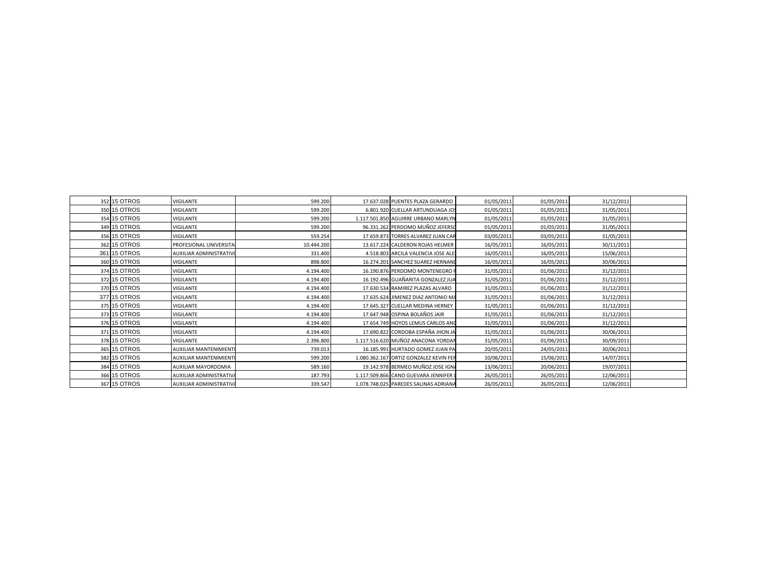| | | | | | | | | | |
|---|---|---|---|---|---|---|---|---|---|
| 352 | 15 OTROS | VIGILANTE | 599.200 | 17.637.028 | PUENTES PLAZA GERARDO | 01/05/2011 | 01/05/2011 | 31/12/2011 | |
| 350 | 15 OTROS | VIGILANTE | 599.200 | 6.801.920 | CUELLAR ARTUNDUAGA JOS | 01/05/2011 | 01/05/2011 | 31/05/2011 | |
| 354 | 15 OTROS | VIGILANTE | 599.200 | 1.117.501.850 | AGUIRRE URBANO MARLYN | 01/05/2011 | 01/05/2011 | 31/05/2011 | |
| 349 | 15 OTROS | VIGILANTE | 599.200 | 96.331.262 | PERDOMO MUÑOZ JEFERSO | 01/05/2011 | 01/05/2011 | 31/05/2011 | |
| 356 | 15 OTROS | VIGILANTE | 559.254 | 17.659.873 | TORRES ALVAREZ JUAN CAR | 03/05/2011 | 03/05/2011 | 31/05/2011 | |
| 362 | 15 OTROS | PROFESIONAL UNIVERSITA | 10.444.200 | 13.617.224 | CALDERON ROJAS HELMER | 16/05/2011 | 16/05/2011 | 30/11/2011 | |
| 361 | 15 OTROS | AUXILIAR ADMINISTRATIVO | 331.400 | 4.518.803 | ARCILA VALENCIA JOSE ALE | 16/05/2011 | 16/05/2011 | 15/06/2011 | |
| 360 | 15 OTROS | VIGILANTE | 898.800 | 16.274.201 | SANCHEZ SUAREZ HERNAN | 16/05/2011 | 16/05/2011 | 30/06/2011 | |
| 374 | 15 OTROS | VIGILANTE | 4.194.400 | 16.190.876 | PERDOMO MONTENEGRO F | 31/05/2011 | 01/06/2011 | 31/12/2011 | |
| 372 | 15 OTROS | VIGILANTE | 4.194.400 | 16.192.496 | GUAÑARITA GONZALEZ JUA | 31/05/2011 | 01/06/2011 | 31/12/2011 | |
| 370 | 15 OTROS | VIGILANTE | 4.194.400 | 17.630.534 | RAMIREZ PLAZAS ALVARO | 31/05/2011 | 01/06/2011 | 31/12/2011 | |
| 377 | 15 OTROS | VIGILANTE | 4.194.400 | 17.635.624 | JIMENEZ DIAZ ANTONIO MA | 31/05/2011 | 01/06/2011 | 31/12/2011 | |
| 375 | 15 OTROS | VIGILANTE | 4.194.400 | 17.645.327 | CUELLAR MEDINA HERNEY | 31/05/2011 | 01/06/2011 | 31/12/2011 | |
| 373 | 15 OTROS | VIGILANTE | 4.194.400 | 17.647.948 | OSPINA BOLAÑOS JAIR | 31/05/2011 | 01/06/2011 | 31/12/2011 | |
| 376 | 15 OTROS | VIGILANTE | 4.194.400 | 17.654.749 | HOYOS LEMUS CARLOS AND | 31/05/2011 | 01/06/2011 | 31/12/2011 | |
| 371 | 15 OTROS | VIGILANTE | 4.194.400 | 17.690.822 | CORDOBA ESPAÑA JHON JA | 31/05/2011 | 01/06/2011 | 30/06/2011 | |
| 378 | 15 OTROS | VIGILANTE | 2.396.800 | 1.117.516.620 | MUÑOZ ANACONA YORDAN | 31/05/2011 | 01/06/2011 | 30/09/2011 | |
| 365 | 15 OTROS | AUXILIAR MANTENIMIENTO | 739.013 | 16.185.991 | HURTADO GOMEZ JUAN PA | 20/05/2011 | 24/05/2011 | 30/06/2011 | |
| 382 | 15 OTROS | AUXILIAR MANTENIMIENTO | 599.200 | 1.080.362.167 | ORTIZ GONZALEZ KEVIN FER | 10/06/2011 | 15/06/2011 | 14/07/2011 | |
| 384 | 15 OTROS | AUXILIAR MAYORDOMIA | 589.160 | 19.142.978 | BERMEO MUÑOZ JOSE IGNA | 13/06/2011 | 20/06/2011 | 19/07/2011 | |
| 366 | 15 OTROS | AUXILIAR ADMINISTRATIVA | 187.793 | 1.117.509.866 | CANO GUEVARA JENNIFER | 26/05/2011 | 26/05/2011 | 12/06/2011 | |
| 367 | 15 OTROS | AUXILIAR ADMINISTRATIVA | 339.547 | 1.078.748.025 | PAREDES SALINAS ADRIANA | 26/05/2011 | 26/05/2011 | 12/06/2011 | |